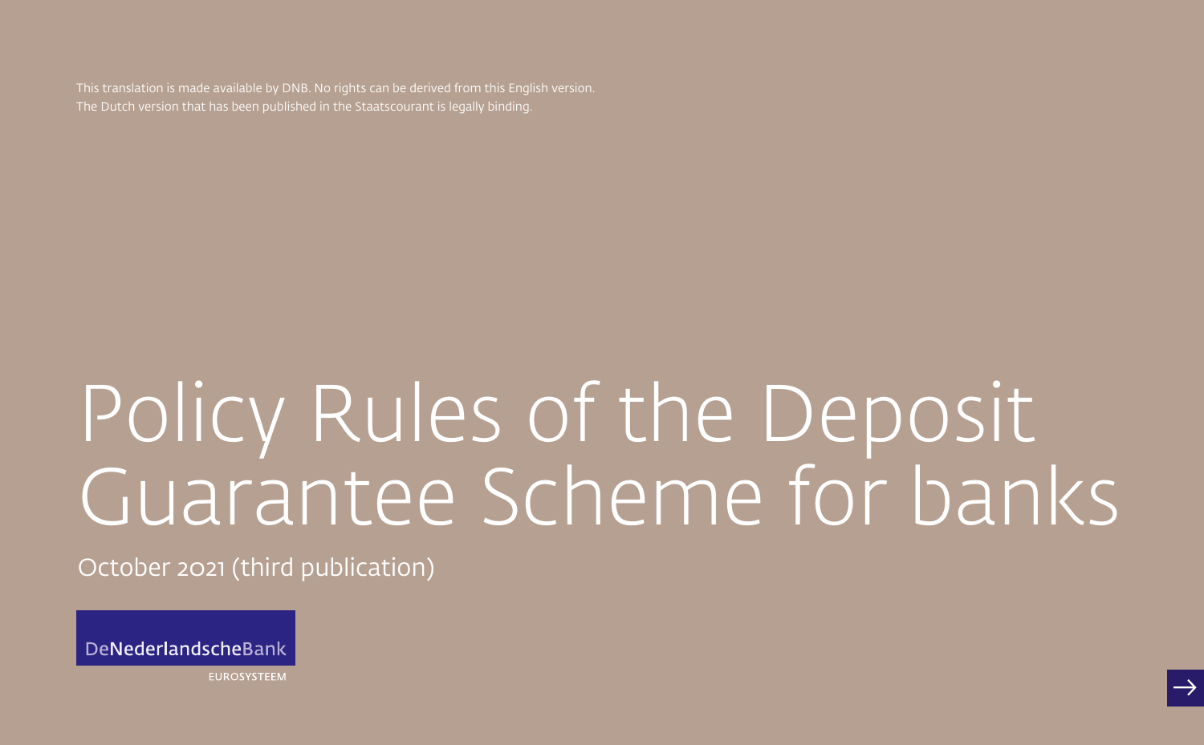This translation is made available by DNB. No rights can be derived from this English version.
The Dutch version that has been published in the Staatscourant is legally binding.

# Policy Rules of the Deposit Guarantee Scheme for banks

October 2021 (third publication)

DeNederlandscheBank

EUROSYSTEEM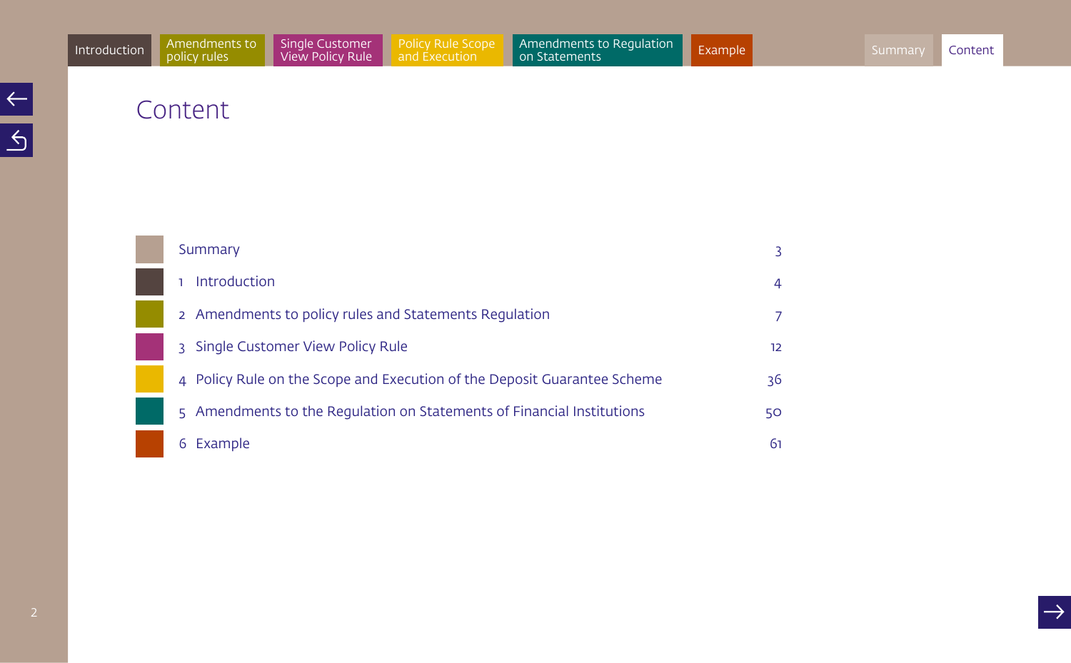# Content

| | | |
|---|---|---|
| | Summary | 3 |
| 1 | Introduction | 4 |
| 2 | Amendments to policy rules and Statements Regulation | 7 |
| 3 | Single Customer View Policy Rule | 12 |
| 4 | Policy Rule on the Scope and Execution of the Deposit Guarantee Scheme | 36 |
| 5 | Amendments to the Regulation on Statements of Financial Institutions | 50 |
| 6 | Example | 61 |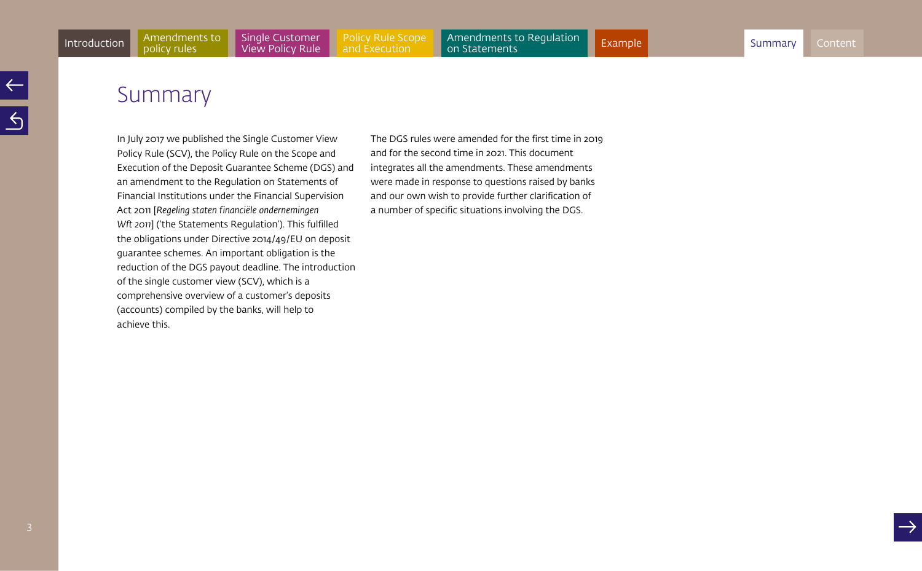# Summary

In July 2017 we published the Single Customer View Policy Rule (SCV), the Policy Rule on the Scope and Execution of the Deposit Guarantee Scheme (DGS) and an amendment to the Regulation on Statements of Financial Institutions under the Financial Supervision Act 2011 [*Regeling staten financiële ondernemingen Wft 2011*] ('the Statements Regulation'). This fulfilled the obligations under Directive 2014/49/EU on deposit guarantee schemes. An important obligation is the reduction of the DGS payout deadline. The introduction of the single customer view (SCV), which is a comprehensive overview of a customer's deposits (accounts) compiled by the banks, will help to achieve this.

The DGS rules were amended for the first time in 2019 and for the second time in 2021. This document integrates all the amendments. These amendments were made in response to questions raised by banks and our own wish to provide further clarification of a number of specific situations involving the DGS.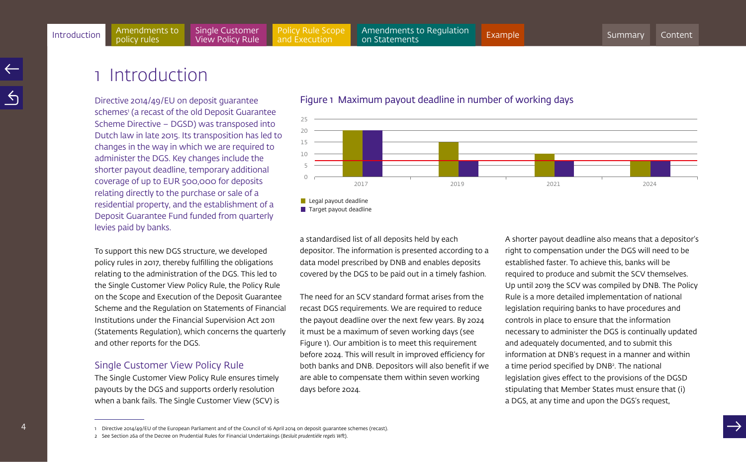# 1 Introduction

Directive 2014/49/EU on deposit guarantee schemes[1] (a recast of the old Deposit Guarantee Scheme Directive – DGSD) was transposed into Dutch law in late 2015. Its transposition has led to changes in the way in which we are required to administer the DGS. Key changes include the shorter payout deadline, temporary additional coverage of up to EUR 500,000 for deposits relating directly to the purchase or sale of a residential property, and the establishment of a Deposit Guarantee Fund funded from quarterly levies paid by banks.

To support this new DGS structure, we developed policy rules in 2017, thereby fulfilling the obligations relating to the administration of the DGS. This led to the Single Customer View Policy Rule, the Policy Rule on the Scope and Execution of the Deposit Guarantee Scheme and the Regulation on Statements of Financial Institutions under the Financial Supervision Act 2011 (Statements Regulation), which concerns the quarterly and other reports for the DGS.

## Single Customer View Policy Rule

The Single Customer View Policy Rule ensures timely payouts by the DGS and supports orderly resolution when a bank fails. The Single Customer View (SCV) is a standardised list of all deposits held by each depositor. The information is presented according to a data model prescribed by DNB and enables deposits covered by the DGS to be paid out in a timely fashion.

**Figure 1 Maximum payout deadline in number of working days**

| Year | Legal payout deadline | Target payout deadline |
|---|---|---|
| 2017 | 20 | 20 |
| 2019 | 15 | 7 |
| 2021 | 10 | 7 |
| 2024 | 7 | 7 |

The need for an SCV standard format arises from the recast DGS requirements. We are required to reduce the payout deadline over the next few years. By 2024 it must be a maximum of seven working days (see Figure 1). Our ambition is to meet this requirement before 2024. This will result in improved efficiency for both banks and DNB. Depositors will also benefit if we are able to compensate them within seven working days before 2024.

A shorter payout deadline also means that a depositor's right to compensation under the DGS will need to be established faster. To achieve this, banks will be required to produce and submit the SCV themselves. Up until 2019 the SCV was compiled by DNB. The Policy Rule is a more detailed implementation of national legislation requiring banks to have procedures and controls in place to ensure that the information necessary to administer the DGS is continually updated and adequately documented, and to submit this information at DNB's request in a manner and within a time period specified by DNB[2]. The national legislation gives effect to the provisions of the DGSD stipulating that Member States must ensure that (i) a DGS, at any time and upon the DGS's request,

---

1 Directive 2014/49/EU of the European Parliament and of the Council of 16 April 2014 on deposit guarantee schemes (recast).

2 See Section 26a of the Decree on Prudential Rules for Financial Undertakings (*Besluit prudentiële regels Wft*).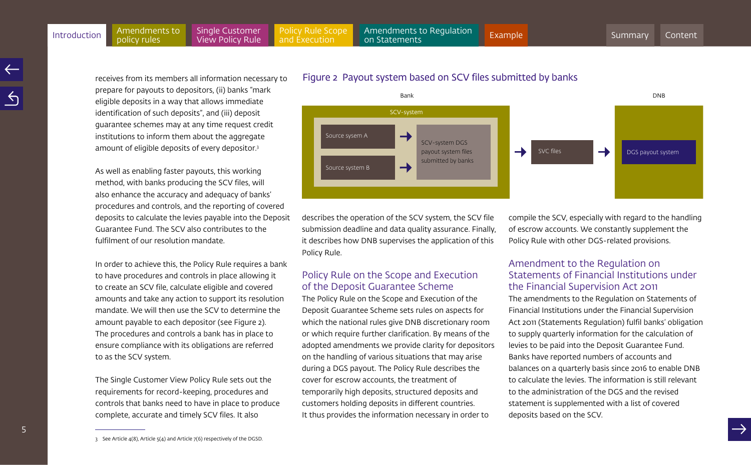receives from its members all information necessary to prepare for payouts to depositors, (ii) banks "mark eligible deposits in a way that allows immediate identification of such deposits", and (iii) deposit guarantee schemes may at any time request credit institutions to inform them about the aggregate amount of eligible deposits of every depositor.[3]

As well as enabling faster payouts, this working method, with banks producing the SCV files, will also enhance the accuracy and adequacy of banks' procedures and controls, and the reporting of covered deposits to calculate the levies payable into the Deposit Guarantee Fund. The SCV also contributes to the fulfilment of our resolution mandate.

In order to achieve this, the Policy Rule requires a bank to have procedures and controls in place allowing it to create an SCV file, calculate eligible and covered amounts and take any action to support its resolution mandate. We will then use the SCV to determine the amount payable to each depositor (see Figure 2). The procedures and controls a bank has in place to ensure compliance with its obligations are referred to as the SCV system.

The Single Customer View Policy Rule sets out the requirements for record-keeping, procedures and controls that banks need to have in place to produce complete, accurate and timely SCV files. It also describes the operation of the SCV system, the SCV file submission deadline and data quality assurance. Finally, it describes how DNB supervises the application of this Policy Rule.

Figure 2 Payout system based on SCV files submitted by banks

Bank: SCV-system [Source sysem A → ; Source system B →] SCV-system DGS payout system files submitted by banks → SVC files → DNB: DGS payout system

## Policy Rule on the Scope and Execution of the Deposit Guarantee Scheme

The Policy Rule on the Scope and Execution of the Deposit Guarantee Scheme sets rules on aspects for which the national rules give DNB discretionary room or which require further clarification. By means of the adopted amendments we provide clarity for depositors on the handling of various situations that may arise during a DGS payout. The Policy Rule describes the cover for escrow accounts, the treatment of temporarily high deposits, structured deposits and customers holding deposits in different countries. It thus provides the information necessary in order to compile the SCV, especially with regard to the handling of escrow accounts. We constantly supplement the Policy Rule with other DGS-related provisions.

## Amendment to the Regulation on Statements of Financial Institutions under the Financial Supervision Act 2011

The amendments to the Regulation on Statements of Financial Institutions under the Financial Supervision Act 2011 (Statements Regulation) fulfil banks' obligation to supply quarterly information for the calculation of levies to be paid into the Deposit Guarantee Fund. Banks have reported numbers of accounts and balances on a quarterly basis since 2016 to enable DNB to calculate the levies. The information is still relevant to the administration of the DGS and the revised statement is supplemented with a list of covered deposits based on the SCV.

[3] See Article 4(8), Article 5(4) and Article 7(6) respectively of the DGSD.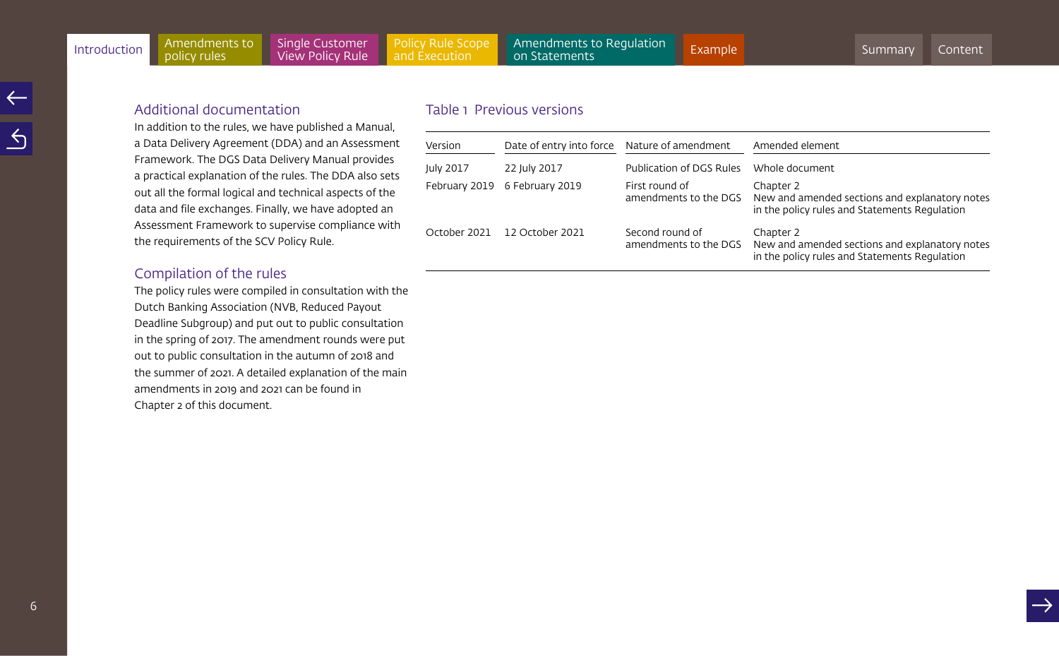## Additional documentation

In addition to the rules, we have published a Manual, a Data Delivery Agreement (DDA) and an Assessment Framework. The DGS Data Delivery Manual provides a practical explanation of the rules. The DDA also sets out all the formal logical and technical aspects of the data and file exchanges. Finally, we have adopted an Assessment Framework to supervise compliance with the requirements of the SCV Policy Rule.

## Compilation of the rules

The policy rules were compiled in consultation with the Dutch Banking Association (NVB, Reduced Payout Deadline Subgroup) and put out to public consultation in the spring of 2017. The amendment rounds were put out to public consultation in the autumn of 2018 and the summer of 2021. A detailed explanation of the main amendments in 2019 and 2021 can be found in Chapter 2 of this document.

## Table 1 Previous versions

| Version | Date of entry into force | Nature of amendment | Amended element |
|---|---|---|---|
| July 2017 | 22 July 2017 | Publication of DGS Rules | Whole document |
| February 2019 | 6 February 2019 | First round of amendments to the DGS | Chapter 2 New and amended sections and explanatory notes in the policy rules and Statements Regulation |
| October 2021 | 12 October 2021 | Second round of amendments to the DGS | Chapter 2 New and amended sections and explanatory notes in the policy rules and Statements Regulation |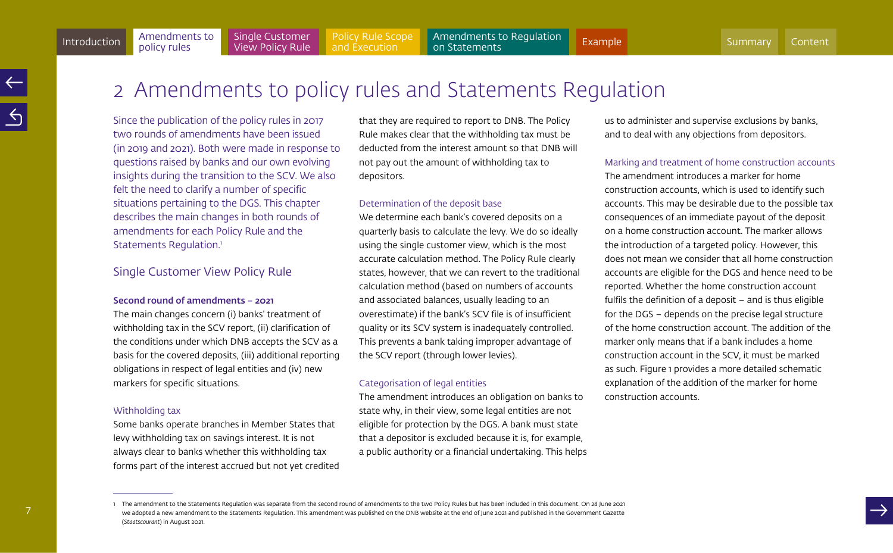# 2 Amendments to policy rules and Statements Regulation

Since the publication of the policy rules in 2017 two rounds of amendments have been issued (in 2019 and 2021). Both were made in response to questions raised by banks and our own evolving insights during the transition to the SCV. We also felt the need to clarify a number of specific situations pertaining to the DGS. This chapter describes the main changes in both rounds of amendments for each Policy Rule and the Statements Regulation.[1]

## Single Customer View Policy Rule

**Second round of amendments – 2021**

The main changes concern (i) banks' treatment of withholding tax in the SCV report, (ii) clarification of the conditions under which DNB accepts the SCV as a basis for the covered deposits, (iii) additional reporting obligations in respect of legal entities and (iv) new markers for specific situations.

### Withholding tax

Some banks operate branches in Member States that levy withholding tax on savings interest. It is not always clear to banks whether this withholding tax forms part of the interest accrued but not yet credited that they are required to report to DNB. The Policy Rule makes clear that the withholding tax must be deducted from the interest amount so that DNB will not pay out the amount of withholding tax to depositors.

### Determination of the deposit base

We determine each bank's covered deposits on a quarterly basis to calculate the levy. We do so ideally using the single customer view, which is the most accurate calculation method. The Policy Rule clearly states, however, that we can revert to the traditional calculation method (based on numbers of accounts and associated balances, usually leading to an overestimate) if the bank's SCV file is of insufficient quality or its SCV system is inadequately controlled. This prevents a bank taking improper advantage of the SCV report (through lower levies).

### Categorisation of legal entities

The amendment introduces an obligation on banks to state why, in their view, some legal entities are not eligible for protection by the DGS. A bank must state that a depositor is excluded because it is, for example, a public authority or a financial undertaking. This helps us to administer and supervise exclusions by banks, and to deal with any objections from depositors.

### Marking and treatment of home construction accounts

The amendment introduces a marker for home construction accounts, which is used to identify such accounts. This may be desirable due to the possible tax consequences of an immediate payout of the deposit on a home construction account. The marker allows the introduction of a targeted policy. However, this does not mean we consider that all home construction accounts are eligible for the DGS and hence need to be reported. Whether the home construction account fulfils the definition of a deposit – and is thus eligible for the DGS – depends on the precise legal structure of the home construction account. The addition of the marker only means that if a bank includes a home construction account in the SCV, it must be marked as such. Figure 1 provides a more detailed schematic explanation of the addition of the marker for home construction accounts.

---

1 The amendment to the Statements Regulation was separate from the second round of amendments to the two Policy Rules but has been included in this document. On 28 June 2021 we adopted a new amendment to the Statements Regulation. This amendment was published on the DNB website at the end of June 2021 and published in the Government Gazette (*Staatscourant*) in August 2021.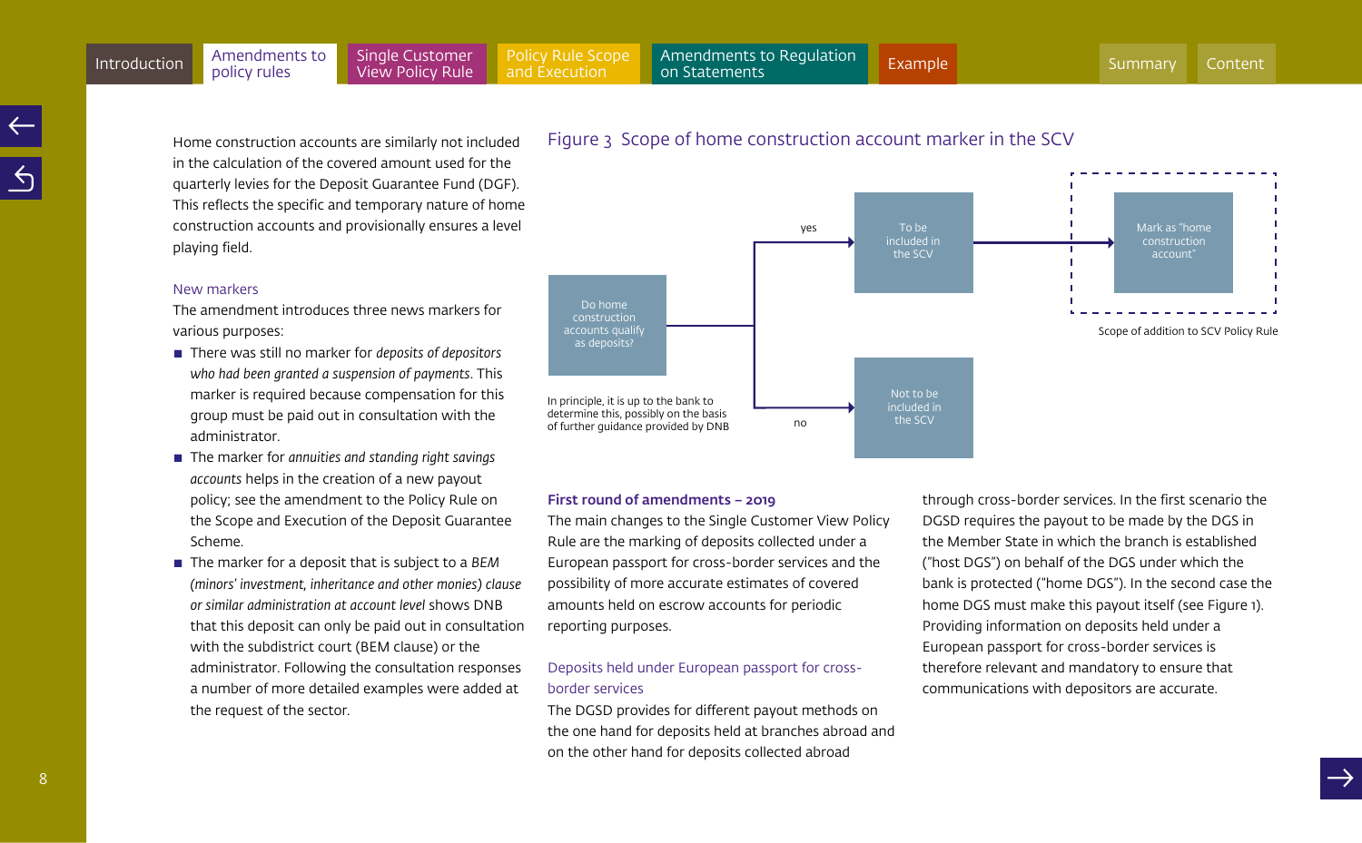Home construction accounts are similarly not included in the calculation of the covered amount used for the quarterly levies for the Deposit Guarantee Fund (DGF). This reflects the specific and temporary nature of home construction accounts and provisionally ensures a level playing field.

### New markers

The amendment introduces three news markers for various purposes:

- There was still no marker for *deposits of depositors who had been granted a suspension of payments*. This marker is required because compensation for this group must be paid out in consultation with the administrator.
- The marker for *annuities and standing right savings accounts* helps in the creation of a new payout policy; see the amendment to the Policy Rule on the Scope and Execution of the Deposit Guarantee Scheme.
- The marker for a deposit that is subject to a *BEM (minors' investment, inheritance and other monies) clause or similar administration at account level* shows DNB that this deposit can only be paid out in consultation with the subdistrict court (BEM clause) or the administrator. Following the consultation responses a number of more detailed examples were added at the request of the sector.

## Figure 3 Scope of home construction account marker in the SCV

Do home construction accounts qualify as deposits?

- yes → To be included in the SCV → Mark as "home construction account"
- no → Not to be included in the SCV

In principle, it is up to the bank to determine this, possibly on the basis of further guidance provided by DNB

Scope of addition to SCV Policy Rule

### First round of amendments – 2019

The main changes to the Single Customer View Policy Rule are the marking of deposits collected under a European passport for cross-border services and the possibility of more accurate estimates of covered amounts held on escrow accounts for periodic reporting purposes.

### Deposits held under European passport for cross-border services

The DGSD provides for different payout methods on the one hand for deposits held at branches abroad and on the other hand for deposits collected abroad through cross-border services. In the first scenario the DGSD requires the payout to be made by the DGS in the Member State in which the branch is established ("host DGS") on behalf of the DGS under which the bank is protected ("home DGS"). In the second case the home DGS must make this payout itself (see Figure 1). Providing information on deposits held under a European passport for cross-border services is therefore relevant and mandatory to ensure that communications with depositors are accurate.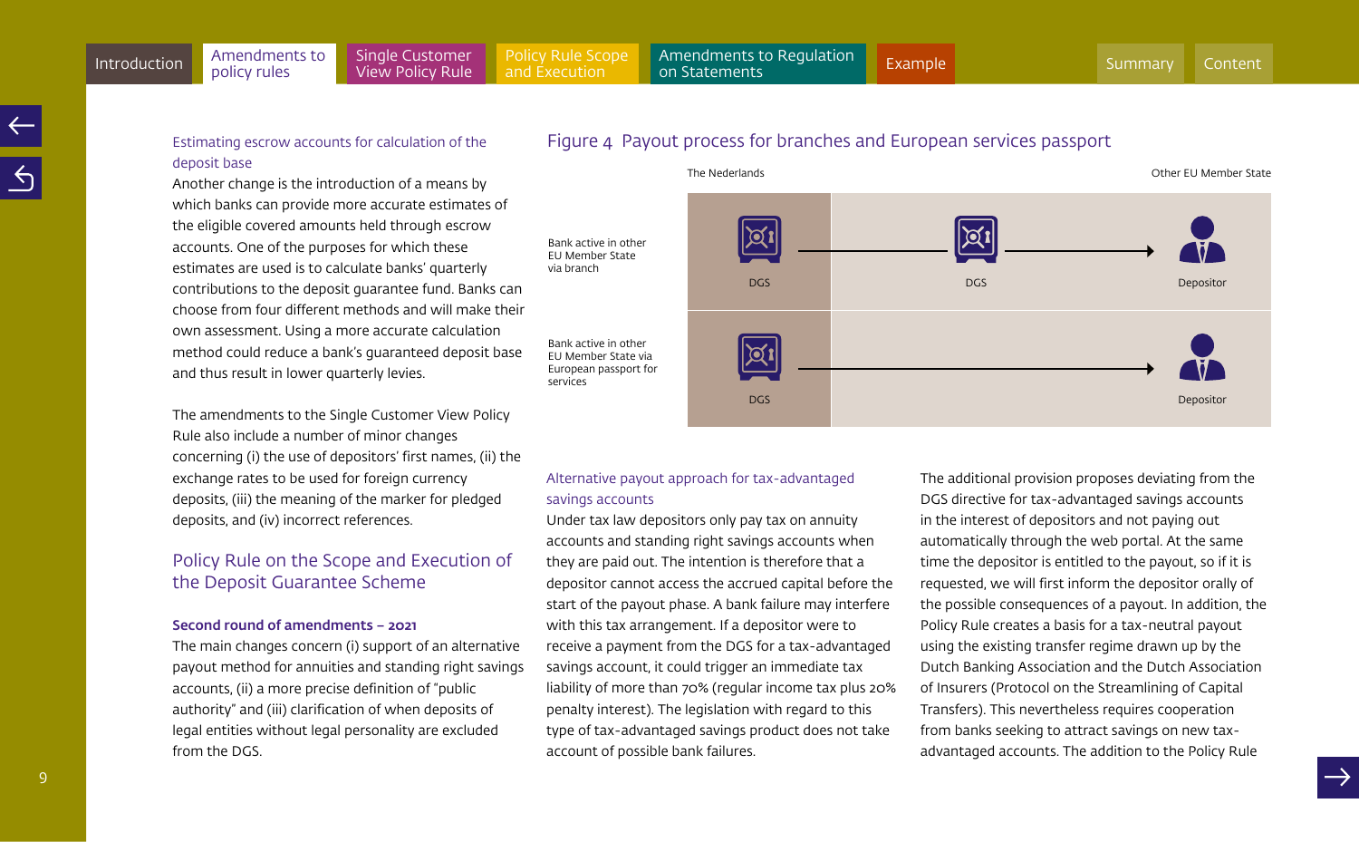Estimating escrow accounts for calculation of the deposit base

Another change is the introduction of a means by which banks can provide more accurate estimates of the eligible covered amounts held through escrow accounts. One of the purposes for which these estimates are used is to calculate banks' quarterly contributions to the deposit guarantee fund. Banks can choose from four different methods and will make their own assessment. Using a more accurate calculation method could reduce a bank's guaranteed deposit base and thus result in lower quarterly levies.

The amendments to the Single Customer View Policy Rule also include a number of minor changes concerning (i) the use of depositors' first names, (ii) the exchange rates to be used for foreign currency deposits, (iii) the meaning of the marker for pledged deposits, and (iv) incorrect references.

## Policy Rule on the Scope and Execution of the Deposit Guarantee Scheme

**Second round of amendments – 2021**

The main changes concern (i) support of an alternative payout method for annuities and standing right savings accounts, (ii) a more precise definition of "public authority" and (iii) clarification of when deposits of legal entities without legal personality are excluded from the DGS.

Figure 4 Payout process for branches and European services passport

| | The Nederlands | | Other EU Member State |
|---|---|---|---|
| Bank active in other EU Member State via branch | DGS | DGS → | Depositor |
| Bank active in other EU Member State via European passport for services | DGS | → | Depositor |

Alternative payout approach for tax-advantaged savings accounts

Under tax law depositors only pay tax on annuity accounts and standing right savings accounts when they are paid out. The intention is therefore that a depositor cannot access the accrued capital before the start of the payout phase. A bank failure may interfere with this tax arrangement. If a depositor were to receive a payment from the DGS for a tax-advantaged savings account, it could trigger an immediate tax liability of more than 70% (regular income tax plus 20% penalty interest). The legislation with regard to this type of tax-advantaged savings product does not take account of possible bank failures.

The additional provision proposes deviating from the DGS directive for tax-advantaged savings accounts in the interest of depositors and not paying out automatically through the web portal. At the same time the depositor is entitled to the payout, so if it is requested, we will first inform the depositor orally of the possible consequences of a payout. In addition, the Policy Rule creates a basis for a tax-neutral payout using the existing transfer regime drawn up by the Dutch Banking Association and the Dutch Association of Insurers (Protocol on the Streamlining of Capital Transfers). This nevertheless requires cooperation from banks seeking to attract savings on new tax-advantaged accounts. The addition to the Policy Rule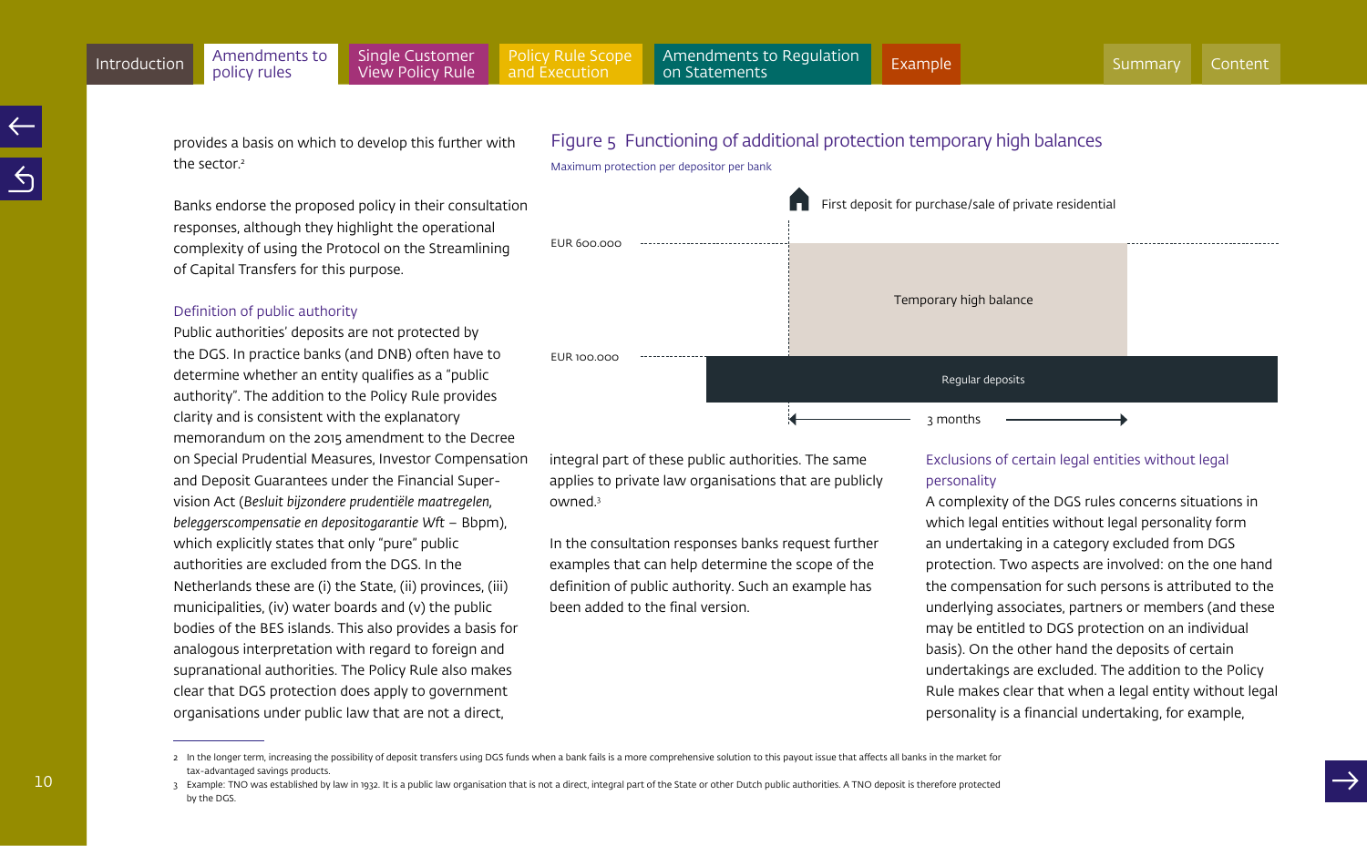provides a basis on which to develop this further with the sector.[2]

Banks endorse the proposed policy in their consultation responses, although they highlight the operational complexity of using the Protocol on the Streamlining of Capital Transfers for this purpose.

### Definition of public authority

Public authorities' deposits are not protected by the DGS. In practice banks (and DNB) often have to determine whether an entity qualifies as a "public authority". The addition to the Policy Rule provides clarity and is consistent with the explanatory memorandum on the 2015 amendment to the Decree on Special Prudential Measures, Investor Compensation and Deposit Guarantees under the Financial Supervision Act (*Besluit bijzondere prudentiële maatregelen, beleggerscompensatie en depositogarantie Wft* – Bbpm), which explicitly states that only "pure" public authorities are excluded from the DGS. In the Netherlands these are (i) the State, (ii) provinces, (iii) municipalities, (iv) water boards and (v) the public bodies of the BES islands. This also provides a basis for analogous interpretation with regard to foreign and supranational authorities. The Policy Rule also makes clear that DGS protection does apply to government organisations under public law that are not a direct, integral part of these public authorities. The same applies to private law organisations that are publicly owned.[3]

In the consultation responses banks request further examples that can help determine the scope of the definition of public authority. Such an example has been added to the final version.

**Figure 5 Functioning of additional protection temporary high balances**

Maximum protection per depositor per bank

- EUR 600.000
- EUR 100.000
- First deposit for purchase/sale of private residential
- Temporary high balance
- Regular deposits
- 3 months

### Exclusions of certain legal entities without legal personality

A complexity of the DGS rules concerns situations in which legal entities without legal personality form an undertaking in a category excluded from DGS protection. Two aspects are involved: on the one hand the compensation for such persons is attributed to the underlying associates, partners or members (and these may be entitled to DGS protection on an individual basis). On the other hand the deposits of certain undertakings are excluded. The addition to the Policy Rule makes clear that when a legal entity without legal personality is a financial undertaking, for example,

---

2 In the longer term, increasing the possibility of deposit transfers using DGS funds when a bank fails is a more comprehensive solution to this payout issue that affects all banks in the market for tax-advantaged savings products.

3 Example: TNO was established by law in 1932. It is a public law organisation that is not a direct, integral part of the State or other Dutch public authorities. A TNO deposit is therefore protected by the DGS.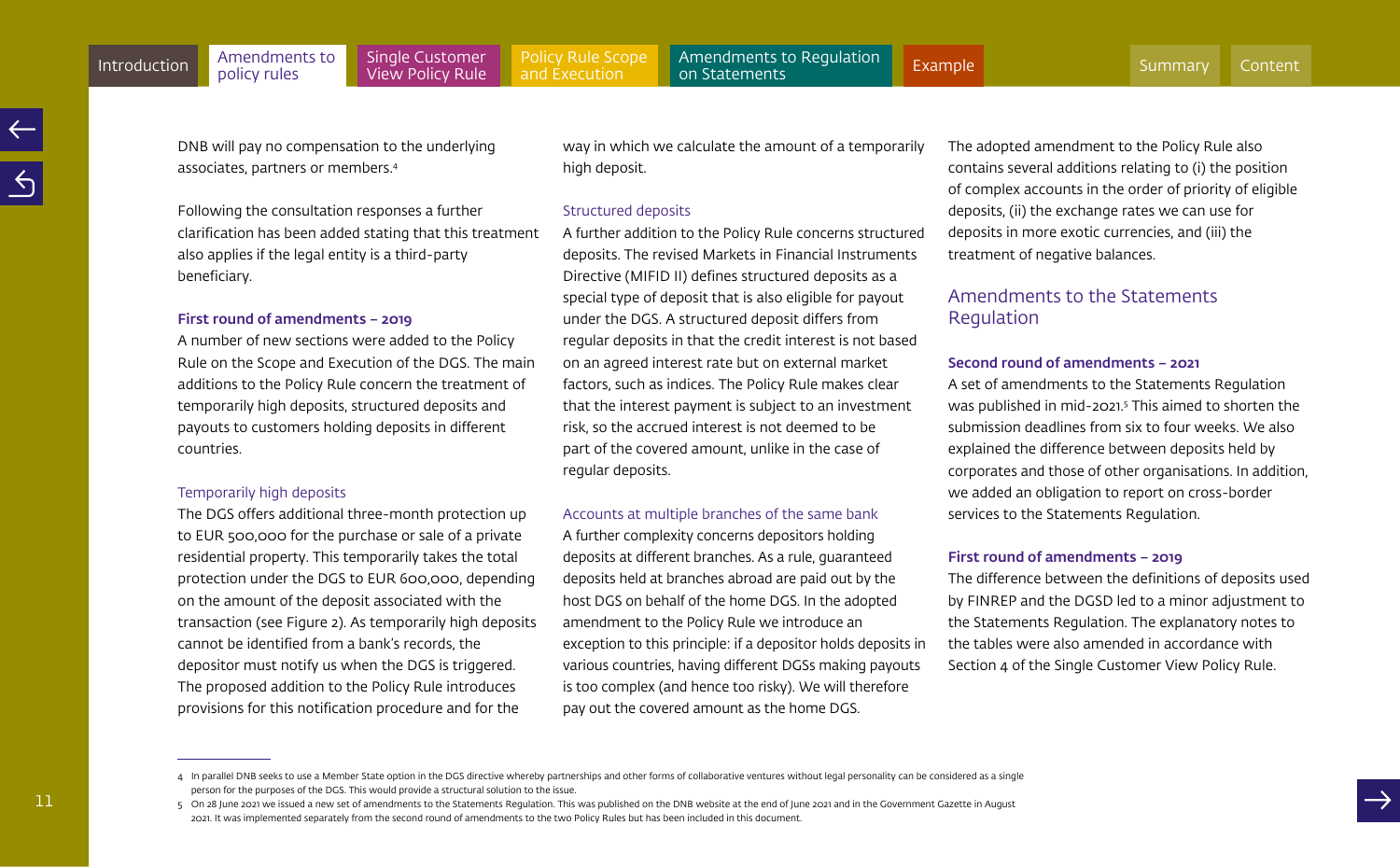DNB will pay no compensation to the underlying associates, partners or members.[4]

Following the consultation responses a further clarification has been added stating that this treatment also applies if the legal entity is a third-party beneficiary.

**First round of amendments – 2019**

A number of new sections were added to the Policy Rule on the Scope and Execution of the DGS. The main additions to the Policy Rule concern the treatment of temporarily high deposits, structured deposits and payouts to customers holding deposits in different countries.

### Temporarily high deposits

The DGS offers additional three-month protection up to EUR 500,000 for the purchase or sale of a private residential property. This temporarily takes the total protection under the DGS to EUR 600,000, depending on the amount of the deposit associated with the transaction (see Figure 2). As temporarily high deposits cannot be identified from a bank's records, the depositor must notify us when the DGS is triggered. The proposed addition to the Policy Rule introduces provisions for this notification procedure and for the way in which we calculate the amount of a temporarily high deposit.

### Structured deposits

A further addition to the Policy Rule concerns structured deposits. The revised Markets in Financial Instruments Directive (MIFID II) defines structured deposits as a special type of deposit that is also eligible for payout under the DGS. A structured deposit differs from regular deposits in that the credit interest is not based on an agreed interest rate but on external market factors, such as indices. The Policy Rule makes clear that the interest payment is subject to an investment risk, so the accrued interest is not deemed to be part of the covered amount, unlike in the case of regular deposits.

### Accounts at multiple branches of the same bank

A further complexity concerns depositors holding deposits at different branches. As a rule, guaranteed deposits held at branches abroad are paid out by the host DGS on behalf of the home DGS. In the adopted amendment to the Policy Rule we introduce an exception to this principle: if a depositor holds deposits in various countries, having different DGSs making payouts is too complex (and hence too risky). We will therefore pay out the covered amount as the home DGS.

The adopted amendment to the Policy Rule also contains several additions relating to (i) the position of complex accounts in the order of priority of eligible deposits, (ii) the exchange rates we can use for deposits in more exotic currencies, and (iii) the treatment of negative balances.

## Amendments to the Statements Regulation

**Second round of amendments – 2021**

A set of amendments to the Statements Regulation was published in mid-2021.[5] This aimed to shorten the submission deadlines from six to four weeks. We also explained the difference between deposits held by corporates and those of other organisations. In addition, we added an obligation to report on cross-border services to the Statements Regulation.

**First round of amendments – 2019**

The difference between the definitions of deposits used by FINREP and the DGSD led to a minor adjustment to the Statements Regulation. The explanatory notes to the tables were also amended in accordance with Section 4 of the Single Customer View Policy Rule.

---

4 In parallel DNB seeks to use a Member State option in the DGS directive whereby partnerships and other forms of collaborative ventures without legal personality can be considered as a single person for the purposes of the DGS. This would provide a structural solution to the issue.

5 On 28 June 2021 we issued a new set of amendments to the Statements Regulation. This was published on the DNB website at the end of June 2021 and in the Government Gazette in August 2021. It was implemented separately from the second round of amendments to the two Policy Rules but has been included in this document.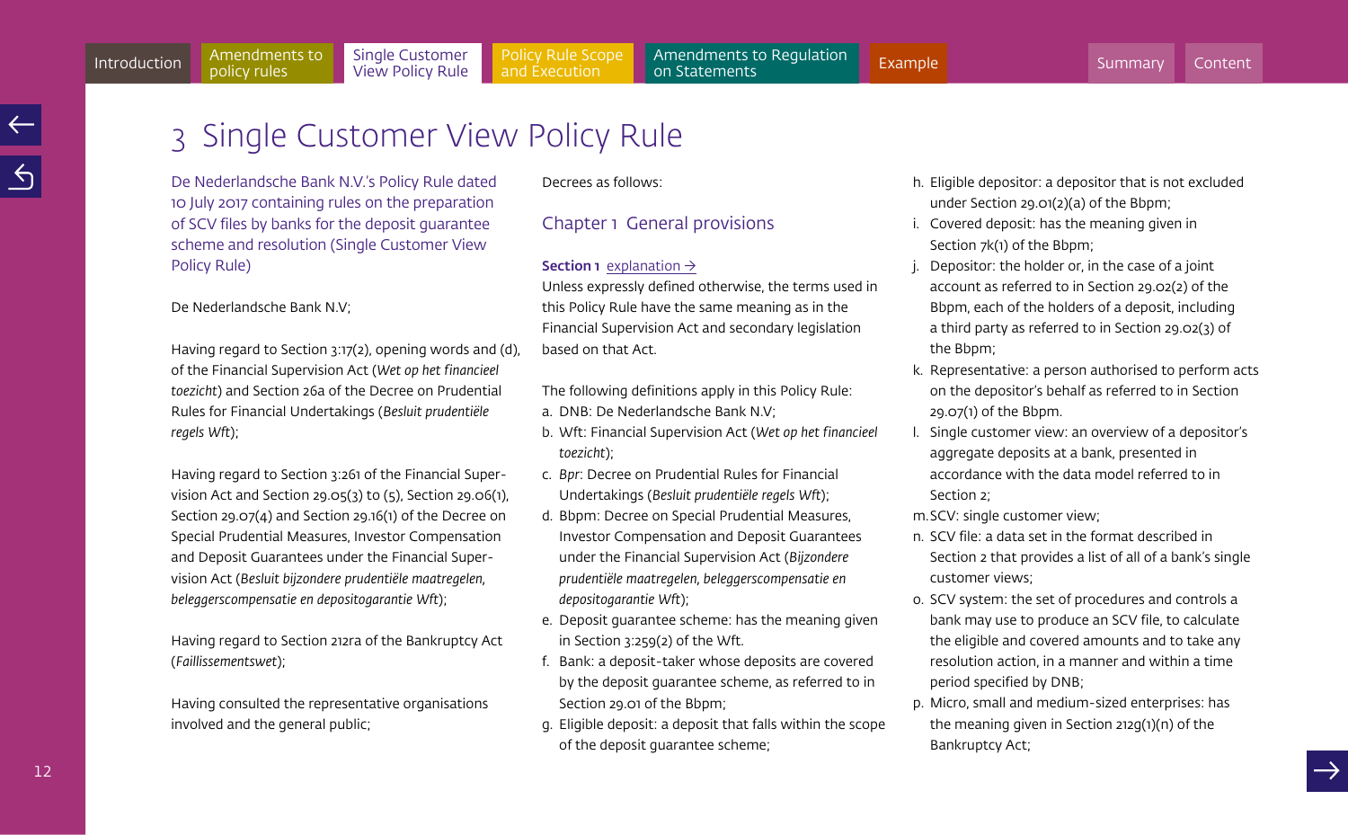# 3 Single Customer View Policy Rule

De Nederlandsche Bank N.V.'s Policy Rule dated 10 July 2017 containing rules on the preparation of SCV files by banks for the deposit guarantee scheme and resolution (Single Customer View Policy Rule)

De Nederlandsche Bank N.V;

Having regard to Section 3:17(2), opening words and (d), of the Financial Supervision Act (*Wet op het financieel toezicht*) and Section 26a of the Decree on Prudential Rules for Financial Undertakings (*Besluit prudentiële regels Wft*);

Having regard to Section 3:261 of the Financial Supervision Act and Section 29.05(3) to (5), Section 29.06(1), Section 29.07(4) and Section 29.16(1) of the Decree on Special Prudential Measures, Investor Compensation and Deposit Guarantees under the Financial Supervision Act (*Besluit bijzondere prudentiële maatregelen, beleggerscompensatie en depositogarantie Wft*);

Having regard to Section 212ra of the Bankruptcy Act (*Faillissementswet*);

Having consulted the representative organisations involved and the general public;

Decrees as follows:

## Chapter 1 General provisions

**Section 1** explanation →

Unless expressly defined otherwise, the terms used in this Policy Rule have the same meaning as in the Financial Supervision Act and secondary legislation based on that Act.

The following definitions apply in this Policy Rule:

a. DNB: De Nederlandsche Bank N.V;
b. Wft: Financial Supervision Act (*Wet op het financieel toezicht*);
c. *Bpr*: Decree on Prudential Rules for Financial Undertakings (*Besluit prudentiële regels Wft*);
d. Bbpm: Decree on Special Prudential Measures, Investor Compensation and Deposit Guarantees under the Financial Supervision Act (*Bijzondere prudentiële maatregelen, beleggerscompensatie en depositogarantie Wft*);
e. Deposit guarantee scheme: has the meaning given in Section 3:259(2) of the Wft.
f. Bank: a deposit-taker whose deposits are covered by the deposit guarantee scheme, as referred to in Section 29.01 of the Bbpm;
g. Eligible deposit: a deposit that falls within the scope of the deposit guarantee scheme;
h. Eligible depositor: a depositor that is not excluded under Section 29.01(2)(a) of the Bbpm;
i. Covered deposit: has the meaning given in Section 7k(1) of the Bbpm;
j. Depositor: the holder or, in the case of a joint account as referred to in Section 29.02(2) of the Bbpm, each of the holders of a deposit, including a third party as referred to in Section 29.02(3) of the Bbpm;
k. Representative: a person authorised to perform acts on the depositor's behalf as referred to in Section 29.07(1) of the Bbpm.
l. Single customer view: an overview of a depositor's aggregate deposits at a bank, presented in accordance with the data model referred to in Section 2;
m. SCV: single customer view;
n. SCV file: a data set in the format described in Section 2 that provides a list of all of a bank's single customer views;
o. SCV system: the set of procedures and controls a bank may use to produce an SCV file, to calculate the eligible and covered amounts and to take any resolution action, in a manner and within a time period specified by DNB;
p. Micro, small and medium-sized enterprises: has the meaning given in Section 212g(1)(n) of the Bankruptcy Act;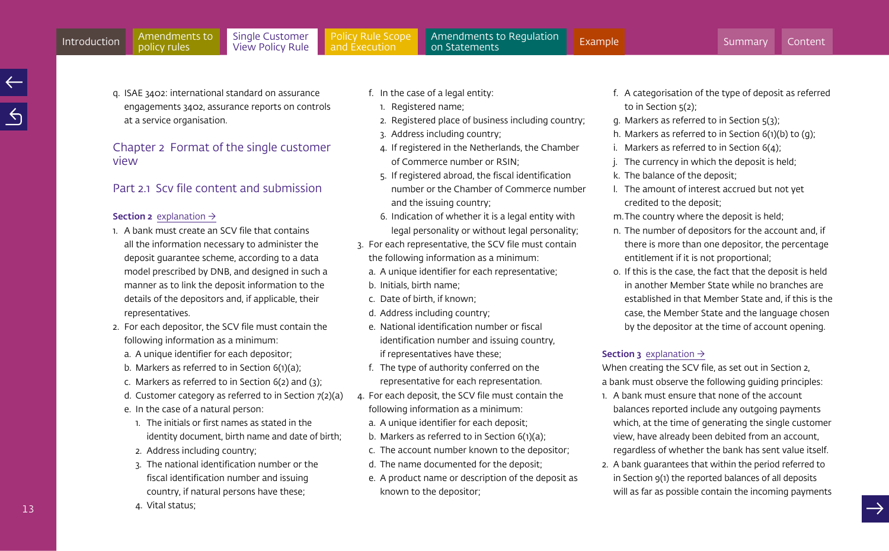q. ISAE 3402: international standard on assurance engagements 3402, assurance reports on controls at a service organisation.

## Chapter 2 Format of the single customer view

### Part 2.1 Scv file content and submission

**Section 2** explanation →

1. A bank must create an SCV file that contains all the information necessary to administer the deposit guarantee scheme, according to a data model prescribed by DNB, and designed in such a manner as to link the deposit information to the details of the depositors and, if applicable, their representatives.
2. For each depositor, the SCV file must contain the following information as a minimum:
   a. A unique identifier for each depositor;
   b. Markers as referred to in Section 6(1)(a);
   c. Markers as referred to in Section 6(2) and (3);
   d. Customer category as referred to in Section 7(2)(a)
   e. In the case of a natural person:
      1. The initials or first names as stated in the identity document, birth name and date of birth;
      2. Address including country;
      3. The national identification number or the fiscal identification number and issuing country, if natural persons have these;
      4. Vital status;
   f. In the case of a legal entity:
      1. Registered name;
      2. Registered place of business including country;
      3. Address including country;
      4. If registered in the Netherlands, the Chamber of Commerce number or RSIN;
      5. If registered abroad, the fiscal identification number or the Chamber of Commerce number and the issuing country;
      6. Indication of whether it is a legal entity with legal personality or without legal personality;
3. For each representative, the SCV file must contain the following information as a minimum:
   a. A unique identifier for each representative;
   b. Initials, birth name;
   c. Date of birth, if known;
   d. Address including country;
   e. National identification number or fiscal identification number and issuing country, if representatives have these;
   f. The type of authority conferred on the representative for each representation.
4. For each deposit, the SCV file must contain the following information as a minimum:
   a. A unique identifier for each deposit;
   b. Markers as referred to in Section 6(1)(a);
   c. The account number known to the depositor;
   d. The name documented for the deposit;
   e. A product name or description of the deposit as known to the depositor;
   f. A categorisation of the type of deposit as referred to in Section 5(2);
   g. Markers as referred to in Section 5(3);
   h. Markers as referred to in Section 6(1)(b) to (g);
   i. Markers as referred to in Section 6(4);
   j. The currency in which the deposit is held;
   k. The balance of the deposit;
   l. The amount of interest accrued but not yet credited to the deposit;
   m. The country where the deposit is held;
   n. The number of depositors for the account and, if there is more than one depositor, the percentage entitlement if it is not proportional;
   o. If this is the case, the fact that the deposit is held in another Member State while no branches are established in that Member State and, if this is the case, the Member State and the language chosen by the depositor at the time of account opening.

**Section 3** explanation →

When creating the SCV file, as set out in Section 2, a bank must observe the following guiding principles:

1. A bank must ensure that none of the account balances reported include any outgoing payments which, at the time of generating the single customer view, have already been debited from an account, regardless of whether the bank has sent value itself.
2. A bank guarantees that within the period referred to in Section 9(1) the reported balances of all deposits will as far as possible contain the incoming payments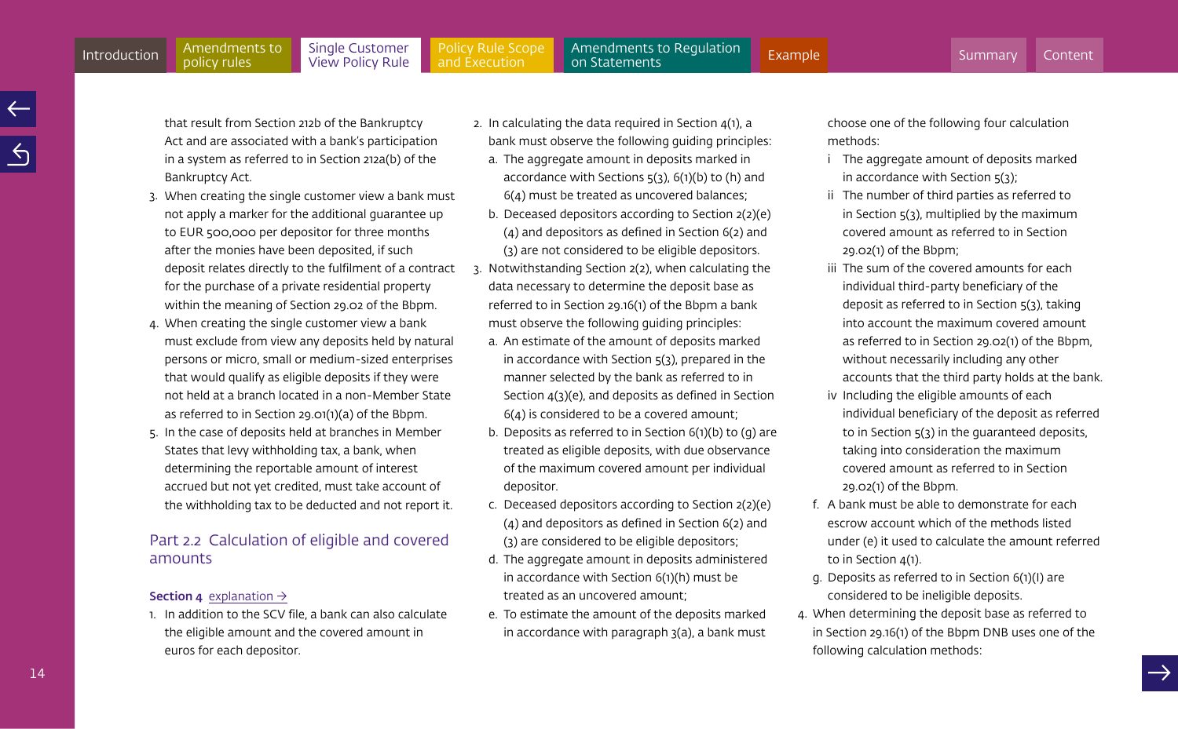that result from Section 212b of the Bankruptcy Act and are associated with a bank's participation in a system as referred to in Section 212a(b) of the Bankruptcy Act.

3. When creating the single customer view a bank must not apply a marker for the additional guarantee up to EUR 500,000 per depositor for three months after the monies have been deposited, if such deposit relates directly to the fulfilment of a contract for the purchase of a private residential property within the meaning of Section 29.02 of the Bbpm.
4. When creating the single customer view a bank must exclude from view any deposits held by natural persons or micro, small or medium-sized enterprises that would qualify as eligible deposits if they were not held at a branch located in a non-Member State as referred to in Section 29.01(1)(a) of the Bbpm.
5. In the case of deposits held at branches in Member States that levy withholding tax, a bank, when determining the reportable amount of interest accrued but not yet credited, must take account of the withholding tax to be deducted and not report it.

## Part 2.2 Calculation of eligible and covered amounts

**Section 4** explanation →

1. In addition to the SCV file, a bank can also calculate the eligible amount and the covered amount in euros for each depositor.
2. In calculating the data required in Section 4(1), a bank must observe the following guiding principles:
   a. The aggregate amount in deposits marked in accordance with Sections 5(3), 6(1)(b) to (h) and 6(4) must be treated as uncovered balances;
   b. Deceased depositors according to Section 2(2)(e)(4) and depositors as defined in Section 6(2) and (3) are not considered to be eligible depositors.
3. Notwithstanding Section 2(2), when calculating the data necessary to determine the deposit base as referred to in Section 29.16(1) of the Bbpm a bank must observe the following guiding principles:
   a. An estimate of the amount of deposits marked in accordance with Section 5(3), prepared in the manner selected by the bank as referred to in Section 4(3)(e), and deposits as defined in Section 6(4) is considered to be a covered amount;
   b. Deposits as referred to in Section 6(1)(b) to (g) are treated as eligible deposits, with due observance of the maximum covered amount per individual depositor.
   c. Deceased depositors according to Section 2(2)(e)(4) and depositors as defined in Section 6(2) and (3) are considered to be eligible depositors;
   d. The aggregate amount in deposits administered in accordance with Section 6(1)(h) must be treated as an uncovered amount;
   e. To estimate the amount of the deposits marked in accordance with paragraph 3(a), a bank must choose one of the following four calculation methods:
      i The aggregate amount of deposits marked in accordance with Section 5(3);
      ii The number of third parties as referred to in Section 5(3), multiplied by the maximum covered amount as referred to in Section 29.02(1) of the Bbpm;
      iii The sum of the covered amounts for each individual third-party beneficiary of the deposit as referred to in Section 5(3), taking into account the maximum covered amount as referred to in Section 29.02(1) of the Bbpm, without necessarily including any other accounts that the third party holds at the bank.
      iv Including the eligible amounts of each individual beneficiary of the deposit as referred to in Section 5(3) in the guaranteed deposits, taking into consideration the maximum covered amount as referred to in Section 29.02(1) of the Bbpm.
   f. A bank must be able to demonstrate for each escrow account which of the methods listed under (e) it used to calculate the amount referred to in Section 4(1).
   g. Deposits as referred to in Section 6(1)(I) are considered to be ineligible deposits.
4. When determining the deposit base as referred to in Section 29.16(1) of the Bbpm DNB uses one of the following calculation methods: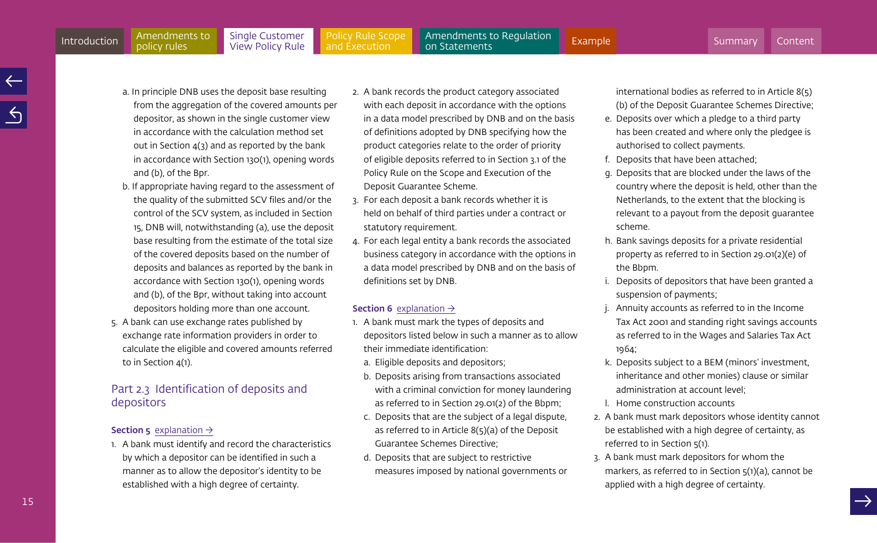a. In principle DNB uses the deposit base resulting from the aggregation of the covered amounts per depositor, as shown in the single customer view in accordance with the calculation method set out in Section 4(3) and as reported by the bank in accordance with Section 130(1), opening words and (b), of the Bpr.

b. If appropriate having regard to the assessment of the quality of the submitted SCV files and/or the control of the SCV system, as included in Section 15, DNB will, notwithstanding (a), use the deposit base resulting from the estimate of the total size of the covered deposits based on the number of deposits and balances as reported by the bank in accordance with Section 130(1), opening words and (b), of the Bpr, without taking into account depositors holding more than one account.

5. A bank can use exchange rates published by exchange rate information providers in order to calculate the eligible and covered amounts referred to in Section 4(1).

## Part 2.3 Identification of deposits and depositors

**Section 5** explanation →

1. A bank must identify and record the characteristics by which a depositor can be identified in such a manner as to allow the depositor's identity to be established with a high degree of certainty.
2. A bank records the product category associated with each deposit in accordance with the options in a data model prescribed by DNB and on the basis of definitions adopted by DNB specifying how the product categories relate to the order of priority of eligible deposits referred to in Section 3.1 of the Policy Rule on the Scope and Execution of the Deposit Guarantee Scheme.
3. For each deposit a bank records whether it is held on behalf of third parties under a contract or statutory requirement.
4. For each legal entity a bank records the associated business category in accordance with the options in a data model prescribed by DNB and on the basis of definitions set by DNB.

**Section 6** explanation →

1. A bank must mark the types of deposits and depositors listed below in such a manner as to allow their immediate identification:
   a. Eligible deposits and depositors;
   b. Deposits arising from transactions associated with a criminal conviction for money laundering as referred to in Section 29.01(2) of the Bbpm;
   c. Deposits that are the subject of a legal dispute, as referred to in Article 8(5)(a) of the Deposit Guarantee Schemes Directive;
   d. Deposits that are subject to restrictive measures imposed by national governments or international bodies as referred to in Article 8(5)(b) of the Deposit Guarantee Schemes Directive;
   e. Deposits over which a pledge to a third party has been created and where only the pledgee is authorised to collect payments.
   f. Deposits that have been attached;
   g. Deposits that are blocked under the laws of the country where the deposit is held, other than the Netherlands, to the extent that the blocking is relevant to a payout from the deposit guarantee scheme.
   h. Bank savings deposits for a private residential property as referred to in Section 29.01(2)(e) of the Bbpm.
   i. Deposits of depositors that have been granted a suspension of payments;
   j. Annuity accounts as referred to in the Income Tax Act 2001 and standing right savings accounts as referred to in the Wages and Salaries Tax Act 1964;
   k. Deposits subject to a BEM (minors' investment, inheritance and other monies) clause or similar administration at account level;
   l. Home construction accounts
2. A bank must mark depositors whose identity cannot be established with a high degree of certainty, as referred to in Section 5(1).
3. A bank must mark depositors for whom the markers, as referred to in Section 5(1)(a), cannot be applied with a high degree of certainty.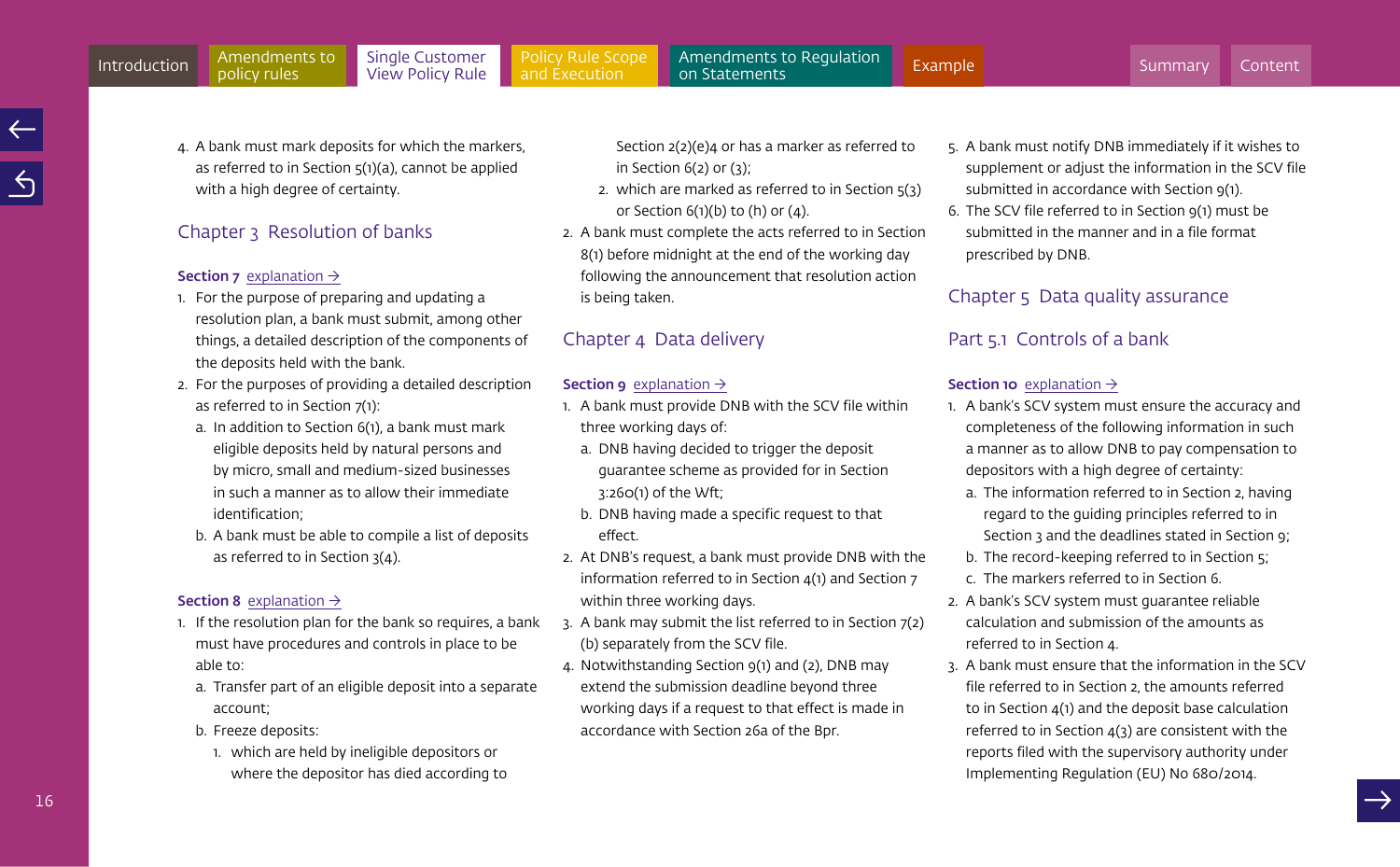4. A bank must mark deposits for which the markers, as referred to in Section 5(1)(a), cannot be applied with a high degree of certainty.

## Chapter 3 Resolution of banks

**Section 7** explanation →

1. For the purpose of preparing and updating a resolution plan, a bank must submit, among other things, a detailed description of the components of the deposits held with the bank.
2. For the purposes of providing a detailed description as referred to in Section 7(1):
   a. In addition to Section 6(1), a bank must mark eligible deposits held by natural persons and by micro, small and medium-sized businesses in such a manner as to allow their immediate identification;
   b. A bank must be able to compile a list of deposits as referred to in Section 3(4).

**Section 8** explanation →

1. If the resolution plan for the bank so requires, a bank must have procedures and controls in place to be able to:
   a. Transfer part of an eligible deposit into a separate account;
   b. Freeze deposits:
      1. which are held by ineligible depositors or where the depositor has died according to Section 2(2)(e)4 or has a marker as referred to in Section 6(2) or (3);
      2. which are marked as referred to in Section 5(3) or Section 6(1)(b) to (h) or (4).
2. A bank must complete the acts referred to in Section 8(1) before midnight at the end of the working day following the announcement that resolution action is being taken.

## Chapter 4 Data delivery

**Section 9** explanation →

1. A bank must provide DNB with the SCV file within three working days of:
   a. DNB having decided to trigger the deposit guarantee scheme as provided for in Section 3:260(1) of the Wft;
   b. DNB having made a specific request to that effect.
2. At DNB's request, a bank must provide DNB with the information referred to in Section 4(1) and Section 7 within three working days.
3. A bank may submit the list referred to in Section 7(2)(b) separately from the SCV file.
4. Notwithstanding Section 9(1) and (2), DNB may extend the submission deadline beyond three working days if a request to that effect is made in accordance with Section 26a of the Bpr.
5. A bank must notify DNB immediately if it wishes to supplement or adjust the information in the SCV file submitted in accordance with Section 9(1).
6. The SCV file referred to in Section 9(1) must be submitted in the manner and in a file format prescribed by DNB.

## Chapter 5 Data quality assurance

### Part 5.1 Controls of a bank

**Section 10** explanation →

1. A bank's SCV system must ensure the accuracy and completeness of the following information in such a manner as to allow DNB to pay compensation to depositors with a high degree of certainty:
   a. The information referred to in Section 2, having regard to the guiding principles referred to in Section 3 and the deadlines stated in Section 9;
   b. The record-keeping referred to in Section 5;
   c. The markers referred to in Section 6.
2. A bank's SCV system must guarantee reliable calculation and submission of the amounts as referred to in Section 4.
3. A bank must ensure that the information in the SCV file referred to in Section 2, the amounts referred to in Section 4(1) and the deposit base calculation referred to in Section 4(3) are consistent with the reports filed with the supervisory authority under Implementing Regulation (EU) No 680/2014.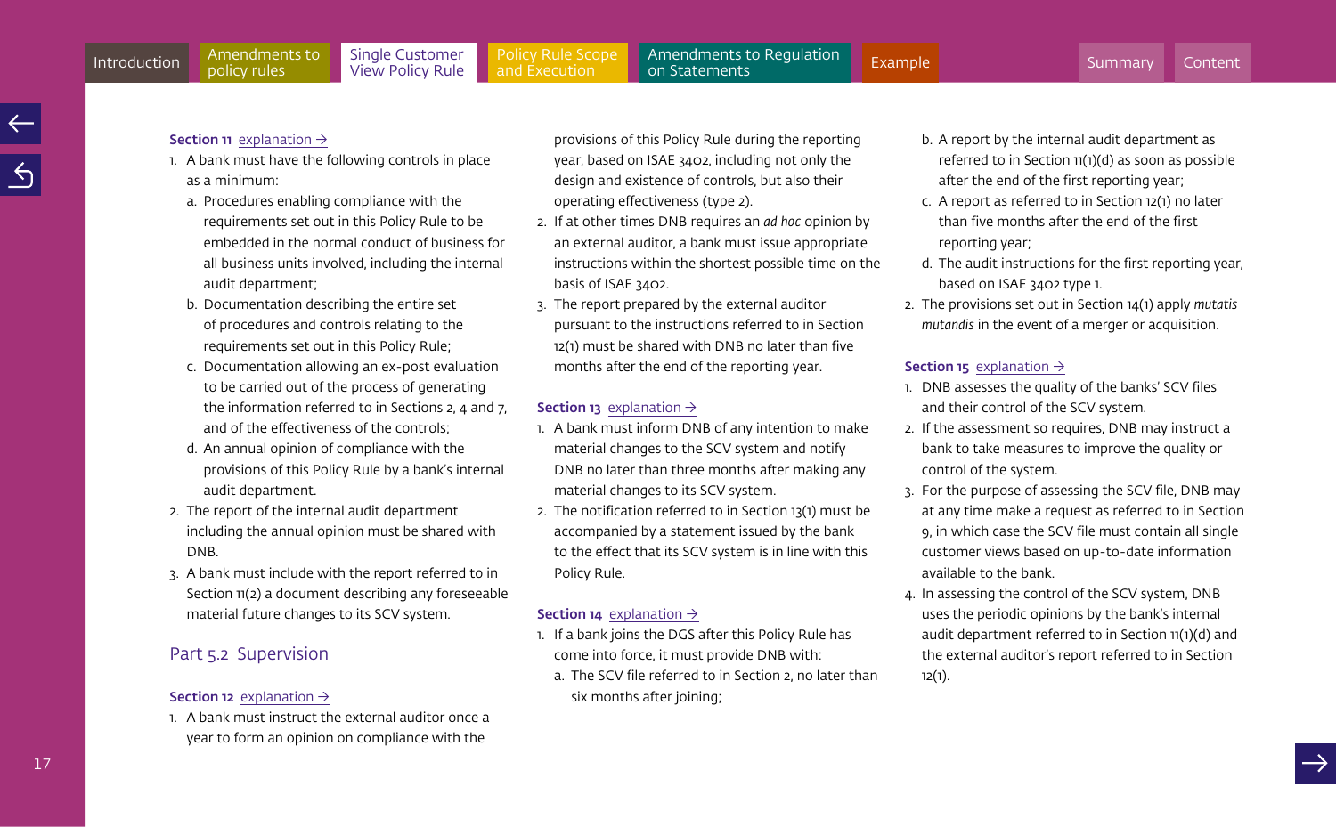**Section 11** explanation →

1. A bank must have the following controls in place as a minimum:
   a. Procedures enabling compliance with the requirements set out in this Policy Rule to be embedded in the normal conduct of business for all business units involved, including the internal audit department;
   b. Documentation describing the entire set of procedures and controls relating to the requirements set out in this Policy Rule;
   c. Documentation allowing an ex-post evaluation to be carried out of the process of generating the information referred to in Sections 2, 4 and 7, and of the effectiveness of the controls;
   d. An annual opinion of compliance with the provisions of this Policy Rule by a bank's internal audit department.
2. The report of the internal audit department including the annual opinion must be shared with DNB.
3. A bank must include with the report referred to in Section 11(2) a document describing any foreseeable material future changes to its SCV system.

## Part 5.2 Supervision

**Section 12** explanation →

1. A bank must instruct the external auditor once a year to form an opinion on compliance with the provisions of this Policy Rule during the reporting year, based on ISAE 3402, including not only the design and existence of controls, but also their operating effectiveness (type 2).
2. If at other times DNB requires an *ad hoc* opinion by an external auditor, a bank must issue appropriate instructions within the shortest possible time on the basis of ISAE 3402.
3. The report prepared by the external auditor pursuant to the instructions referred to in Section 12(1) must be shared with DNB no later than five months after the end of the reporting year.

**Section 13** explanation →

1. A bank must inform DNB of any intention to make material changes to the SCV system and notify DNB no later than three months after making any material changes to its SCV system.
2. The notification referred to in Section 13(1) must be accompanied by a statement issued by the bank to the effect that its SCV system is in line with this Policy Rule.

**Section 14** explanation →

1. If a bank joins the DGS after this Policy Rule has come into force, it must provide DNB with:
   a. The SCV file referred to in Section 2, no later than six months after joining;
   b. A report by the internal audit department as referred to in Section 11(1)(d) as soon as possible after the end of the first reporting year;
   c. A report as referred to in Section 12(1) no later than five months after the end of the first reporting year;
   d. The audit instructions for the first reporting year, based on ISAE 3402 type 1.
2. The provisions set out in Section 14(1) apply *mutatis mutandis* in the event of a merger or acquisition.

**Section 15** explanation →

1. DNB assesses the quality of the banks' SCV files and their control of the SCV system.
2. If the assessment so requires, DNB may instruct a bank to take measures to improve the quality or control of the system.
3. For the purpose of assessing the SCV file, DNB may at any time make a request as referred to in Section 9, in which case the SCV file must contain all single customer views based on up-to-date information available to the bank.
4. In assessing the control of the SCV system, DNB uses the periodic opinions by the bank's internal audit department referred to in Section 11(1)(d) and the external auditor's report referred to in Section 12(1).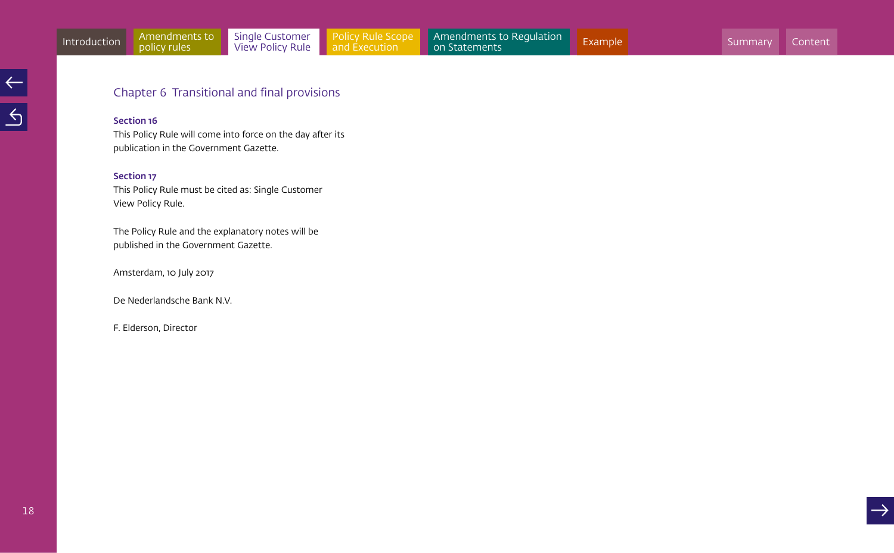## Chapter 6 Transitional and final provisions

**Section 16**

This Policy Rule will come into force on the day after its publication in the Government Gazette.

**Section 17**

This Policy Rule must be cited as: Single Customer View Policy Rule.

The Policy Rule and the explanatory notes will be published in the Government Gazette.

Amsterdam, 10 July 2017

De Nederlandsche Bank N.V.

F. Elderson, Director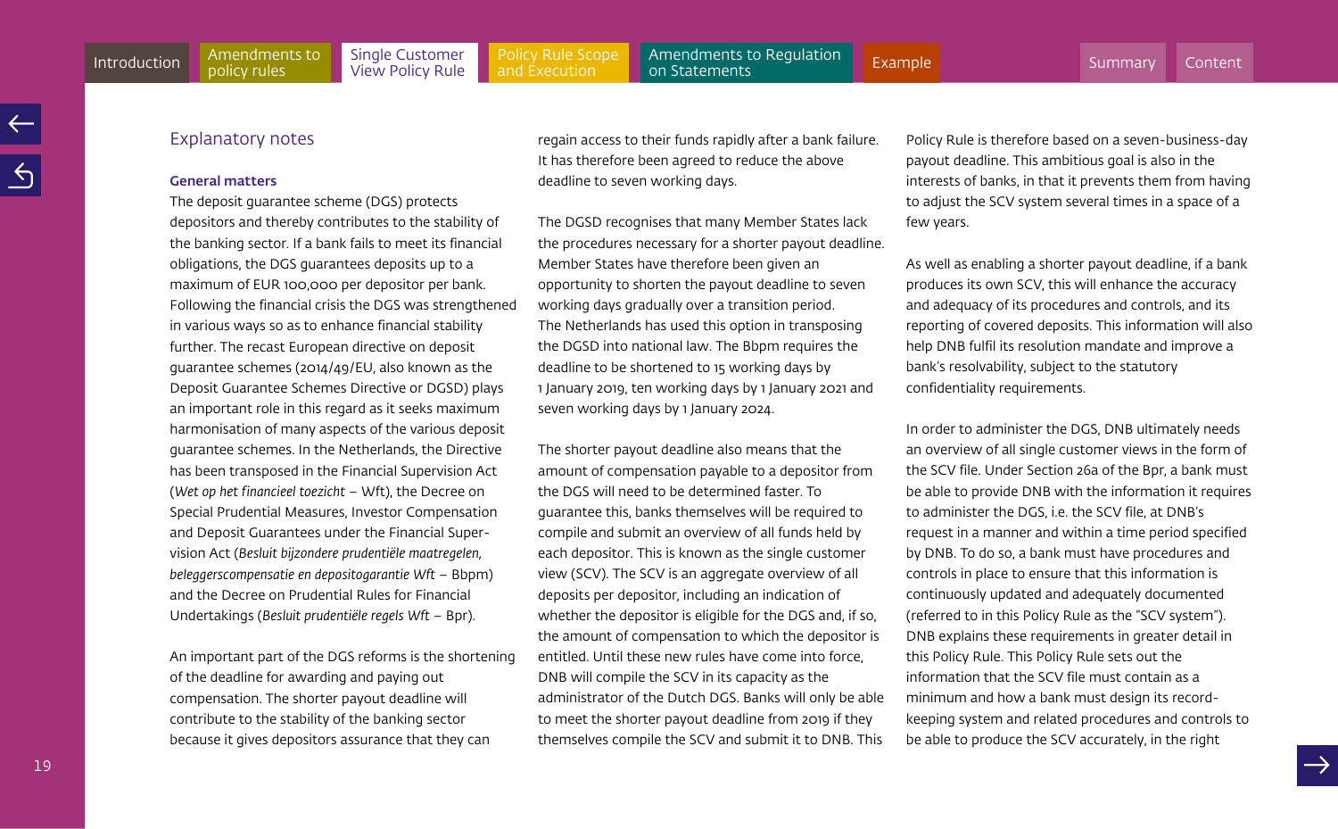## Explanatory notes

### General matters

The deposit guarantee scheme (DGS) protects depositors and thereby contributes to the stability of the banking sector. If a bank fails to meet its financial obligations, the DGS guarantees deposits up to a maximum of EUR 100,000 per depositor per bank. Following the financial crisis the DGS was strengthened in various ways so as to enhance financial stability further. The recast European directive on deposit guarantee schemes (2014/49/EU, also known as the Deposit Guarantee Schemes Directive or DGSD) plays an important role in this regard as it seeks maximum harmonisation of many aspects of the various deposit guarantee schemes. In the Netherlands, the Directive has been transposed in the Financial Supervision Act (*Wet op het financieel toezicht* – Wft), the Decree on Special Prudential Measures, Investor Compensation and Deposit Guarantees under the Financial Supervision Act (*Besluit bijzondere prudentiële maatregelen, beleggerscompensatie en depositogarantie Wft* – Bbpm) and the Decree on Prudential Rules for Financial Undertakings (*Besluit prudentiële regels Wft* – Bpr).

An important part of the DGS reforms is the shortening of the deadline for awarding and paying out compensation. The shorter payout deadline will contribute to the stability of the banking sector because it gives depositors assurance that they can regain access to their funds rapidly after a bank failure. It has therefore been agreed to reduce the above deadline to seven working days.

The DGSD recognises that many Member States lack the procedures necessary for a shorter payout deadline. Member States have therefore been given an opportunity to shorten the payout deadline to seven working days gradually over a transition period. The Netherlands has used this option in transposing the DGSD into national law. The Bbpm requires the deadline to be shortened to 15 working days by 1 January 2019, ten working days by 1 January 2021 and seven working days by 1 January 2024.

The shorter payout deadline also means that the amount of compensation payable to a depositor from the DGS will need to be determined faster. To guarantee this, banks themselves will be required to compile and submit an overview of all funds held by each depositor. This is known as the single customer view (SCV). The SCV is an aggregate overview of all deposits per depositor, including an indication of whether the depositor is eligible for the DGS and, if so, the amount of compensation to which the depositor is entitled. Until these new rules have come into force, DNB will compile the SCV in its capacity as the administrator of the Dutch DGS. Banks will only be able to meet the shorter payout deadline from 2019 if they themselves compile the SCV and submit it to DNB. This Policy Rule is therefore based on a seven-business-day payout deadline. This ambitious goal is also in the interests of banks, in that it prevents them from having to adjust the SCV system several times in a space of a few years.

As well as enabling a shorter payout deadline, if a bank produces its own SCV, this will enhance the accuracy and adequacy of its procedures and controls, and its reporting of covered deposits. This information will also help DNB fulfil its resolution mandate and improve a bank's resolvability, subject to the statutory confidentiality requirements.

In order to administer the DGS, DNB ultimately needs an overview of all single customer views in the form of the SCV file. Under Section 26a of the Bpr, a bank must be able to provide DNB with the information it requires to administer the DGS, i.e. the SCV file, at DNB's request in a manner and within a time period specified by DNB. To do so, a bank must have procedures and controls in place to ensure that this information is continuously updated and adequately documented (referred to in this Policy Rule as the "SCV system"). DNB explains these requirements in greater detail in this Policy Rule. This Policy Rule sets out the information that the SCV file must contain as a minimum and how a bank must design its record-keeping system and related procedures and controls to be able to produce the SCV accurately, in the right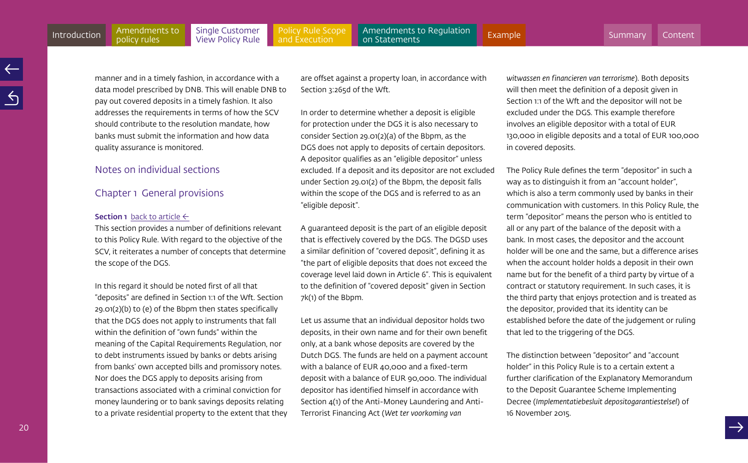manner and in a timely fashion, in accordance with a data model prescribed by DNB. This will enable DNB to pay out covered deposits in a timely fashion. It also addresses the requirements in terms of how the SCV should contribute to the resolution mandate, how banks must submit the information and how data quality assurance is monitored.

## Notes on individual sections

## Chapter 1 General provisions

**Section 1** back to article ←

This section provides a number of definitions relevant to this Policy Rule. With regard to the objective of the SCV, it reiterates a number of concepts that determine the scope of the DGS.

In this regard it should be noted first of all that "deposits" are defined in Section 1:1 of the Wft. Section 29.01(2)(b) to (e) of the Bbpm then states specifically that the DGS does not apply to instruments that fall within the definition of "own funds" within the meaning of the Capital Requirements Regulation, nor to debt instruments issued by banks or debts arising from banks' own accepted bills and promissory notes. Nor does the DGS apply to deposits arising from transactions associated with a criminal conviction for money laundering or to bank savings deposits relating to a private residential property to the extent that they are offset against a property loan, in accordance with Section 3:265d of the Wft.

In order to determine whether a deposit is eligible for protection under the DGS it is also necessary to consider Section 29.01(2)(a) of the Bbpm, as the DGS does not apply to deposits of certain depositors. A depositor qualifies as an "eligible depositor" unless excluded. If a deposit and its depositor are not excluded under Section 29.01(2) of the Bbpm, the deposit falls within the scope of the DGS and is referred to as an "eligible deposit".

A guaranteed deposit is the part of an eligible deposit that is effectively covered by the DGS. The DGSD uses a similar definition of "covered deposit", defining it as "the part of eligible deposits that does not exceed the coverage level laid down in Article 6". This is equivalent to the definition of "covered deposit" given in Section 7k(1) of the Bbpm.

Let us assume that an individual depositor holds two deposits, in their own name and for their own benefit only, at a bank whose deposits are covered by the Dutch DGS. The funds are held on a payment account with a balance of EUR 40,000 and a fixed-term deposit with a balance of EUR 90,000. The individual depositor has identified himself in accordance with Section 4(1) of the Anti-Money Laundering and Anti-Terrorist Financing Act (*Wet ter voorkoming van witwassen en financieren van terrorisme*). Both deposits will then meet the definition of a deposit given in Section 1:1 of the Wft and the depositor will not be excluded under the DGS. This example therefore involves an eligible depositor with a total of EUR 130,000 in eligible deposits and a total of EUR 100,000 in covered deposits.

The Policy Rule defines the term "depositor" in such a way as to distinguish it from an "account holder", which is also a term commonly used by banks in their communication with customers. In this Policy Rule, the term "depositor" means the person who is entitled to all or any part of the balance of the deposit with a bank. In most cases, the depositor and the account holder will be one and the same, but a difference arises when the account holder holds a deposit in their own name but for the benefit of a third party by virtue of a contract or statutory requirement. In such cases, it is the third party that enjoys protection and is treated as the depositor, provided that its identity can be established before the date of the judgement or ruling that led to the triggering of the DGS.

The distinction between "depositor" and "account holder" in this Policy Rule is to a certain extent a further clarification of the Explanatory Memorandum to the Deposit Guarantee Scheme Implementing Decree (*Implementatiebesluit depositogarantiestelsel*) of 16 November 2015.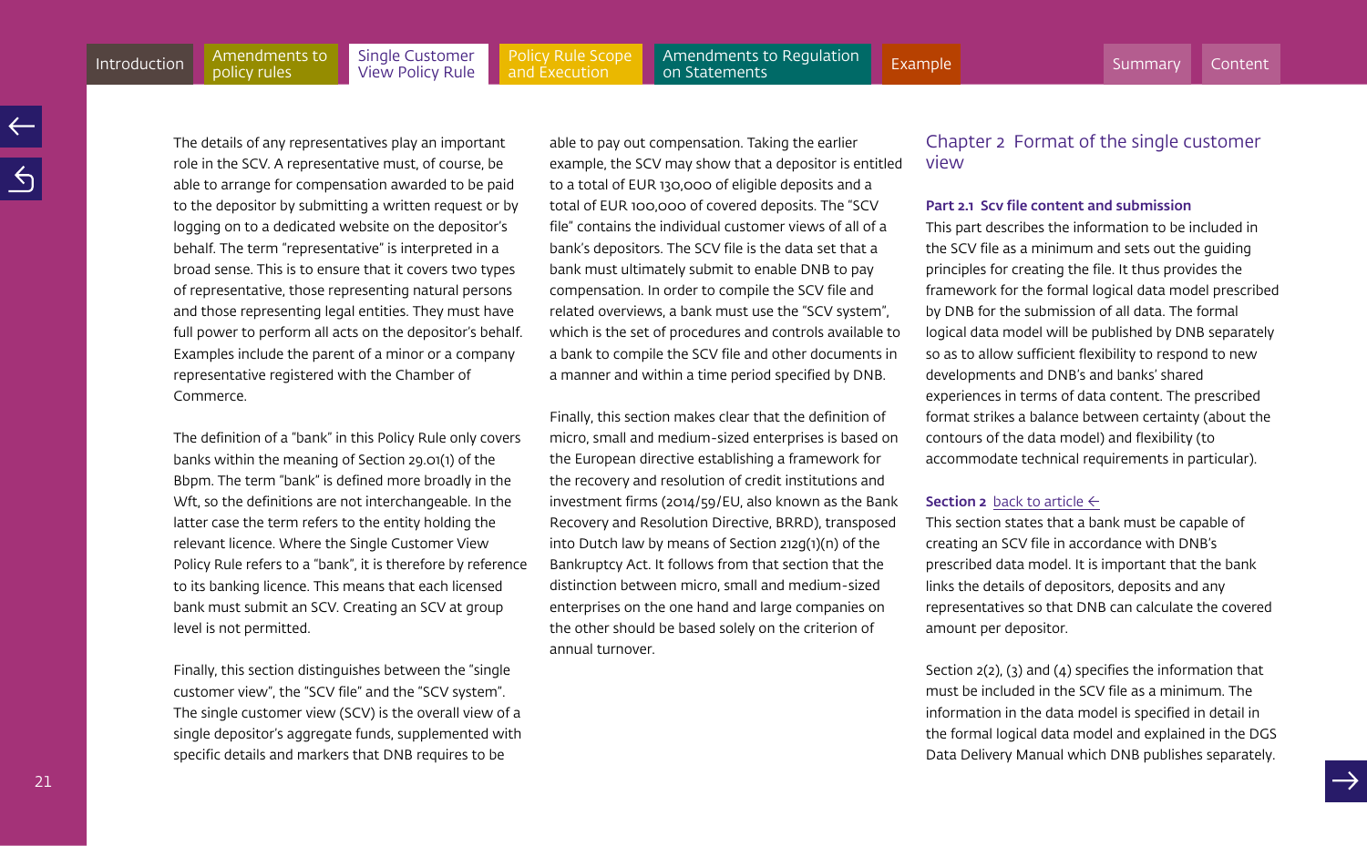The details of any representatives play an important role in the SCV. A representative must, of course, be able to arrange for compensation awarded to be paid to the depositor by submitting a written request or by logging on to a dedicated website on the depositor's behalf. The term "representative" is interpreted in a broad sense. This is to ensure that it covers two types of representative, those representing natural persons and those representing legal entities. They must have full power to perform all acts on the depositor's behalf. Examples include the parent of a minor or a company representative registered with the Chamber of Commerce.

The definition of a "bank" in this Policy Rule only covers banks within the meaning of Section 29.01(1) of the Bbpm. The term "bank" is defined more broadly in the Wft, so the definitions are not interchangeable. In the latter case the term refers to the entity holding the relevant licence. Where the Single Customer View Policy Rule refers to a "bank", it is therefore by reference to its banking licence. This means that each licensed bank must submit an SCV. Creating an SCV at group level is not permitted.

Finally, this section distinguishes between the "single customer view", the "SCV file" and the "SCV system". The single customer view (SCV) is the overall view of a single depositor's aggregate funds, supplemented with specific details and markers that DNB requires to be able to pay out compensation. Taking the earlier example, the SCV may show that a depositor is entitled to a total of EUR 130,000 of eligible deposits and a total of EUR 100,000 of covered deposits. The "SCV file" contains the individual customer views of all of a bank's depositors. The SCV file is the data set that a bank must ultimately submit to enable DNB to pay compensation. In order to compile the SCV file and related overviews, a bank must use the "SCV system", which is the set of procedures and controls available to a bank to compile the SCV file and other documents in a manner and within a time period specified by DNB.

Finally, this section makes clear that the definition of micro, small and medium-sized enterprises is based on the European directive establishing a framework for the recovery and resolution of credit institutions and investment firms (2014/59/EU, also known as the Bank Recovery and Resolution Directive, BRRD), transposed into Dutch law by means of Section 212g(1)(n) of the Bankruptcy Act. It follows from that section that the distinction between micro, small and medium-sized enterprises on the one hand and large companies on the other should be based solely on the criterion of annual turnover.

## Chapter 2 Format of the single customer view

### Part 2.1 Scv file content and submission

This part describes the information to be included in the SCV file as a minimum and sets out the guiding principles for creating the file. It thus provides the framework for the formal logical data model prescribed by DNB for the submission of all data. The formal logical data model will be published by DNB separately so as to allow sufficient flexibility to respond to new developments and DNB's and banks' shared experiences in terms of data content. The prescribed format strikes a balance between certainty (about the contours of the data model) and flexibility (to accommodate technical requirements in particular).

**Section 2** back to article ←

This section states that a bank must be capable of creating an SCV file in accordance with DNB's prescribed data model. It is important that the bank links the details of depositors, deposits and any representatives so that DNB can calculate the covered amount per depositor.

Section 2(2), (3) and (4) specifies the information that must be included in the SCV file as a minimum. The information in the data model is specified in detail in the formal logical data model and explained in the DGS Data Delivery Manual which DNB publishes separately.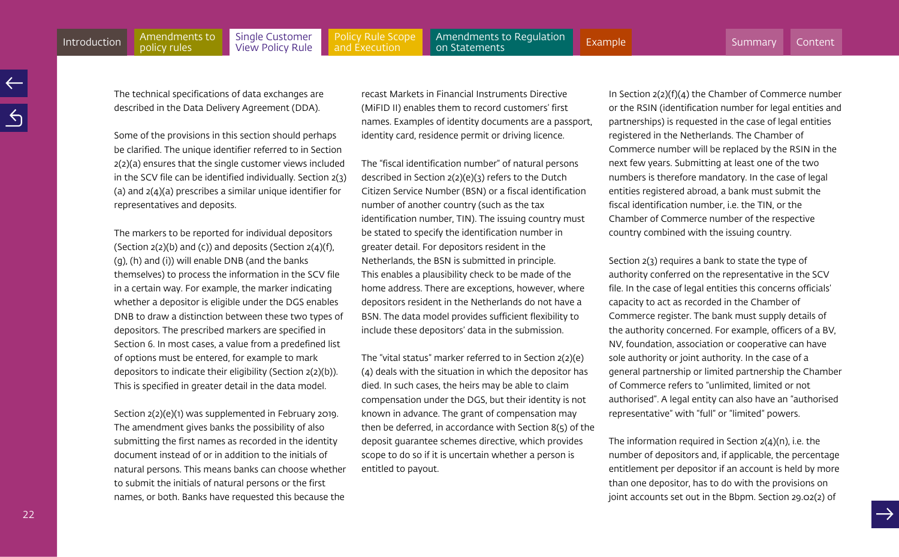The technical specifications of data exchanges are described in the Data Delivery Agreement (DDA).

Some of the provisions in this section should perhaps be clarified. The unique identifier referred to in Section 2(2)(a) ensures that the single customer views included in the SCV file can be identified individually. Section 2(3)(a) and 2(4)(a) prescribes a similar unique identifier for representatives and deposits.

The markers to be reported for individual depositors (Section 2(2)(b) and (c)) and deposits (Section 2(4)(f), (g), (h) and (i)) will enable DNB (and the banks themselves) to process the information in the SCV file in a certain way. For example, the marker indicating whether a depositor is eligible under the DGS enables DNB to draw a distinction between these two types of depositors. The prescribed markers are specified in Section 6. In most cases, a value from a predefined list of options must be entered, for example to mark depositors to indicate their eligibility (Section 2(2)(b)). This is specified in greater detail in the data model.

Section 2(2)(e)(1) was supplemented in February 2019. The amendment gives banks the possibility of also submitting the first names as recorded in the identity document instead of or in addition to the initials of natural persons. This means banks can choose whether to submit the initials of natural persons or the first names, or both. Banks have requested this because the recast Markets in Financial Instruments Directive (MiFID II) enables them to record customers' first names. Examples of identity documents are a passport, identity card, residence permit or driving licence.

The "fiscal identification number" of natural persons described in Section 2(2)(e)(3) refers to the Dutch Citizen Service Number (BSN) or a fiscal identification number of another country (such as the tax identification number, TIN). The issuing country must be stated to specify the identification number in greater detail. For depositors resident in the Netherlands, the BSN is submitted in principle. This enables a plausibility check to be made of the home address. There are exceptions, however, where depositors resident in the Netherlands do not have a BSN. The data model provides sufficient flexibility to include these depositors' data in the submission.

The "vital status" marker referred to in Section 2(2)(e)(4) deals with the situation in which the depositor has died. In such cases, the heirs may be able to claim compensation under the DGS, but their identity is not known in advance. The grant of compensation may then be deferred, in accordance with Section 8(5) of the deposit guarantee schemes directive, which provides scope to do so if it is uncertain whether a person is entitled to payout.

In Section 2(2)(f)(4) the Chamber of Commerce number or the RSIN (identification number for legal entities and partnerships) is requested in the case of legal entities registered in the Netherlands. The Chamber of Commerce number will be replaced by the RSIN in the next few years. Submitting at least one of the two numbers is therefore mandatory. In the case of legal entities registered abroad, a bank must submit the fiscal identification number, i.e. the TIN, or the Chamber of Commerce number of the respective country combined with the issuing country.

Section 2(3) requires a bank to state the type of authority conferred on the representative in the SCV file. In the case of legal entities this concerns officials' capacity to act as recorded in the Chamber of Commerce register. The bank must supply details of the authority concerned. For example, officers of a BV, NV, foundation, association or cooperative can have sole authority or joint authority. In the case of a general partnership or limited partnership the Chamber of Commerce refers to "unlimited, limited or not authorised". A legal entity can also have an "authorised representative" with "full" or "limited" powers.

The information required in Section 2(4)(n), i.e. the number of depositors and, if applicable, the percentage entitlement per depositor if an account is held by more than one depositor, has to do with the provisions on joint accounts set out in the Bbpm. Section 29.02(2) of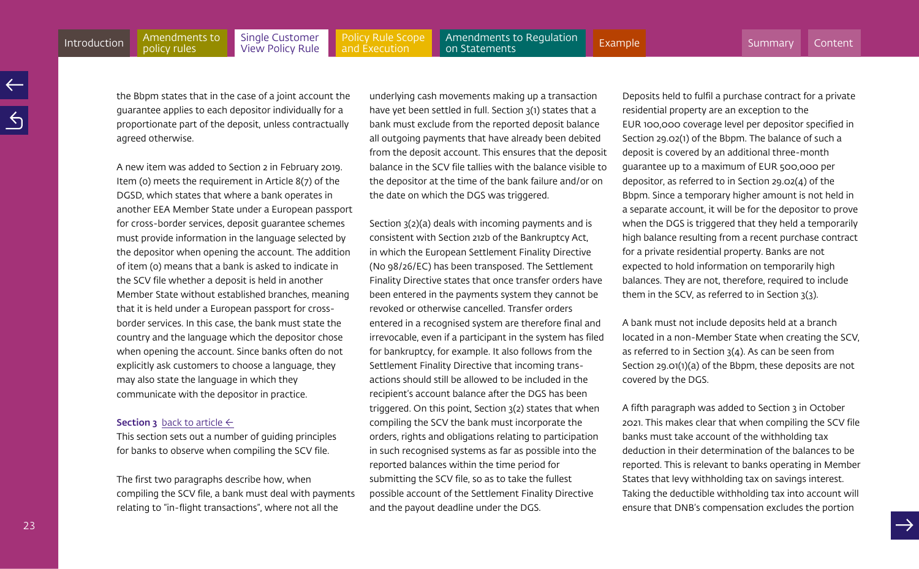the Bbpm states that in the case of a joint account the guarantee applies to each depositor individually for a proportionate part of the deposit, unless contractually agreed otherwise.

A new item was added to Section 2 in February 2019. Item (o) meets the requirement in Article 8(7) of the DGSD, which states that where a bank operates in another EEA Member State under a European passport for cross-border services, deposit guarantee schemes must provide information in the language selected by the depositor when opening the account. The addition of item (o) means that a bank is asked to indicate in the SCV file whether a deposit is held in another Member State without established branches, meaning that it is held under a European passport for cross-border services. In this case, the bank must state the country and the language which the depositor chose when opening the account. Since banks often do not explicitly ask customers to choose a language, they may also state the language in which they communicate with the depositor in practice.

**Section 3** back to article ←

This section sets out a number of guiding principles for banks to observe when compiling the SCV file.

The first two paragraphs describe how, when compiling the SCV file, a bank must deal with payments relating to "in-flight transactions", where not all the underlying cash movements making up a transaction have yet been settled in full. Section 3(1) states that a bank must exclude from the reported deposit balance all outgoing payments that have already been debited from the deposit account. This ensures that the deposit balance in the SCV file tallies with the balance visible to the depositor at the time of the bank failure and/or on the date on which the DGS was triggered.

Section 3(2)(a) deals with incoming payments and is consistent with Section 212b of the Bankruptcy Act, in which the European Settlement Finality Directive (No 98/26/EC) has been transposed. The Settlement Finality Directive states that once transfer orders have been entered in the payments system they cannot be revoked or otherwise cancelled. Transfer orders entered in a recognised system are therefore final and irrevocable, even if a participant in the system has filed for bankruptcy, for example. It also follows from the Settlement Finality Directive that incoming transactions should still be allowed to be included in the recipient's account balance after the DGS has been triggered. On this point, Section 3(2) states that when compiling the SCV the bank must incorporate the orders, rights and obligations relating to participation in such recognised systems as far as possible into the reported balances within the time period for submitting the SCV file, so as to take the fullest possible account of the Settlement Finality Directive and the payout deadline under the DGS.

Deposits held to fulfil a purchase contract for a private residential property are an exception to the EUR 100,000 coverage level per depositor specified in Section 29.02(1) of the Bbpm. The balance of such a deposit is covered by an additional three-month guarantee up to a maximum of EUR 500,000 per depositor, as referred to in Section 29.02(4) of the Bbpm. Since a temporary higher amount is not held in a separate account, it will be for the depositor to prove when the DGS is triggered that they held a temporarily high balance resulting from a recent purchase contract for a private residential property. Banks are not expected to hold information on temporarily high balances. They are not, therefore, required to include them in the SCV, as referred to in Section 3(3).

A bank must not include deposits held at a branch located in a non-Member State when creating the SCV, as referred to in Section 3(4). As can be seen from Section 29.01(1)(a) of the Bbpm, these deposits are not covered by the DGS.

A fifth paragraph was added to Section 3 in October 2021. This makes clear that when compiling the SCV file banks must take account of the withholding tax deduction in their determination of the balances to be reported. This is relevant to banks operating in Member States that levy withholding tax on savings interest. Taking the deductible withholding tax into account will ensure that DNB's compensation excludes the portion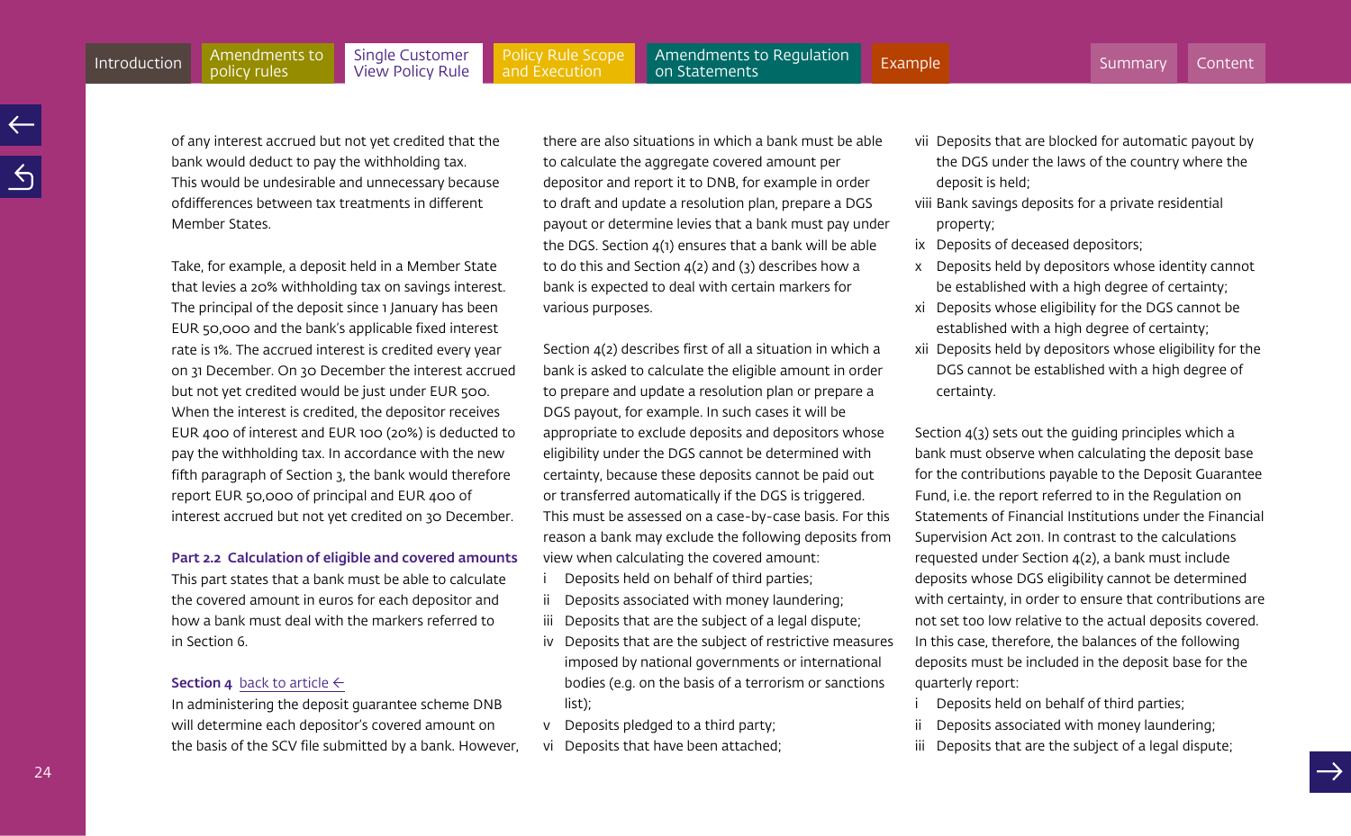of any interest accrued but not yet credited that the bank would deduct to pay the withholding tax. This would be undesirable and unnecessary because ofdifferences between tax treatments in different Member States.

Take, for example, a deposit held in a Member State that levies a 20% withholding tax on savings interest. The principal of the deposit since 1 January has been EUR 50,000 and the bank's applicable fixed interest rate is 1%. The accrued interest is credited every year on 31 December. On 30 December the interest accrued but not yet credited would be just under EUR 500. When the interest is credited, the depositor receives EUR 400 of interest and EUR 100 (20%) is deducted to pay the withholding tax. In accordance with the new fifth paragraph of Section 3, the bank would therefore report EUR 50,000 of principal and EUR 400 of interest accrued but not yet credited on 30 December.

**Part 2.2 Calculation of eligible and covered amounts**
This part states that a bank must be able to calculate the covered amount in euros for each depositor and how a bank must deal with the markers referred to in Section 6.

**Section 4** back to article ←
In administering the deposit guarantee scheme DNB will determine each depositor's covered amount on the basis of the SCV file submitted by a bank. However, there are also situations in which a bank must be able to calculate the aggregate covered amount per depositor and report it to DNB, for example in order to draft and update a resolution plan, prepare a DGS payout or determine levies that a bank must pay under the DGS. Section 4(1) ensures that a bank will be able to do this and Section 4(2) and (3) describes how a bank is expected to deal with certain markers for various purposes.

Section 4(2) describes first of all a situation in which a bank is asked to calculate the eligible amount in order to prepare and update a resolution plan or prepare a DGS payout, for example. In such cases it will be appropriate to exclude deposits and depositors whose eligibility under the DGS cannot be determined with certainty, because these deposits cannot be paid out or transferred automatically if the DGS is triggered. This must be assessed on a case-by-case basis. For this reason a bank may exclude the following deposits from view when calculating the covered amount:

- i Deposits held on behalf of third parties;
- ii Deposits associated with money laundering;
- iii Deposits that are the subject of a legal dispute;
- iv Deposits that are the subject of restrictive measures imposed by national governments or international bodies (e.g. on the basis of a terrorism or sanctions list);
- v Deposits pledged to a third party;
- vi Deposits that have been attached;
- vii Deposits that are blocked for automatic payout by the DGS under the laws of the country where the deposit is held;
- viii Bank savings deposits for a private residential property;
- ix Deposits of deceased depositors;
- x Deposits held by depositors whose identity cannot be established with a high degree of certainty;
- xi Deposits whose eligibility for the DGS cannot be established with a high degree of certainty;
- xii Deposits held by depositors whose eligibility for the DGS cannot be established with a high degree of certainty.

Section 4(3) sets out the guiding principles which a bank must observe when calculating the deposit base for the contributions payable to the Deposit Guarantee Fund, i.e. the report referred to in the Regulation on Statements of Financial Institutions under the Financial Supervision Act 2011. In contrast to the calculations requested under Section 4(2), a bank must include deposits whose DGS eligibility cannot be determined with certainty, in order to ensure that contributions are not set too low relative to the actual deposits covered. In this case, therefore, the balances of the following deposits must be included in the deposit base for the quarterly report:

- i Deposits held on behalf of third parties;
- ii Deposits associated with money laundering;
- iii Deposits that are the subject of a legal dispute;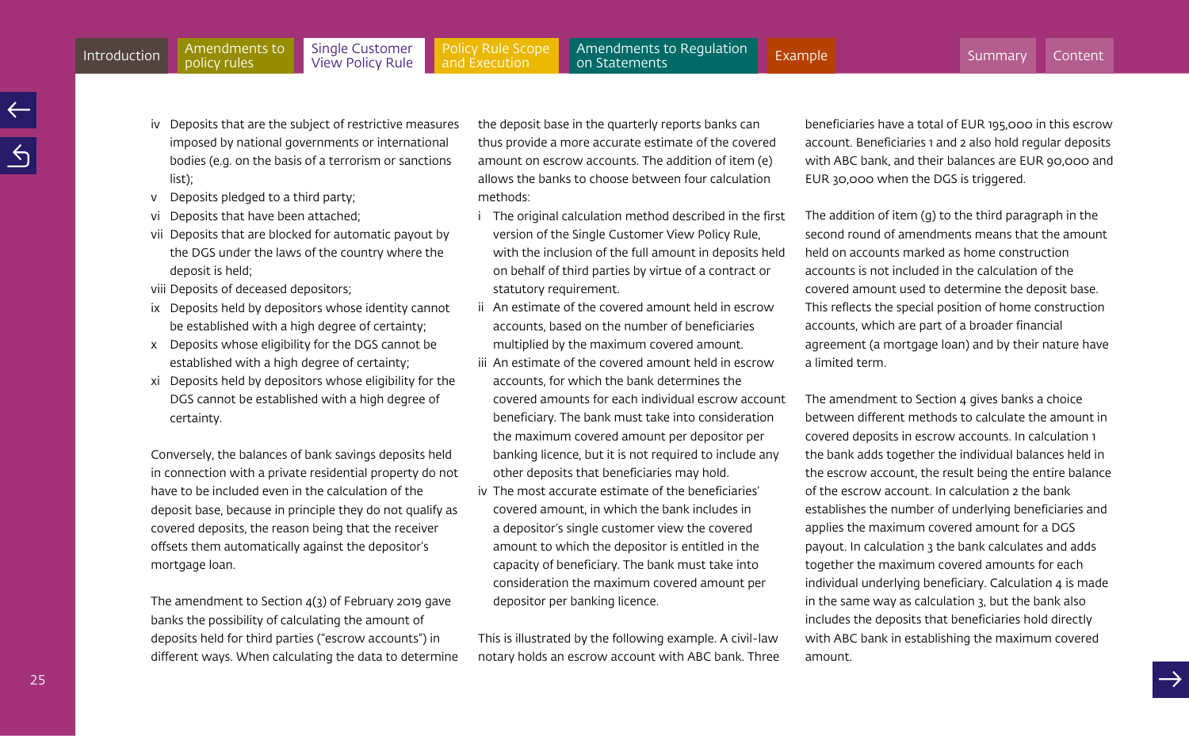iv Deposits that are the subject of restrictive measures imposed by national governments or international bodies (e.g. on the basis of a terrorism or sanctions list);
v Deposits pledged to a third party;
vi Deposits that have been attached;
vii Deposits that are blocked for automatic payout by the DGS under the laws of the country where the deposit is held;
viii Deposits of deceased depositors;
ix Deposits held by depositors whose identity cannot be established with a high degree of certainty;
x Deposits whose eligibility for the DGS cannot be established with a high degree of certainty;
xi Deposits held by depositors whose eligibility for the DGS cannot be established with a high degree of certainty.

Conversely, the balances of bank savings deposits held in connection with a private residential property do not have to be included even in the calculation of the deposit base, because in principle they do not qualify as covered deposits, the reason being that the receiver offsets them automatically against the depositor's mortgage loan.

The amendment to Section 4(3) of February 2019 gave banks the possibility of calculating the amount of deposits held for third parties ("escrow accounts") in different ways. When calculating the data to determine the deposit base in the quarterly reports banks can thus provide a more accurate estimate of the covered amount on escrow accounts. The addition of item (e) allows the banks to choose between four calculation methods:

i The original calculation method described in the first version of the Single Customer View Policy Rule, with the inclusion of the full amount in deposits held on behalf of third parties by virtue of a contract or statutory requirement.
ii An estimate of the covered amount held in escrow accounts, based on the number of beneficiaries multiplied by the maximum covered amount.
iii An estimate of the covered amount held in escrow accounts, for which the bank determines the covered amounts for each individual escrow account beneficiary. The bank must take into consideration the maximum covered amount per depositor per banking licence, but it is not required to include any other deposits that beneficiaries may hold.
iv The most accurate estimate of the beneficiaries' covered amount, in which the bank includes in a depositor's single customer view the covered amount to which the depositor is entitled in the capacity of beneficiary. The bank must take into consideration the maximum covered amount per depositor per banking licence.

This is illustrated by the following example. A civil-law notary holds an escrow account with ABC bank. Three beneficiaries have a total of EUR 195,000 in this escrow account. Beneficiaries 1 and 2 also hold regular deposits with ABC bank, and their balances are EUR 90,000 and EUR 30,000 when the DGS is triggered.

The addition of item (g) to the third paragraph in the second round of amendments means that the amount held on accounts marked as home construction accounts is not included in the calculation of the covered amount used to determine the deposit base. This reflects the special position of home construction accounts, which are part of a broader financial agreement (a mortgage loan) and by their nature have a limited term.

The amendment to Section 4 gives banks a choice between different methods to calculate the amount in covered deposits in escrow accounts. In calculation 1 the bank adds together the individual balances held in the escrow account, the result being the entire balance of the escrow account. In calculation 2 the bank establishes the number of underlying beneficiaries and applies the maximum covered amount for a DGS payout. In calculation 3 the bank calculates and adds together the maximum covered amounts for each individual underlying beneficiary. Calculation 4 is made in the same way as calculation 3, but the bank also includes the deposits that beneficiaries hold directly with ABC bank in establishing the maximum covered amount.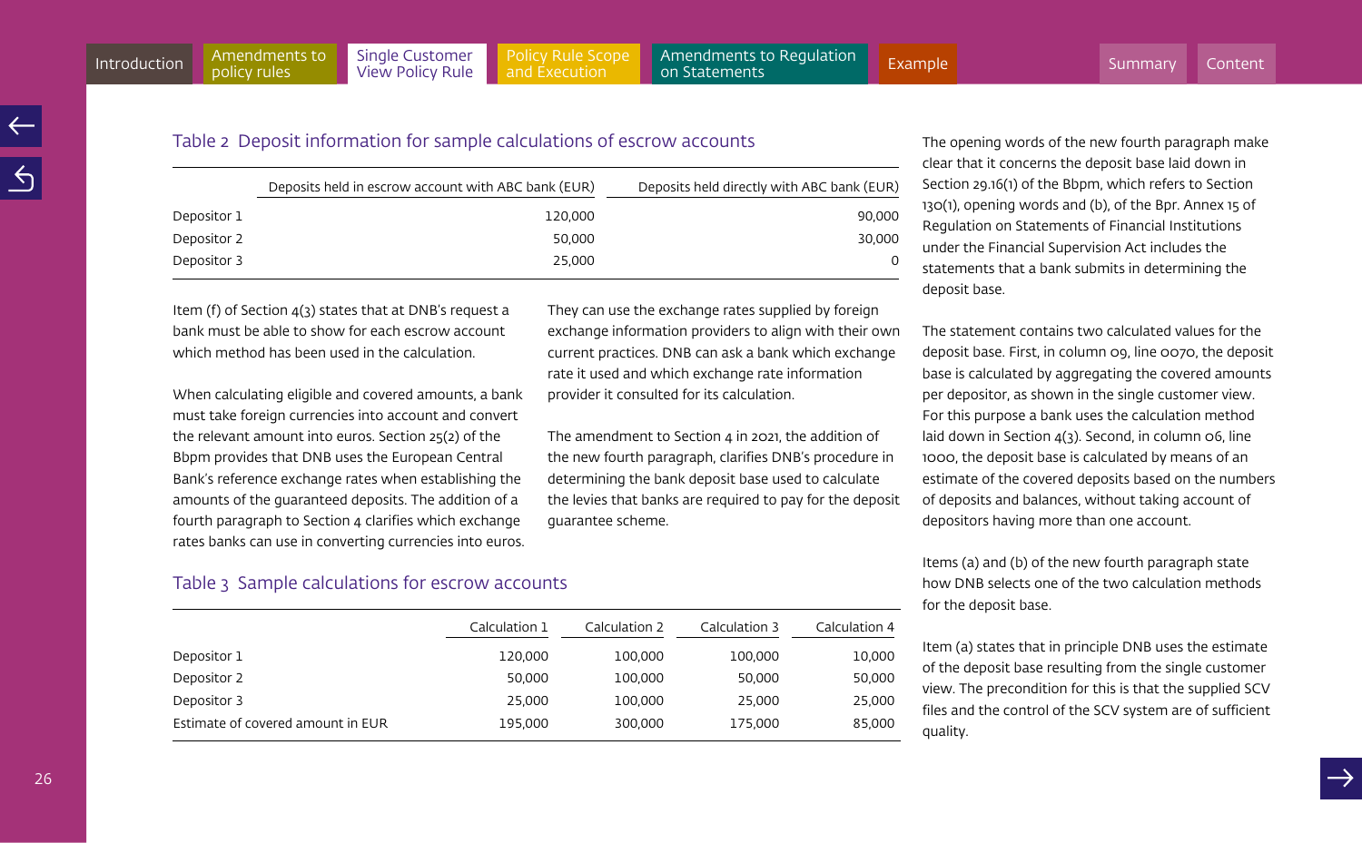### Table 2 Deposit information for sample calculations of escrow accounts

| | Deposits held in escrow account with ABC bank (EUR) | Deposits held directly with ABC bank (EUR) |
|---|---|---|
| Depositor 1 | 120,000 | 90,000 |
| Depositor 2 | 50,000 | 30,000 |
| Depositor 3 | 25,000 | 0 |

Item (f) of Section 4(3) states that at DNB's request a bank must be able to show for each escrow account which method has been used in the calculation.

When calculating eligible and covered amounts, a bank must take foreign currencies into account and convert the relevant amount into euros. Section 25(2) of the Bbpm provides that DNB uses the European Central Bank's reference exchange rates when establishing the amounts of the guaranteed deposits. The addition of a fourth paragraph to Section 4 clarifies which exchange rates banks can use in converting currencies into euros. They can use the exchange rates supplied by foreign exchange information providers to align with their own current practices. DNB can ask a bank which exchange rate it used and which exchange rate information provider it consulted for its calculation.

The amendment to Section 4 in 2021, the addition of the new fourth paragraph, clarifies DNB's procedure in determining the bank deposit base used to calculate the levies that banks are required to pay for the deposit guarantee scheme.

### Table 3 Sample calculations for escrow accounts

| | Calculation 1 | Calculation 2 | Calculation 3 | Calculation 4 |
|---|---|---|---|---|
| Depositor 1 | 120,000 | 100,000 | 100,000 | 10,000 |
| Depositor 2 | 50,000 | 100,000 | 50,000 | 50,000 |
| Depositor 3 | 25,000 | 100,000 | 25,000 | 25,000 |
| Estimate of covered amount in EUR | 195,000 | 300,000 | 175,000 | 85,000 |

The opening words of the new fourth paragraph make clear that it concerns the deposit base laid down in Section 29.16(1) of the Bbpm, which refers to Section 130(1), opening words and (b), of the Bpr. Annex 15 of Regulation on Statements of Financial Institutions under the Financial Supervision Act includes the statements that a bank submits in determining the deposit base.

The statement contains two calculated values for the deposit base. First, in column 09, line 0070, the deposit base is calculated by aggregating the covered amounts per depositor, as shown in the single customer view. For this purpose a bank uses the calculation method laid down in Section 4(3). Second, in column 06, line 1000, the deposit base is calculated by means of an estimate of the covered deposits based on the numbers of deposits and balances, without taking account of depositors having more than one account.

Items (a) and (b) of the new fourth paragraph state how DNB selects one of the two calculation methods for the deposit base.

Item (a) states that in principle DNB uses the estimate of the deposit base resulting from the single customer view. The precondition for this is that the supplied SCV files and the control of the SCV system are of sufficient quality.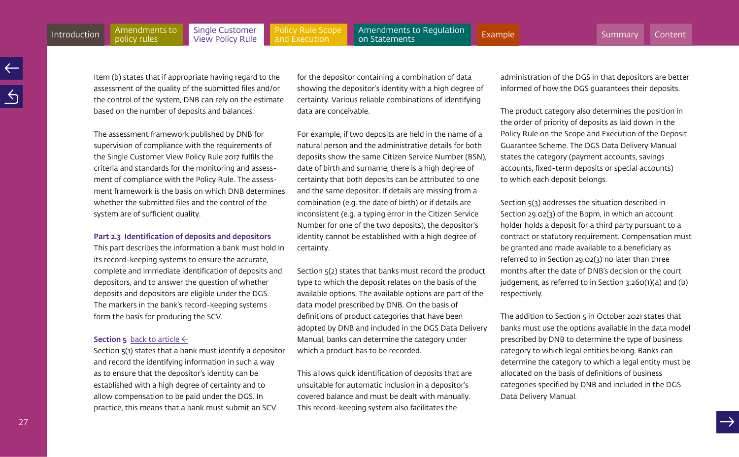Item (b) states that if appropriate having regard to the assessment of the quality of the submitted files and/or the control of the system, DNB can rely on the estimate based on the number of deposits and balances.

The assessment framework published by DNB for supervision of compliance with the requirements of the Single Customer View Policy Rule 2017 fulfils the criteria and standards for the monitoring and assessment of compliance with the Policy Rule. The assessment framework is the basis on which DNB determines whether the submitted files and the control of the system are of sufficient quality.

### Part 2.3 Identification of deposits and depositors

This part describes the information a bank must hold in its record-keeping systems to ensure the accurate, complete and immediate identification of deposits and depositors, and to answer the question of whether deposits and depositors are eligible under the DGS. The markers in the bank's record-keeping systems form the basis for producing the SCV.

**Section 5** back to article ←

Section 5(1) states that a bank must identify a depositor and record the identifying information in such a way as to ensure that the depositor's identity can be established with a high degree of certainty and to allow compensation to be paid under the DGS. In practice, this means that a bank must submit an SCV for the depositor containing a combination of data showing the depositor's identity with a high degree of certainty. Various reliable combinations of identifying data are conceivable.

For example, if two deposits are held in the name of a natural person and the administrative details for both deposits show the same Citizen Service Number (BSN), date of birth and surname, there is a high degree of certainty that both deposits can be attributed to one and the same depositor. If details are missing from a combination (e.g. the date of birth) or if details are inconsistent (e.g. a typing error in the Citizen Service Number for one of the two deposits), the depositor's identity cannot be established with a high degree of certainty.

Section 5(2) states that banks must record the product type to which the deposit relates on the basis of the available options. The available options are part of the data model prescribed by DNB. On the basis of definitions of product categories that have been adopted by DNB and included in the DGS Data Delivery Manual, banks can determine the category under which a product has to be recorded.

This allows quick identification of deposits that are unsuitable for automatic inclusion in a depositor's covered balance and must be dealt with manually. This record-keeping system also facilitates the administration of the DGS in that depositors are better informed of how the DGS guarantees their deposits.

The product category also determines the position in the order of priority of deposits as laid down in the Policy Rule on the Scope and Execution of the Deposit Guarantee Scheme. The DGS Data Delivery Manual states the category (payment accounts, savings accounts, fixed-term deposits or special accounts) to which each deposit belongs.

Section 5(3) addresses the situation described in Section 29.02(3) of the Bbpm, in which an account holder holds a deposit for a third party pursuant to a contract or statutory requirement. Compensation must be granted and made available to a beneficiary as referred to in Section 29.02(3) no later than three months after the date of DNB's decision or the court judgement, as referred to in Section 3:260(1)(a) and (b) respectively.

The addition to Section 5 in October 2021 states that banks must use the options available in the data model prescribed by DNB to determine the type of business category to which legal entities belong. Banks can determine the category to which a legal entity must be allocated on the basis of definitions of business categories specified by DNB and included in the DGS Data Delivery Manual.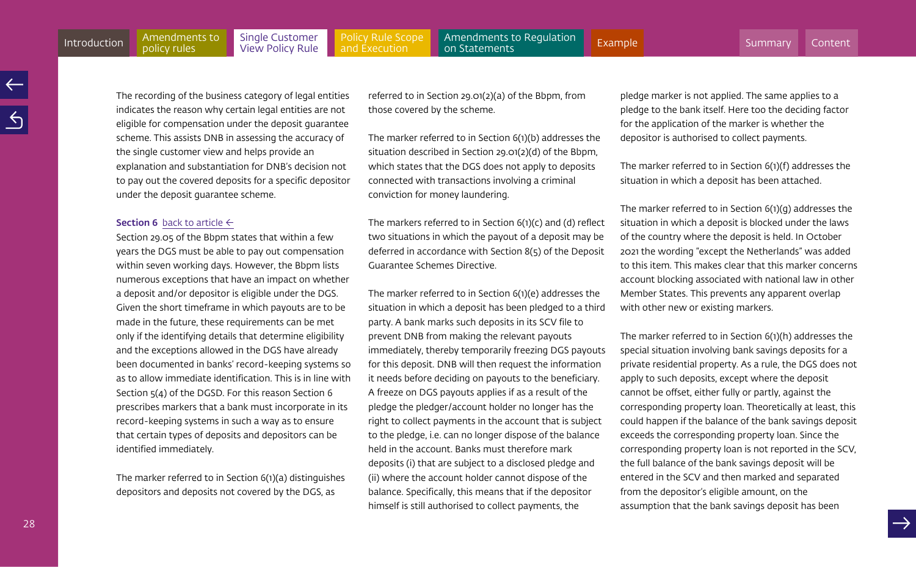The recording of the business category of legal entities indicates the reason why certain legal entities are not eligible for compensation under the deposit guarantee scheme. This assists DNB in assessing the accuracy of the single customer view and helps provide an explanation and substantiation for DNB's decision not to pay out the covered deposits for a specific depositor under the deposit guarantee scheme.

**Section 6** back to article ←

Section 29.05 of the Bbpm states that within a few years the DGS must be able to pay out compensation within seven working days. However, the Bbpm lists numerous exceptions that have an impact on whether a deposit and/or depositor is eligible under the DGS. Given the short timeframe in which payouts are to be made in the future, these requirements can be met only if the identifying details that determine eligibility and the exceptions allowed in the DGS have already been documented in banks' record-keeping systems so as to allow immediate identification. This is in line with Section 5(4) of the DGSD. For this reason Section 6 prescribes markers that a bank must incorporate in its record-keeping systems in such a way as to ensure that certain types of deposits and depositors can be identified immediately.

The marker referred to in Section 6(1)(a) distinguishes depositors and deposits not covered by the DGS, as referred to in Section 29.01(2)(a) of the Bbpm, from those covered by the scheme.

The marker referred to in Section 6(1)(b) addresses the situation described in Section 29.01(2)(d) of the Bbpm, which states that the DGS does not apply to deposits connected with transactions involving a criminal conviction for money laundering.

The markers referred to in Section 6(1)(c) and (d) reflect two situations in which the payout of a deposit may be deferred in accordance with Section 8(5) of the Deposit Guarantee Schemes Directive.

The marker referred to in Section 6(1)(e) addresses the situation in which a deposit has been pledged to a third party. A bank marks such deposits in its SCV file to prevent DNB from making the relevant payouts immediately, thereby temporarily freezing DGS payouts for this deposit. DNB will then request the information it needs before deciding on payouts to the beneficiary. A freeze on DGS payouts applies if as a result of the pledge the pledger/account holder no longer has the right to collect payments in the account that is subject to the pledge, i.e. can no longer dispose of the balance held in the account. Banks must therefore mark deposits (i) that are subject to a disclosed pledge and (ii) where the account holder cannot dispose of the balance. Specifically, this means that if the depositor himself is still authorised to collect payments, the pledge marker is not applied. The same applies to a pledge to the bank itself. Here too the deciding factor for the application of the marker is whether the depositor is authorised to collect payments.

The marker referred to in Section 6(1)(f) addresses the situation in which a deposit has been attached.

The marker referred to in Section 6(1)(g) addresses the situation in which a deposit is blocked under the laws of the country where the deposit is held. In October 2021 the wording "except the Netherlands" was added to this item. This makes clear that this marker concerns account blocking associated with national law in other Member States. This prevents any apparent overlap with other new or existing markers.

The marker referred to in Section 6(1)(h) addresses the special situation involving bank savings deposits for a private residential property. As a rule, the DGS does not apply to such deposits, except where the deposit cannot be offset, either fully or partly, against the corresponding property loan. Theoretically at least, this could happen if the balance of the bank savings deposit exceeds the corresponding property loan. Since the corresponding property loan is not reported in the SCV, the full balance of the bank savings deposit will be entered in the SCV and then marked and separated from the depositor's eligible amount, on the assumption that the bank savings deposit has been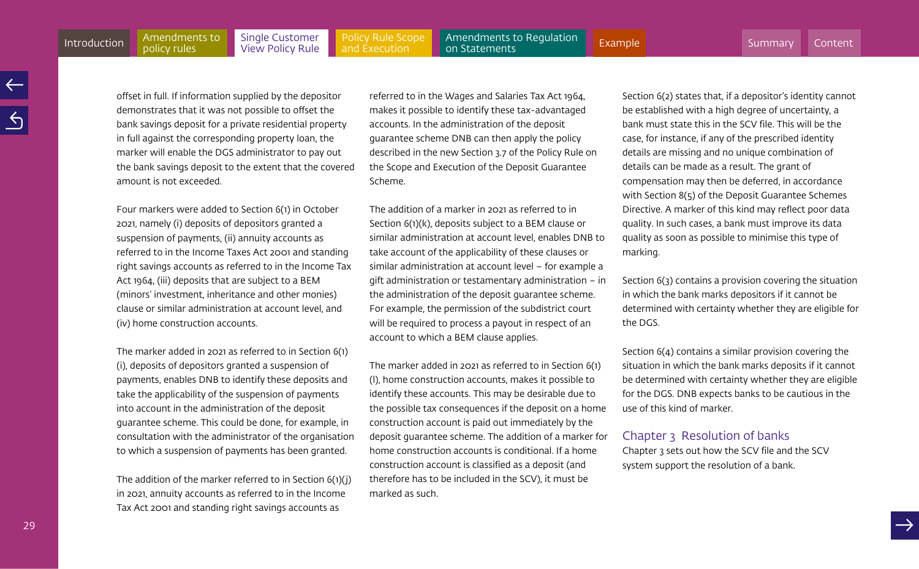offset in full. If information supplied by the depositor demonstrates that it was not possible to offset the bank savings deposit for a private residential property in full against the corresponding property loan, the marker will enable the DGS administrator to pay out the bank savings deposit to the extent that the covered amount is not exceeded.

Four markers were added to Section 6(1) in October 2021, namely (i) deposits of depositors granted a suspension of payments, (ii) annuity accounts as referred to in the Income Taxes Act 2001 and standing right savings accounts as referred to in the Income Tax Act 1964, (iii) deposits that are subject to a BEM (minors' investment, inheritance and other monies) clause or similar administration at account level, and (iv) home construction accounts.

The marker added in 2021 as referred to in Section 6(1)(i), deposits of depositors granted a suspension of payments, enables DNB to identify these deposits and take the applicability of the suspension of payments into account in the administration of the deposit guarantee scheme. This could be done, for example, in consultation with the administrator of the organisation to which a suspension of payments has been granted.

The addition of the marker referred to in Section 6(1)(j) in 2021, annuity accounts as referred to in the Income Tax Act 2001 and standing right savings accounts as referred to in the Wages and Salaries Tax Act 1964, makes it possible to identify these tax-advantaged accounts. In the administration of the deposit guarantee scheme DNB can then apply the policy described in the new Section 3.7 of the Policy Rule on the Scope and Execution of the Deposit Guarantee Scheme.

The addition of a marker in 2021 as referred to in Section 6(1)(k), deposits subject to a BEM clause or similar administration at account level, enables DNB to take account of the applicability of these clauses or similar administration at account level – for example a gift administration or testamentary administration – in the administration of the deposit guarantee scheme. For example, the permission of the subdistrict court will be required to process a payout in respect of an account to which a BEM clause applies.

The marker added in 2021 as referred to in Section 6(1)(l), home construction accounts, makes it possible to identify these accounts. This may be desirable due to the possible tax consequences if the deposit on a home construction account is paid out immediately by the deposit guarantee scheme. The addition of a marker for home construction accounts is conditional. If a home construction account is classified as a deposit (and therefore has to be included in the SCV), it must be marked as such.

Section 6(2) states that, if a depositor's identity cannot be established with a high degree of uncertainty, a bank must state this in the SCV file. This will be the case, for instance, if any of the prescribed identity details are missing and no unique combination of details can be made as a result. The grant of compensation may then be deferred, in accordance with Section 8(5) of the Deposit Guarantee Schemes Directive. A marker of this kind may reflect poor data quality. In such cases, a bank must improve its data quality as soon as possible to minimise this type of marking.

Section 6(3) contains a provision covering the situation in which the bank marks depositors if it cannot be determined with certainty whether they are eligible for the DGS.

Section 6(4) contains a similar provision covering the situation in which the bank marks deposits if it cannot be determined with certainty whether they are eligible for the DGS. DNB expects banks to be cautious in the use of this kind of marker.

## Chapter 3 Resolution of banks

Chapter 3 sets out how the SCV file and the SCV system support the resolution of a bank.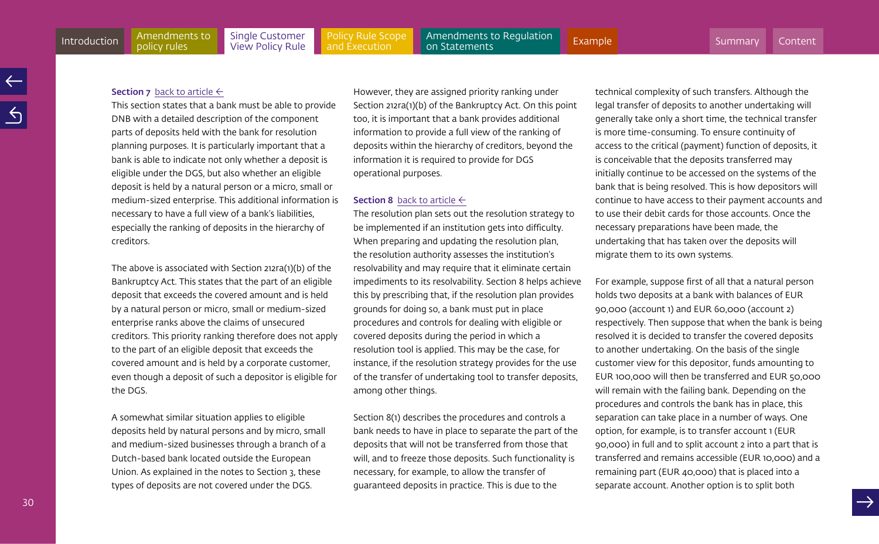**Section 7** back to article ←

This section states that a bank must be able to provide DNB with a detailed description of the component parts of deposits held with the bank for resolution planning purposes. It is particularly important that a bank is able to indicate not only whether a deposit is eligible under the DGS, but also whether an eligible deposit is held by a natural person or a micro, small or medium-sized enterprise. This additional information is necessary to have a full view of a bank's liabilities, especially the ranking of deposits in the hierarchy of creditors.

The above is associated with Section 212ra(1)(b) of the Bankruptcy Act. This states that the part of an eligible deposit that exceeds the covered amount and is held by a natural person or micro, small or medium-sized enterprise ranks above the claims of unsecured creditors. This priority ranking therefore does not apply to the part of an eligible deposit that exceeds the covered amount and is held by a corporate customer, even though a deposit of such a depositor is eligible for the DGS.

A somewhat similar situation applies to eligible deposits held by natural persons and by micro, small and medium-sized businesses through a branch of a Dutch-based bank located outside the European Union. As explained in the notes to Section 3, these types of deposits are not covered under the DGS. However, they are assigned priority ranking under Section 212ra(1)(b) of the Bankruptcy Act. On this point too, it is important that a bank provides additional information to provide a full view of the ranking of deposits within the hierarchy of creditors, beyond the information it is required to provide for DGS operational purposes.

**Section 8** back to article ←

The resolution plan sets out the resolution strategy to be implemented if an institution gets into difficulty. When preparing and updating the resolution plan, the resolution authority assesses the institution's resolvability and may require that it eliminate certain impediments to its resolvability. Section 8 helps achieve this by prescribing that, if the resolution plan provides grounds for doing so, a bank must put in place procedures and controls for dealing with eligible or covered deposits during the period in which a resolution tool is applied. This may be the case, for instance, if the resolution strategy provides for the use of the transfer of undertaking tool to transfer deposits, among other things.

Section 8(1) describes the procedures and controls a bank needs to have in place to separate the part of the deposits that will not be transferred from those that will, and to freeze those deposits. Such functionality is necessary, for example, to allow the transfer of guaranteed deposits in practice. This is due to the technical complexity of such transfers. Although the legal transfer of deposits to another undertaking will generally take only a short time, the technical transfer is more time-consuming. To ensure continuity of access to the critical (payment) function of deposits, it is conceivable that the deposits transferred may initially continue to be accessed on the systems of the bank that is being resolved. This is how depositors will continue to have access to their payment accounts and to use their debit cards for those accounts. Once the necessary preparations have been made, the undertaking that has taken over the deposits will migrate them to its own systems.

For example, suppose first of all that a natural person holds two deposits at a bank with balances of EUR 90,000 (account 1) and EUR 60,000 (account 2) respectively. Then suppose that when the bank is being resolved it is decided to transfer the covered deposits to another undertaking. On the basis of the single customer view for this depositor, funds amounting to EUR 100,000 will then be transferred and EUR 50,000 will remain with the failing bank. Depending on the procedures and controls the bank has in place, this separation can take place in a number of ways. One option, for example, is to transfer account 1 (EUR 90,000) in full and to split account 2 into a part that is transferred and remains accessible (EUR 10,000) and a remaining part (EUR 40,000) that is placed into a separate account. Another option is to split both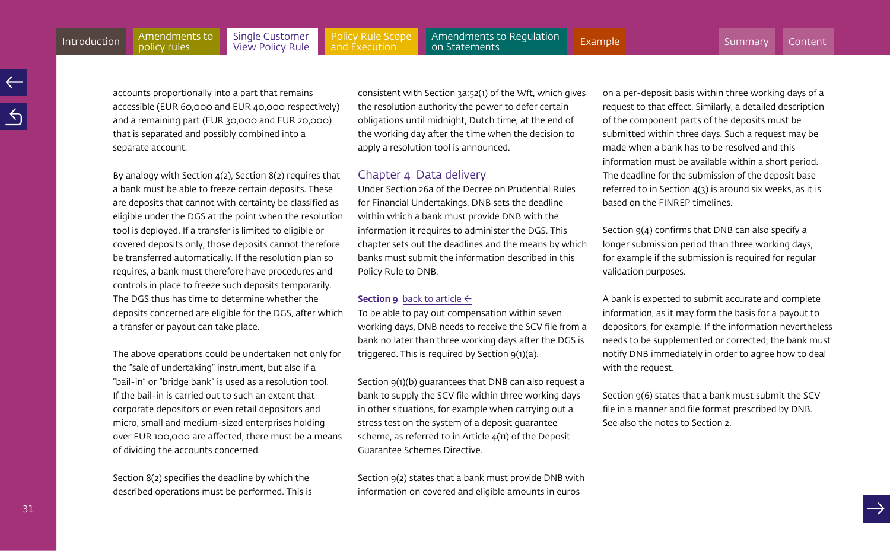accounts proportionally into a part that remains accessible (EUR 60,000 and EUR 40,000 respectively) and a remaining part (EUR 30,000 and EUR 20,000) that is separated and possibly combined into a separate account.

By analogy with Section 4(2), Section 8(2) requires that a bank must be able to freeze certain deposits. These are deposits that cannot with certainty be classified as eligible under the DGS at the point when the resolution tool is deployed. If a transfer is limited to eligible or covered deposits only, those deposits cannot therefore be transferred automatically. If the resolution plan so requires, a bank must therefore have procedures and controls in place to freeze such deposits temporarily. The DGS thus has time to determine whether the deposits concerned are eligible for the DGS, after which a transfer or payout can take place.

The above operations could be undertaken not only for the "sale of undertaking" instrument, but also if a "bail-in" or "bridge bank" is used as a resolution tool. If the bail-in is carried out to such an extent that corporate depositors or even retail depositors and micro, small and medium-sized enterprises holding over EUR 100,000 are affected, there must be a means of dividing the accounts concerned.

Section 8(2) specifies the deadline by which the described operations must be performed. This is consistent with Section 3a:52(1) of the Wft, which gives the resolution authority the power to defer certain obligations until midnight, Dutch time, at the end of the working day after the time when the decision to apply a resolution tool is announced.

## Chapter 4 Data delivery

Under Section 26a of the Decree on Prudential Rules for Financial Undertakings, DNB sets the deadline within which a bank must provide DNB with the information it requires to administer the DGS. This chapter sets out the deadlines and the means by which banks must submit the information described in this Policy Rule to DNB.

**Section 9** back to article ←

To be able to pay out compensation within seven working days, DNB needs to receive the SCV file from a bank no later than three working days after the DGS is triggered. This is required by Section 9(1)(a).

Section 9(1)(b) guarantees that DNB can also request a bank to supply the SCV file within three working days in other situations, for example when carrying out a stress test on the system of a deposit guarantee scheme, as referred to in Article 4(11) of the Deposit Guarantee Schemes Directive.

Section 9(2) states that a bank must provide DNB with information on covered and eligible amounts in euros on a per-deposit basis within three working days of a request to that effect. Similarly, a detailed description of the component parts of the deposits must be submitted within three days. Such a request may be made when a bank has to be resolved and this information must be available within a short period. The deadline for the submission of the deposit base referred to in Section 4(3) is around six weeks, as it is based on the FINREP timelines.

Section 9(4) confirms that DNB can also specify a longer submission period than three working days, for example if the submission is required for regular validation purposes.

A bank is expected to submit accurate and complete information, as it may form the basis for a payout to depositors, for example. If the information nevertheless needs to be supplemented or corrected, the bank must notify DNB immediately in order to agree how to deal with the request.

Section 9(6) states that a bank must submit the SCV file in a manner and file format prescribed by DNB. See also the notes to Section 2.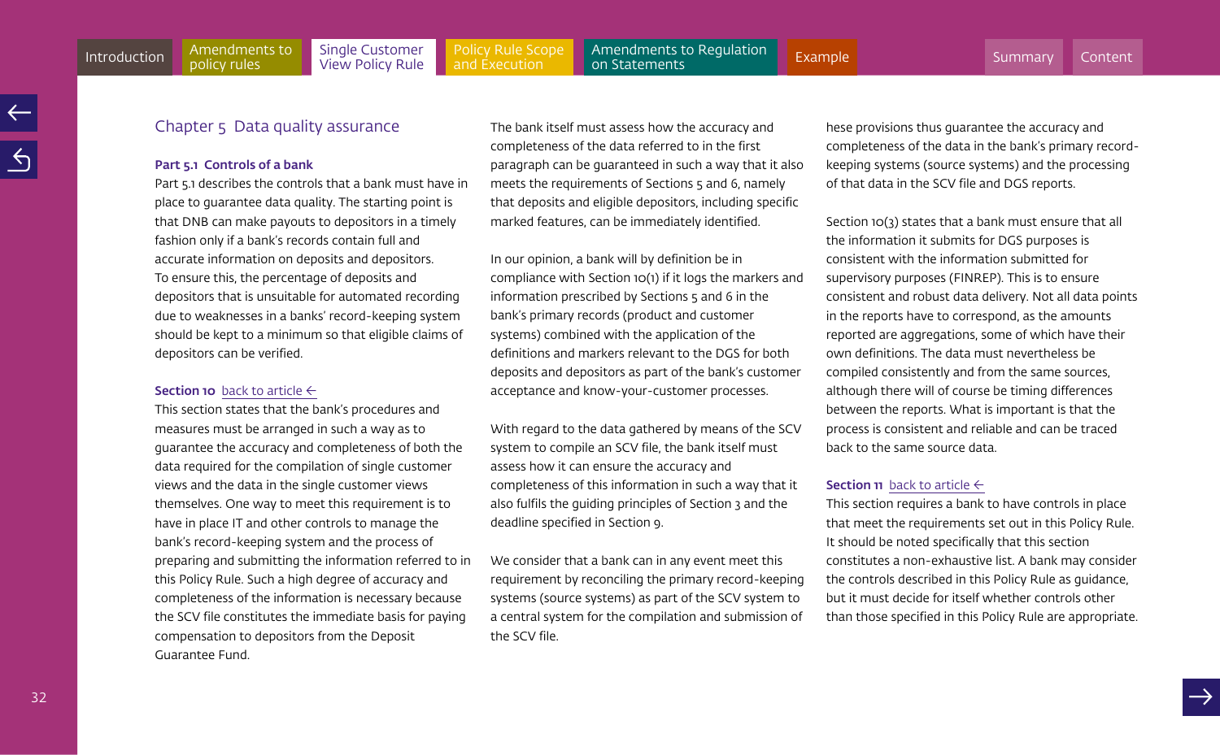## Chapter 5 Data quality assurance

### Part 5.1 Controls of a bank

Part 5.1 describes the controls that a bank must have in place to guarantee data quality. The starting point is that DNB can make payouts to depositors in a timely fashion only if a bank's records contain full and accurate information on deposits and depositors. To ensure this, the percentage of deposits and depositors that is unsuitable for automated recording due to weaknesses in a banks' record-keeping system should be kept to a minimum so that eligible claims of depositors can be verified.

**Section 10** back to article ←

This section states that the bank's procedures and measures must be arranged in such a way as to guarantee the accuracy and completeness of both the data required for the compilation of single customer views and the data in the single customer views themselves. One way to meet this requirement is to have in place IT and other controls to manage the bank's record-keeping system and the process of preparing and submitting the information referred to in this Policy Rule. Such a high degree of accuracy and completeness of the information is necessary because the SCV file constitutes the immediate basis for paying compensation to depositors from the Deposit Guarantee Fund.

The bank itself must assess how the accuracy and completeness of the data referred to in the first paragraph can be guaranteed in such a way that it also meets the requirements of Sections 5 and 6, namely that deposits and eligible depositors, including specific marked features, can be immediately identified.

In our opinion, a bank will by definition be in compliance with Section 10(1) if it logs the markers and information prescribed by Sections 5 and 6 in the bank's primary records (product and customer systems) combined with the application of the definitions and markers relevant to the DGS for both deposits and depositors as part of the bank's customer acceptance and know-your-customer processes.

With regard to the data gathered by means of the SCV system to compile an SCV file, the bank itself must assess how it can ensure the accuracy and completeness of this information in such a way that it also fulfils the guiding principles of Section 3 and the deadline specified in Section 9.

We consider that a bank can in any event meet this requirement by reconciling the primary record-keeping systems (source systems) as part of the SCV system to a central system for the compilation and submission of the SCV file.

hese provisions thus guarantee the accuracy and completeness of the data in the bank's primary record-keeping systems (source systems) and the processing of that data in the SCV file and DGS reports.

Section 10(3) states that a bank must ensure that all the information it submits for DGS purposes is consistent with the information submitted for supervisory purposes (FINREP). This is to ensure consistent and robust data delivery. Not all data points in the reports have to correspond, as the amounts reported are aggregations, some of which have their own definitions. The data must nevertheless be compiled consistently and from the same sources, although there will of course be timing differences between the reports. What is important is that the process is consistent and reliable and can be traced back to the same source data.

**Section 11** back to article ←

This section requires a bank to have controls in place that meet the requirements set out in this Policy Rule. It should be noted specifically that this section constitutes a non-exhaustive list. A bank may consider the controls described in this Policy Rule as guidance, but it must decide for itself whether controls other than those specified in this Policy Rule are appropriate.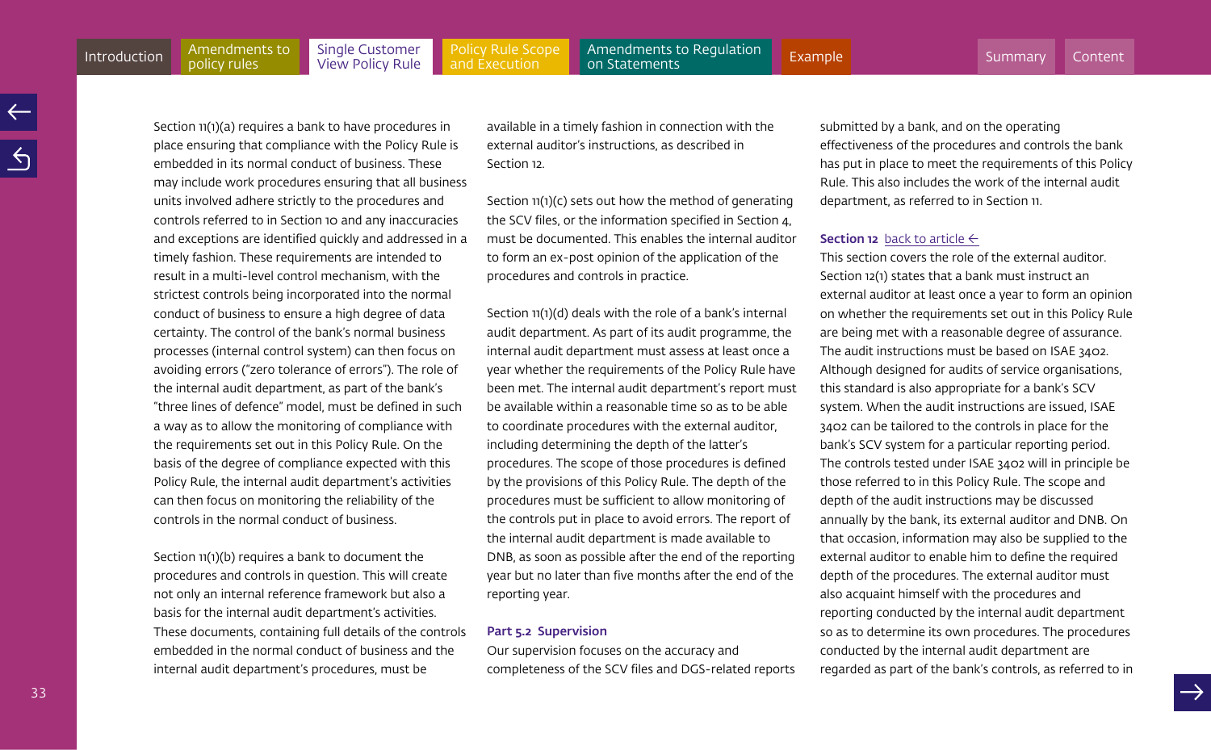Section 11(1)(a) requires a bank to have procedures in place ensuring that compliance with the Policy Rule is embedded in its normal conduct of business. These may include work procedures ensuring that all business units involved adhere strictly to the procedures and controls referred to in Section 10 and any inaccuracies and exceptions are identified quickly and addressed in a timely fashion. These requirements are intended to result in a multi-level control mechanism, with the strictest controls being incorporated into the normal conduct of business to ensure a high degree of data certainty. The control of the bank's normal business processes (internal control system) can then focus on avoiding errors ("zero tolerance of errors"). The role of the internal audit department, as part of the bank's "three lines of defence" model, must be defined in such a way as to allow the monitoring of compliance with the requirements set out in this Policy Rule. On the basis of the degree of compliance expected with this Policy Rule, the internal audit department's activities can then focus on monitoring the reliability of the controls in the normal conduct of business.

Section 11(1)(b) requires a bank to document the procedures and controls in question. This will create not only an internal reference framework but also a basis for the internal audit department's activities. These documents, containing full details of the controls embedded in the normal conduct of business and the internal audit department's procedures, must be available in a timely fashion in connection with the external auditor's instructions, as described in Section 12.

Section 11(1)(c) sets out how the method of generating the SCV files, or the information specified in Section 4, must be documented. This enables the internal auditor to form an ex-post opinion of the application of the procedures and controls in practice.

Section 11(1)(d) deals with the role of a bank's internal audit department. As part of its audit programme, the internal audit department must assess at least once a year whether the requirements of the Policy Rule have been met. The internal audit department's report must be available within a reasonable time so as to be able to coordinate procedures with the external auditor, including determining the depth of the latter's procedures. The scope of those procedures is defined by the provisions of this Policy Rule. The depth of the procedures must be sufficient to allow monitoring of the controls put in place to avoid errors. The report of the internal audit department is made available to DNB, as soon as possible after the end of the reporting year but no later than five months after the end of the reporting year.

**Part 5.2 Supervision**

Our supervision focuses on the accuracy and completeness of the SCV files and DGS-related reports submitted by a bank, and on the operating effectiveness of the procedures and controls the bank has put in place to meet the requirements of this Policy Rule. This also includes the work of the internal audit department, as referred to in Section 11.

**Section 12** back to article ←

This section covers the role of the external auditor. Section 12(1) states that a bank must instruct an external auditor at least once a year to form an opinion on whether the requirements set out in this Policy Rule are being met with a reasonable degree of assurance. The audit instructions must be based on ISAE 3402. Although designed for audits of service organisations, this standard is also appropriate for a bank's SCV system. When the audit instructions are issued, ISAE 3402 can be tailored to the controls in place for the bank's SCV system for a particular reporting period. The controls tested under ISAE 3402 will in principle be those referred to in this Policy Rule. The scope and depth of the audit instructions may be discussed annually by the bank, its external auditor and DNB. On that occasion, information may also be supplied to the external auditor to enable him to define the required depth of the procedures. The external auditor must also acquaint himself with the procedures and reporting conducted by the internal audit department so as to determine its own procedures. The procedures conducted by the internal audit department are regarded as part of the bank's controls, as referred to in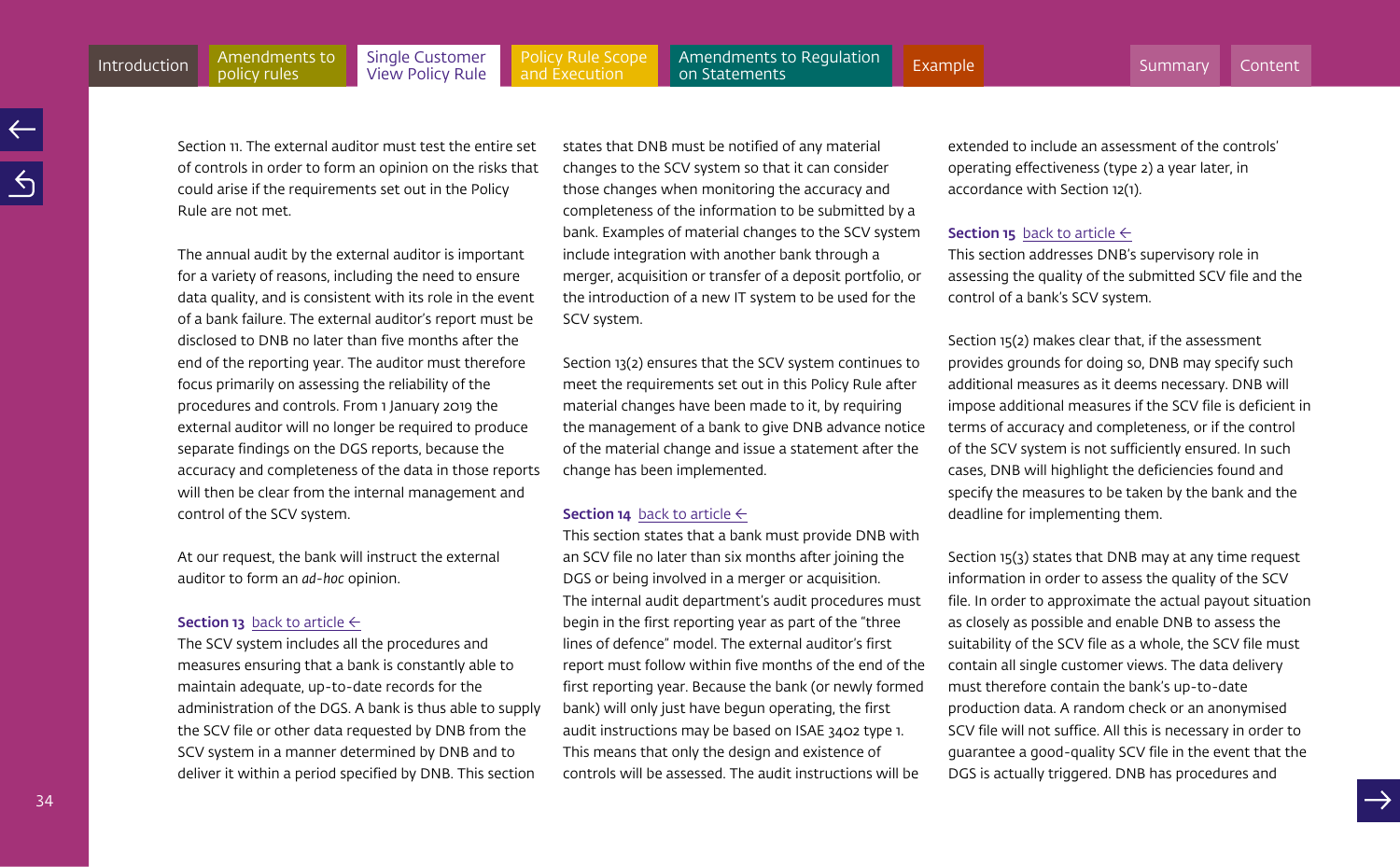Section 11. The external auditor must test the entire set of controls in order to form an opinion on the risks that could arise if the requirements set out in the Policy Rule are not met.

The annual audit by the external auditor is important for a variety of reasons, including the need to ensure data quality, and is consistent with its role in the event of a bank failure. The external auditor's report must be disclosed to DNB no later than five months after the end of the reporting year. The auditor must therefore focus primarily on assessing the reliability of the procedures and controls. From 1 January 2019 the external auditor will no longer be required to produce separate findings on the DGS reports, because the accuracy and completeness of the data in those reports will then be clear from the internal management and control of the SCV system.

At our request, the bank will instruct the external auditor to form an *ad-hoc* opinion.

**Section 13** back to article ←

The SCV system includes all the procedures and measures ensuring that a bank is constantly able to maintain adequate, up-to-date records for the administration of the DGS. A bank is thus able to supply the SCV file or other data requested by DNB from the SCV system in a manner determined by DNB and to deliver it within a period specified by DNB. This section states that DNB must be notified of any material changes to the SCV system so that it can consider those changes when monitoring the accuracy and completeness of the information to be submitted by a bank. Examples of material changes to the SCV system include integration with another bank through a merger, acquisition or transfer of a deposit portfolio, or the introduction of a new IT system to be used for the SCV system.

Section 13(2) ensures that the SCV system continues to meet the requirements set out in this Policy Rule after material changes have been made to it, by requiring the management of a bank to give DNB advance notice of the material change and issue a statement after the change has been implemented.

**Section 14** back to article ←

This section states that a bank must provide DNB with an SCV file no later than six months after joining the DGS or being involved in a merger or acquisition. The internal audit department's audit procedures must begin in the first reporting year as part of the "three lines of defence" model. The external auditor's first report must follow within five months of the end of the first reporting year. Because the bank (or newly formed bank) will only just have begun operating, the first audit instructions may be based on ISAE 3402 type 1. This means that only the design and existence of controls will be assessed. The audit instructions will be extended to include an assessment of the controls' operating effectiveness (type 2) a year later, in accordance with Section 12(1).

**Section 15** back to article ←

This section addresses DNB's supervisory role in assessing the quality of the submitted SCV file and the control of a bank's SCV system.

Section 15(2) makes clear that, if the assessment provides grounds for doing so, DNB may specify such additional measures as it deems necessary. DNB will impose additional measures if the SCV file is deficient in terms of accuracy and completeness, or if the control of the SCV system is not sufficiently ensured. In such cases, DNB will highlight the deficiencies found and specify the measures to be taken by the bank and the deadline for implementing them.

Section 15(3) states that DNB may at any time request information in order to assess the quality of the SCV file. In order to approximate the actual payout situation as closely as possible and enable DNB to assess the suitability of the SCV file as a whole, the SCV file must contain all single customer views. The data delivery must therefore contain the bank's up-to-date production data. A random check or an anonymised SCV file will not suffice. All this is necessary in order to guarantee a good-quality SCV file in the event that the DGS is actually triggered. DNB has procedures and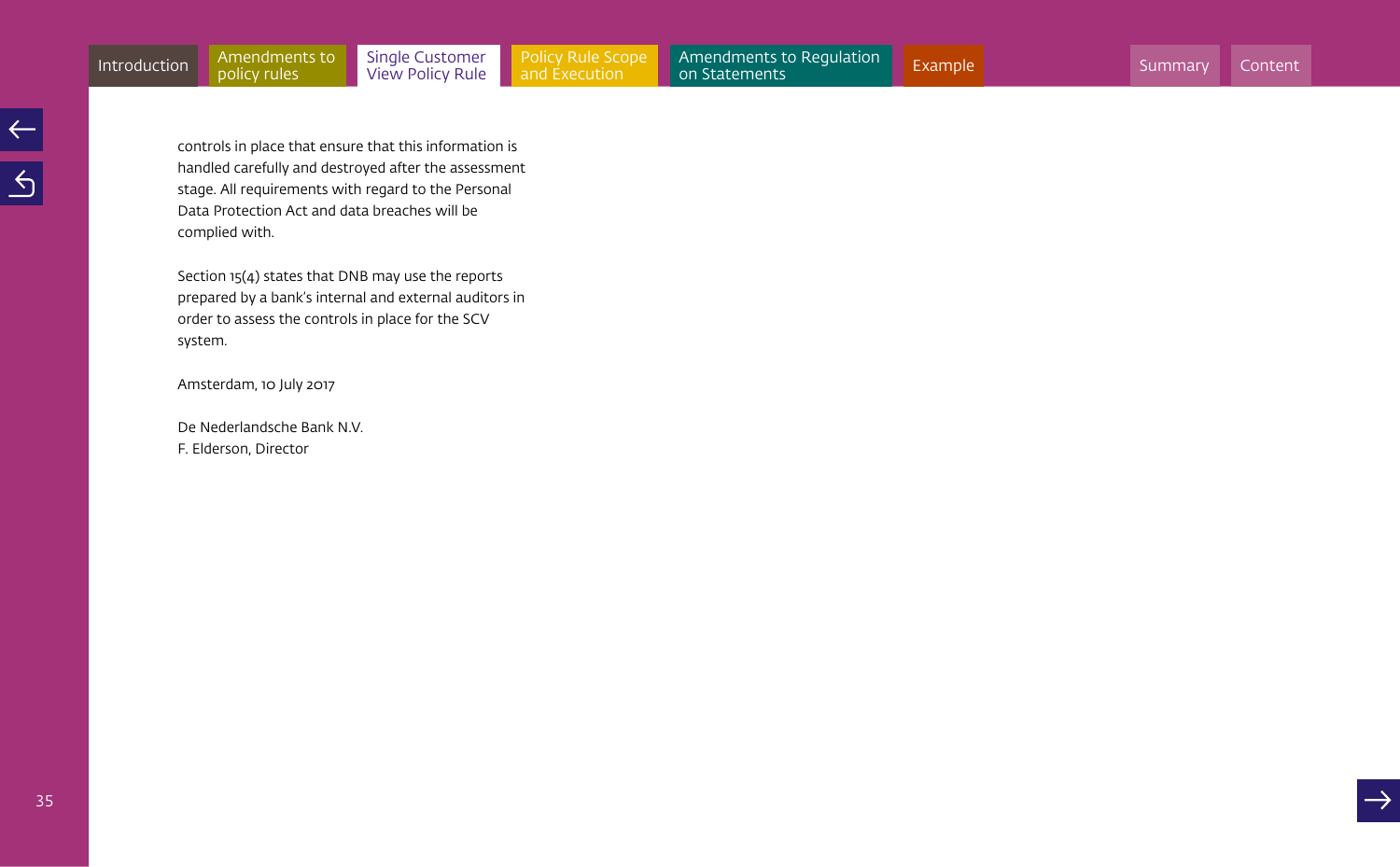controls in place that ensure that this information is handled carefully and destroyed after the assessment stage. All requirements with regard to the Personal Data Protection Act and data breaches will be complied with.

Section 15(4) states that DNB may use the reports prepared by a bank's internal and external auditors in order to assess the controls in place for the SCV system.

Amsterdam, 10 July 2017

De Nederlandsche Bank N.V.  
F. Elderson, Director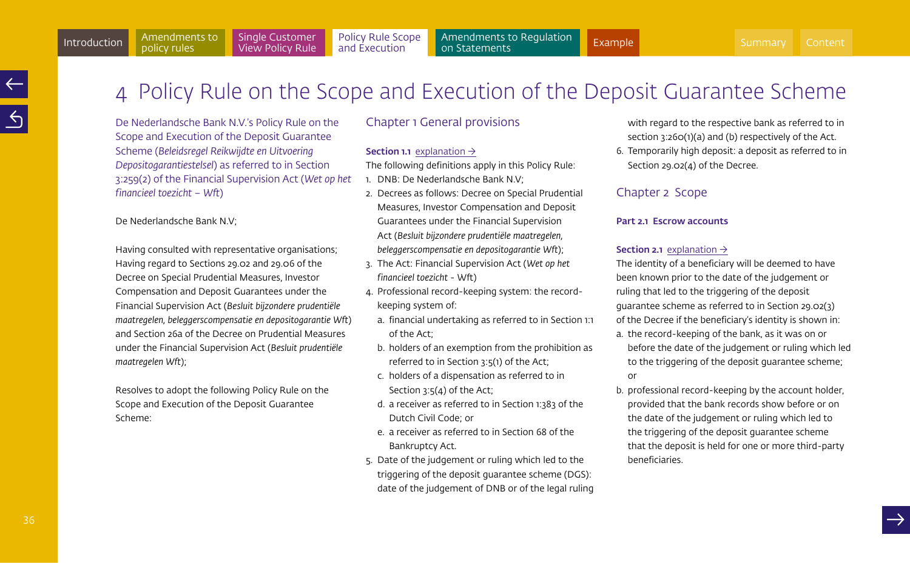# 4 Policy Rule on the Scope and Execution of the Deposit Guarantee Scheme

De Nederlandsche Bank N.V.'s Policy Rule on the Scope and Execution of the Deposit Guarantee Scheme (*Beleidsregel Reikwijdte en Uitvoering Depositogarantiestelsel*) as referred to in Section 3:259(2) of the Financial Supervision Act (*Wet op het financieel toezicht – Wft*)

De Nederlandsche Bank N.V;

Having consulted with representative organisations;
Having regard to Sections 29.02 and 29.06 of the Decree on Special Prudential Measures, Investor Compensation and Deposit Guarantees under the Financial Supervision Act (*Besluit bijzondere prudentiële maatregelen, beleggerscompensatie en depositogarantie Wft*) and Section 26a of the Decree on Prudential Measures under the Financial Supervision Act (*Besluit prudentiële maatregelen Wft*);

Resolves to adopt the following Policy Rule on the Scope and Execution of the Deposit Guarantee Scheme:

## Chapter 1 General provisions

**Section 1.1** explanation →

The following definitions apply in this Policy Rule:

1. DNB: De Nederlandsche Bank N.V;
2. Decrees as follows: Decree on Special Prudential Measures, Investor Compensation and Deposit Guarantees under the Financial Supervision Act (*Besluit bijzondere prudentiële maatregelen, beleggerscompensatie en depositogarantie Wft*);
3. The Act: Financial Supervision Act (*Wet op het financieel toezicht* - Wft)
4. Professional record-keeping system: the record-keeping system of:
   a. financial undertaking as referred to in Section 1:1 of the Act;
   b. holders of an exemption from the prohibition as referred to in Section 3:5(1) of the Act;
   c. holders of a dispensation as referred to in Section 3:5(4) of the Act;
   d. a receiver as referred to in Section 1:383 of the Dutch Civil Code; or
   e. a receiver as referred to in Section 68 of the Bankruptcy Act.
5. Date of the judgement or ruling which led to the triggering of the deposit guarantee scheme (DGS): date of the judgement of DNB or of the legal ruling with regard to the respective bank as referred to in section 3:260(1)(a) and (b) respectively of the Act.
6. Temporarily high deposit: a deposit as referred to in Section 29.02(4) of the Decree.

## Chapter 2 Scope

### Part 2.1 Escrow accounts

**Section 2.1** explanation →

The identity of a beneficiary will be deemed to have been known prior to the date of the judgement or ruling that led to the triggering of the deposit guarantee scheme as referred to in Section 29.02(3) of the Decree if the beneficiary's identity is shown in:

a. the record-keeping of the bank, as it was on or before the date of the judgement or ruling which led to the triggering of the deposit guarantee scheme; or
b. professional record-keeping by the account holder, provided that the bank records show before or on the date of the judgement or ruling which led to the triggering of the deposit guarantee scheme that the deposit is held for one or more third-party beneficiaries.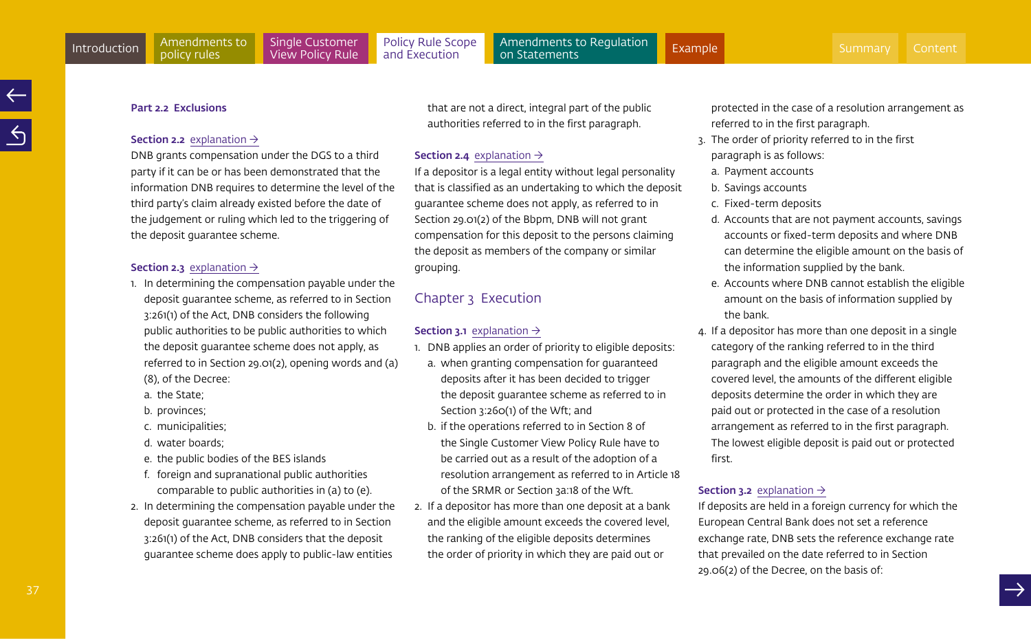## Part 2.2 Exclusions

**Section 2.2** explanation →

DNB grants compensation under the DGS to a third party if it can be or has been demonstrated that the information DNB requires to determine the level of the third party's claim already existed before the date of the judgement or ruling which led to the triggering of the deposit guarantee scheme.

**Section 2.3** explanation →

1. In determining the compensation payable under the deposit guarantee scheme, as referred to in Section 3:261(1) of the Act, DNB considers the following public authorities to be public authorities to which the deposit guarantee scheme does not apply, as referred to in Section 29.01(2), opening words and (a)(8), of the Decree:
   a. the State;
   b. provinces;
   c. municipalities;
   d. water boards;
   e. the public bodies of the BES islands
   f. foreign and supranational public authorities comparable to public authorities in (a) to (e).
2. In determining the compensation payable under the deposit guarantee scheme, as referred to in Section 3:261(1) of the Act, DNB considers that the deposit guarantee scheme does apply to public-law entities that are not a direct, integral part of the public authorities referred to in the first paragraph.

**Section 2.4** explanation →

If a depositor is a legal entity without legal personality that is classified as an undertaking to which the deposit guarantee scheme does not apply, as referred to in Section 29.01(2) of the Bbpm, DNB will not grant compensation for this deposit to the persons claiming the deposit as members of the company or similar grouping.

## Chapter 3 Execution

**Section 3.1** explanation →

1. DNB applies an order of priority to eligible deposits:
   a. when granting compensation for guaranteed deposits after it has been decided to trigger the deposit guarantee scheme as referred to in Section 3:260(1) of the Wft; and
   b. if the operations referred to in Section 8 of the Single Customer View Policy Rule have to be carried out as a result of the adoption of a resolution arrangement as referred to in Article 18 of the SRMR or Section 3a:18 of the Wft.
2. If a depositor has more than one deposit at a bank and the eligible amount exceeds the covered level, the ranking of the eligible deposits determines the order of priority in which they are paid out or protected in the case of a resolution arrangement as referred to in the first paragraph.
3. The order of priority referred to in the first paragraph is as follows:
   a. Payment accounts
   b. Savings accounts
   c. Fixed-term deposits
   d. Accounts that are not payment accounts, savings accounts or fixed-term deposits and where DNB can determine the eligible amount on the basis of the information supplied by the bank.
   e. Accounts where DNB cannot establish the eligible amount on the basis of information supplied by the bank.
4. If a depositor has more than one deposit in a single category of the ranking referred to in the third paragraph and the eligible amount exceeds the covered level, the amounts of the different eligible deposits determine the order in which they are paid out or protected in the case of a resolution arrangement as referred to in the first paragraph. The lowest eligible deposit is paid out or protected first.

**Section 3.2** explanation →

If deposits are held in a foreign currency for which the European Central Bank does not set a reference exchange rate, DNB sets the reference exchange rate that prevailed on the date referred to in Section 29.06(2) of the Decree, on the basis of: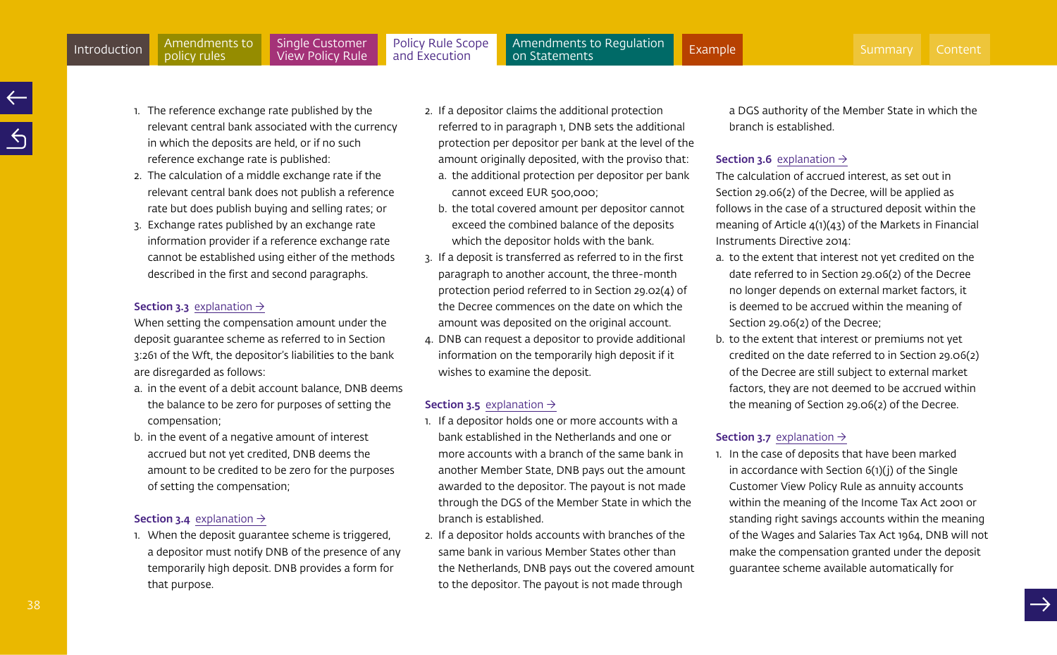1. The reference exchange rate published by the relevant central bank associated with the currency in which the deposits are held, or if no such reference exchange rate is published:
2. The calculation of a middle exchange rate if the relevant central bank does not publish a reference rate but does publish buying and selling rates; or
3. Exchange rates published by an exchange rate information provider if a reference exchange rate cannot be established using either of the methods described in the first and second paragraphs.

**Section 3.3** explanation →

When setting the compensation amount under the deposit guarantee scheme as referred to in Section 3:261 of the Wft, the depositor's liabilities to the bank are disregarded as follows:

a. in the event of a debit account balance, DNB deems the balance to be zero for purposes of setting the compensation;
b. in the event of a negative amount of interest accrued but not yet credited, DNB deems the amount to be credited to be zero for the purposes of setting the compensation;

**Section 3.4** explanation →

1. When the deposit guarantee scheme is triggered, a depositor must notify DNB of the presence of any temporarily high deposit. DNB provides a form for that purpose.
2. If a depositor claims the additional protection referred to in paragraph 1, DNB sets the additional protection per depositor per bank at the level of the amount originally deposited, with the proviso that:
   a. the additional protection per depositor per bank cannot exceed EUR 500,000;
   b. the total covered amount per depositor cannot exceed the combined balance of the deposits which the depositor holds with the bank.
3. If a deposit is transferred as referred to in the first paragraph to another account, the three-month protection period referred to in Section 29.02(4) of the Decree commences on the date on which the amount was deposited on the original account.
4. DNB can request a depositor to provide additional information on the temporarily high deposit if it wishes to examine the deposit.

**Section 3.5** explanation →

1. If a depositor holds one or more accounts with a bank established in the Netherlands and one or more accounts with a branch of the same bank in another Member State, DNB pays out the amount awarded to the depositor. The payout is not made through the DGS of the Member State in which the branch is established.
2. If a depositor holds accounts with branches of the same bank in various Member States other than the Netherlands, DNB pays out the covered amount to the depositor. The payout is not made through a DGS authority of the Member State in which the branch is established.

**Section 3.6** explanation →

The calculation of accrued interest, as set out in Section 29.06(2) of the Decree, will be applied as follows in the case of a structured deposit within the meaning of Article 4(1)(43) of the Markets in Financial Instruments Directive 2014:

a. to the extent that interest not yet credited on the date referred to in Section 29.06(2) of the Decree no longer depends on external market factors, it is deemed to be accrued within the meaning of Section 29.06(2) of the Decree;
b. to the extent that interest or premiums not yet credited on the date referred to in Section 29.06(2) of the Decree are still subject to external market factors, they are not deemed to be accrued within the meaning of Section 29.06(2) of the Decree.

**Section 3.7** explanation →

1. In the case of deposits that have been marked in accordance with Section 6(1)(j) of the Single Customer View Policy Rule as annuity accounts within the meaning of the Income Tax Act 2001 or standing right savings accounts within the meaning of the Wages and Salaries Tax Act 1964, DNB will not make the compensation granted under the deposit guarantee scheme available automatically for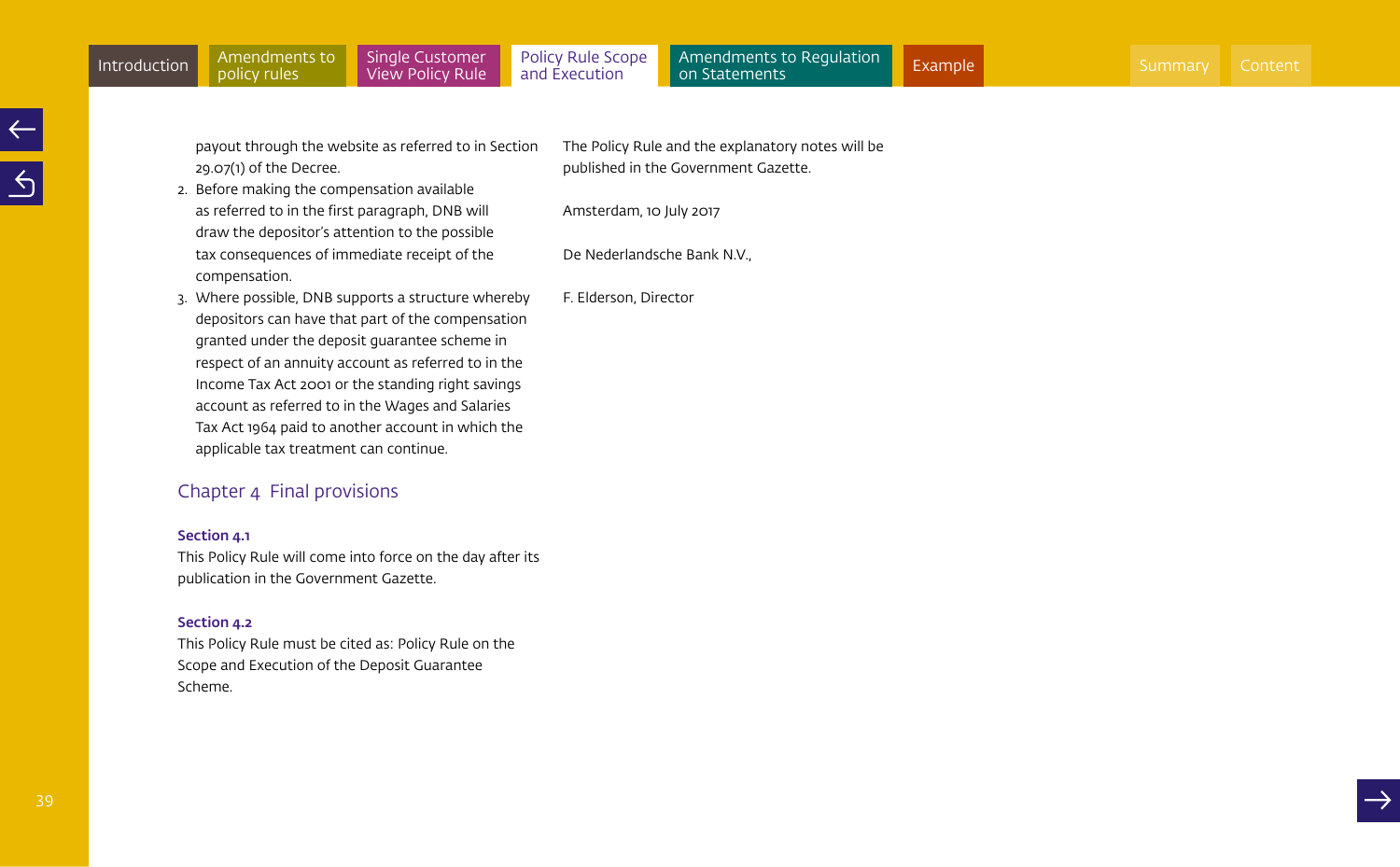payout through the website as referred to in Section 29.07(1) of the Decree.

2. Before making the compensation available as referred to in the first paragraph, DNB will draw the depositor's attention to the possible tax consequences of immediate receipt of the compensation.
3. Where possible, DNB supports a structure whereby depositors can have that part of the compensation granted under the deposit guarantee scheme in respect of an annuity account as referred to in the Income Tax Act 2001 or the standing right savings account as referred to in the Wages and Salaries Tax Act 1964 paid to another account in which the applicable tax treatment can continue.

## Chapter 4 Final provisions

**Section 4.1**
This Policy Rule will come into force on the day after its publication in the Government Gazette.

**Section 4.2**
This Policy Rule must be cited as: Policy Rule on the Scope and Execution of the Deposit Guarantee Scheme.

The Policy Rule and the explanatory notes will be published in the Government Gazette.

Amsterdam, 10 July 2017

De Nederlandsche Bank N.V.,

F. Elderson, Director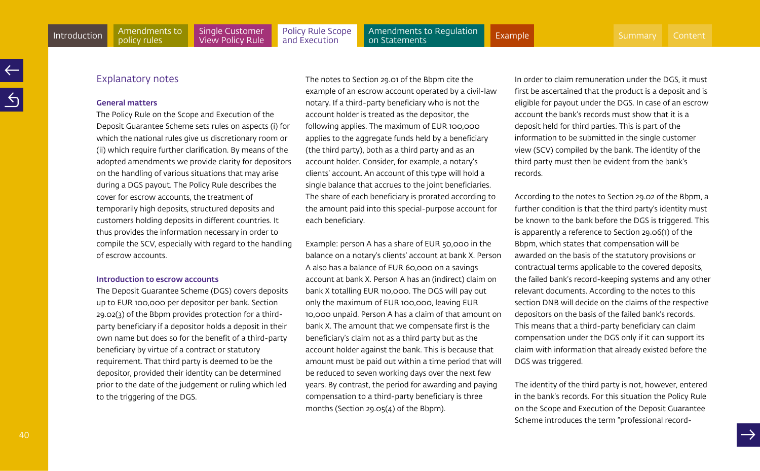## Explanatory notes

### General matters

The Policy Rule on the Scope and Execution of the Deposit Guarantee Scheme sets rules on aspects (i) for which the national rules give us discretionary room or (ii) which require further clarification. By means of the adopted amendments we provide clarity for depositors on the handling of various situations that may arise during a DGS payout. The Policy Rule describes the cover for escrow accounts, the treatment of temporarily high deposits, structured deposits and customers holding deposits in different countries. It thus provides the information necessary in order to compile the SCV, especially with regard to the handling of escrow accounts.

### Introduction to escrow accounts

The Deposit Guarantee Scheme (DGS) covers deposits up to EUR 100,000 per depositor per bank. Section 29.02(3) of the Bbpm provides protection for a third-party beneficiary if a depositor holds a deposit in their own name but does so for the benefit of a third-party beneficiary by virtue of a contract or statutory requirement. That third party is deemed to be the depositor, provided their identity can be determined prior to the date of the judgement or ruling which led to the triggering of the DGS.

The notes to Section 29.01 of the Bbpm cite the example of an escrow account operated by a civil-law notary. If a third-party beneficiary who is not the account holder is treated as the depositor, the following applies. The maximum of EUR 100,000 applies to the aggregate funds held by a beneficiary (the third party), both as a third party and as an account holder. Consider, for example, a notary's clients' account. An account of this type will hold a single balance that accrues to the joint beneficiaries. The share of each beneficiary is prorated according to the amount paid into this special-purpose account for each beneficiary.

Example: person A has a share of EUR 50,000 in the balance on a notary's clients' account at bank X. Person A also has a balance of EUR 60,000 on a savings account at bank X. Person A has an (indirect) claim on bank X totalling EUR 110,000. The DGS will pay out only the maximum of EUR 100,000, leaving EUR 10,000 unpaid. Person A has a claim of that amount on bank X. The amount that we compensate first is the beneficiary's claim not as a third party but as the account holder against the bank. This is because that amount must be paid out within a time period that will be reduced to seven working days over the next few years. By contrast, the period for awarding and paying compensation to a third-party beneficiary is three months (Section 29.05(4) of the Bbpm).

In order to claim remuneration under the DGS, it must first be ascertained that the product is a deposit and is eligible for payout under the DGS. In case of an escrow account the bank's records must show that it is a deposit held for third parties. This is part of the information to be submitted in the single customer view (SCV) compiled by the bank. The identity of the third party must then be evident from the bank's records.

According to the notes to Section 29.02 of the Bbpm, a further condition is that the third party's identity must be known to the bank before the DGS is triggered. This is apparently a reference to Section 29.06(1) of the Bbpm, which states that compensation will be awarded on the basis of the statutory provisions or contractual terms applicable to the covered deposits, the failed bank's record-keeping systems and any other relevant documents. According to the notes to this section DNB will decide on the claims of the respective depositors on the basis of the failed bank's records. This means that a third-party beneficiary can claim compensation under the DGS only if it can support its claim with information that already existed before the DGS was triggered.

The identity of the third party is not, however, entered in the bank's records. For this situation the Policy Rule on the Scope and Execution of the Deposit Guarantee Scheme introduces the term "professional record-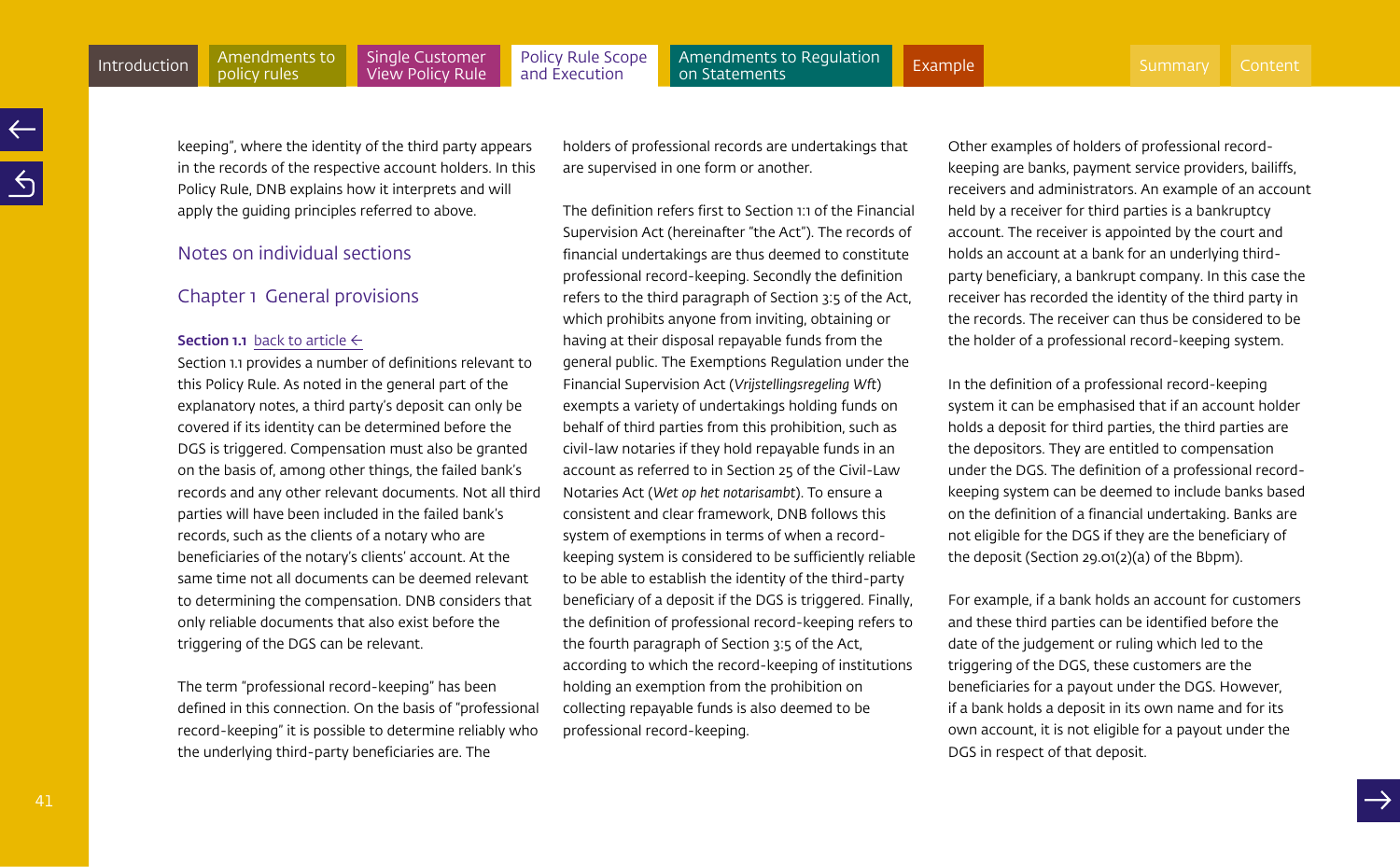keeping", where the identity of the third party appears in the records of the respective account holders. In this Policy Rule, DNB explains how it interprets and will apply the guiding principles referred to above.

## Notes on individual sections

## Chapter 1 General provisions

**Section 1.1** back to article ←

Section 1.1 provides a number of definitions relevant to this Policy Rule. As noted in the general part of the explanatory notes, a third party's deposit can only be covered if its identity can be determined before the DGS is triggered. Compensation must also be granted on the basis of, among other things, the failed bank's records and any other relevant documents. Not all third parties will have been included in the failed bank's records, such as the clients of a notary who are beneficiaries of the notary's clients' account. At the same time not all documents can be deemed relevant to determining the compensation. DNB considers that only reliable documents that also exist before the triggering of the DGS can be relevant.

The term "professional record-keeping" has been defined in this connection. On the basis of "professional record-keeping" it is possible to determine reliably who the underlying third-party beneficiaries are. The holders of professional records are undertakings that are supervised in one form or another.

The definition refers first to Section 1:1 of the Financial Supervision Act (hereinafter "the Act"). The records of financial undertakings are thus deemed to constitute professional record-keeping. Secondly the definition refers to the third paragraph of Section 3:5 of the Act, which prohibits anyone from inviting, obtaining or having at their disposal repayable funds from the general public. The Exemptions Regulation under the Financial Supervision Act (*Vrijstellingsregeling Wft*) exempts a variety of undertakings holding funds on behalf of third parties from this prohibition, such as civil-law notaries if they hold repayable funds in an account as referred to in Section 25 of the Civil-Law Notaries Act (*Wet op het notarisambt*). To ensure a consistent and clear framework, DNB follows this system of exemptions in terms of when a record-keeping system is considered to be sufficiently reliable to be able to establish the identity of the third-party beneficiary of a deposit if the DGS is triggered. Finally, the definition of professional record-keeping refers to the fourth paragraph of Section 3:5 of the Act, according to which the record-keeping of institutions holding an exemption from the prohibition on collecting repayable funds is also deemed to be professional record-keeping.

Other examples of holders of professional record-keeping are banks, payment service providers, bailiffs, receivers and administrators. An example of an account held by a receiver for third parties is a bankruptcy account. The receiver is appointed by the court and holds an account at a bank for an underlying third-party beneficiary, a bankrupt company. In this case the receiver has recorded the identity of the third party in the records. The receiver can thus be considered to be the holder of a professional record-keeping system.

In the definition of a professional record-keeping system it can be emphasised that if an account holder holds a deposit for third parties, the third parties are the depositors. They are entitled to compensation under the DGS. The definition of a professional record-keeping system can be deemed to include banks based on the definition of a financial undertaking. Banks are not eligible for the DGS if they are the beneficiary of the deposit (Section 29.01(2)(a) of the Bbpm).

For example, if a bank holds an account for customers and these third parties can be identified before the date of the judgement or ruling which led to the triggering of the DGS, these customers are the beneficiaries for a payout under the DGS. However, if a bank holds a deposit in its own name and for its own account, it is not eligible for a payout under the DGS in respect of that deposit.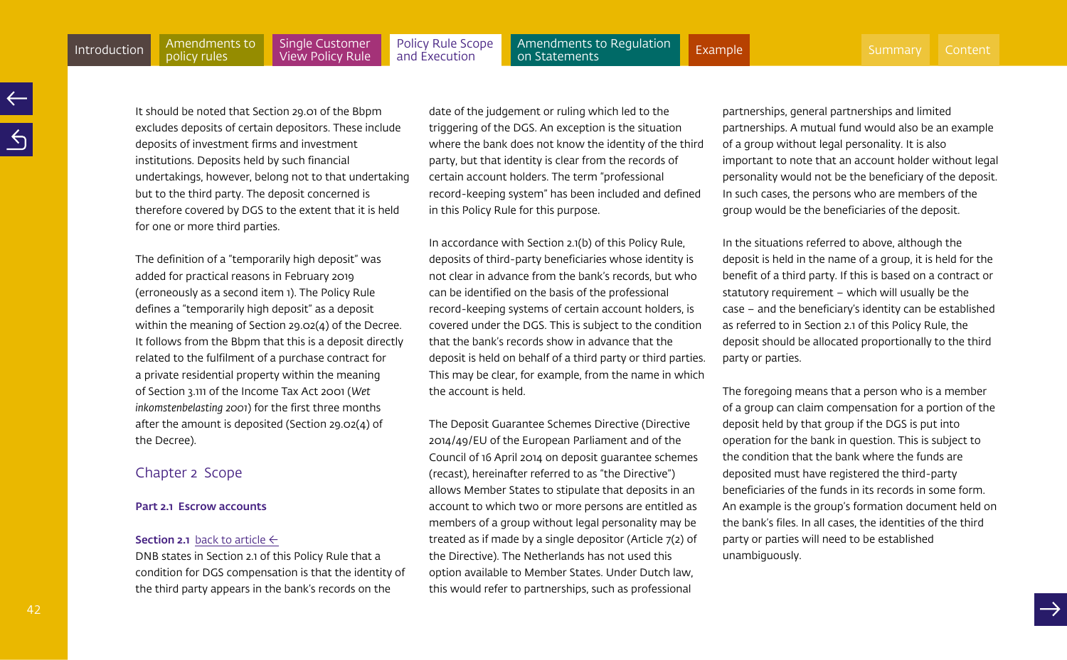It should be noted that Section 29.01 of the Bbpm excludes deposits of certain depositors. These include deposits of investment firms and investment institutions. Deposits held by such financial undertakings, however, belong not to that undertaking but to the third party. The deposit concerned is therefore covered by DGS to the extent that it is held for one or more third parties.

The definition of a "temporarily high deposit" was added for practical reasons in February 2019 (erroneously as a second item 1). The Policy Rule defines a "temporarily high deposit" as a deposit within the meaning of Section 29.02(4) of the Decree. It follows from the Bbpm that this is a deposit directly related to the fulfilment of a purchase contract for a private residential property within the meaning of Section 3.111 of the Income Tax Act 2001 (*Wet inkomstenbelasting 2001*) for the first three months after the amount is deposited (Section 29.02(4) of the Decree).

## Chapter 2 Scope

### Part 2.1 Escrow accounts

**Section 2.1** back to article ←
DNB states in Section 2.1 of this Policy Rule that a condition for DGS compensation is that the identity of the third party appears in the bank's records on the date of the judgement or ruling which led to the triggering of the DGS. An exception is the situation where the bank does not know the identity of the third party, but that identity is clear from the records of certain account holders. The term "professional record-keeping system" has been included and defined in this Policy Rule for this purpose.

In accordance with Section 2.1(b) of this Policy Rule, deposits of third-party beneficiaries whose identity is not clear in advance from the bank's records, but who can be identified on the basis of the professional record-keeping systems of certain account holders, is covered under the DGS. This is subject to the condition that the bank's records show in advance that the deposit is held on behalf of a third party or third parties. This may be clear, for example, from the name in which the account is held.

The Deposit Guarantee Schemes Directive (Directive 2014/49/EU of the European Parliament and of the Council of 16 April 2014 on deposit guarantee schemes (recast), hereinafter referred to as "the Directive") allows Member States to stipulate that deposits in an account to which two or more persons are entitled as members of a group without legal personality may be treated as if made by a single depositor (Article 7(2) of the Directive). The Netherlands has not used this option available to Member States. Under Dutch law, this would refer to partnerships, such as professional partnerships, general partnerships and limited partnerships. A mutual fund would also be an example of a group without legal personality. It is also important to note that an account holder without legal personality would not be the beneficiary of the deposit. In such cases, the persons who are members of the group would be the beneficiaries of the deposit.

In the situations referred to above, although the deposit is held in the name of a group, it is held for the benefit of a third party. If this is based on a contract or statutory requirement – which will usually be the case – and the beneficiary's identity can be established as referred to in Section 2.1 of this Policy Rule, the deposit should be allocated proportionally to the third party or parties.

The foregoing means that a person who is a member of a group can claim compensation for a portion of the deposit held by that group if the DGS is put into operation for the bank in question. This is subject to the condition that the bank where the funds are deposited must have registered the third-party beneficiaries of the funds in its records in some form. An example is the group's formation document held on the bank's files. In all cases, the identities of the third party or parties will need to be established unambiguously.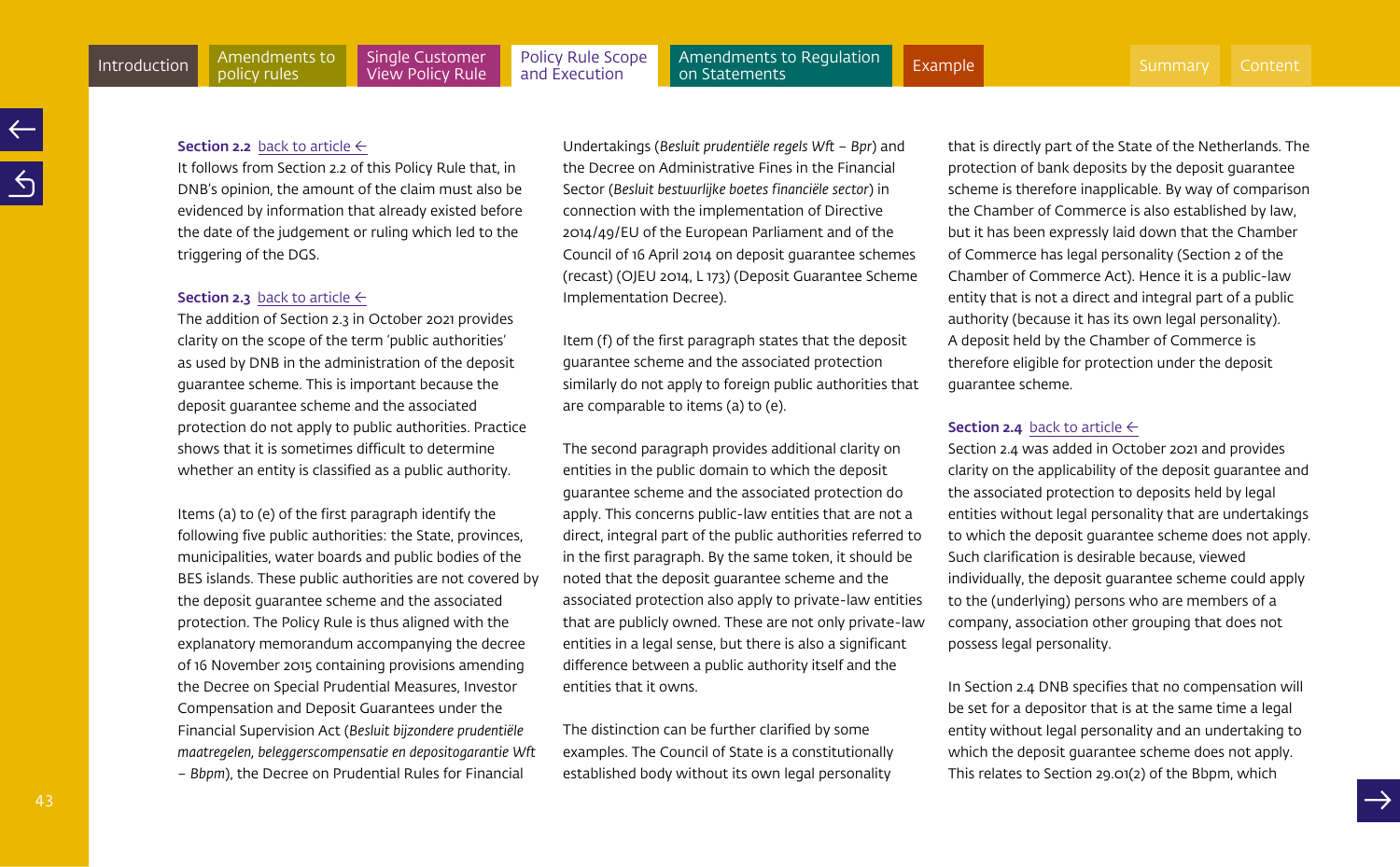**Section 2.2** back to article ←

It follows from Section 2.2 of this Policy Rule that, in DNB's opinion, the amount of the claim must also be evidenced by information that already existed before the date of the judgement or ruling which led to the triggering of the DGS.

**Section 2.3** back to article ←

The addition of Section 2.3 in October 2021 provides clarity on the scope of the term 'public authorities' as used by DNB in the administration of the deposit guarantee scheme. This is important because the deposit guarantee scheme and the associated protection do not apply to public authorities. Practice shows that it is sometimes difficult to determine whether an entity is classified as a public authority.

Items (a) to (e) of the first paragraph identify the following five public authorities: the State, provinces, municipalities, water boards and public bodies of the BES islands. These public authorities are not covered by the deposit guarantee scheme and the associated protection. The Policy Rule is thus aligned with the explanatory memorandum accompanying the decree of 16 November 2015 containing provisions amending the Decree on Special Prudential Measures, Investor Compensation and Deposit Guarantees under the Financial Supervision Act (*Besluit bijzondere prudentiële maatregelen, beleggerscompensatie en depositogarantie Wft – Bbpm*), the Decree on Prudential Rules for Financial Undertakings (*Besluit prudentiële regels Wft – Bpr*) and the Decree on Administrative Fines in the Financial Sector (*Besluit bestuurlijke boetes financiële sector*) in connection with the implementation of Directive 2014/49/EU of the European Parliament and of the Council of 16 April 2014 on deposit guarantee schemes (recast) (OJEU 2014, L 173) (Deposit Guarantee Scheme Implementation Decree).

Item (f) of the first paragraph states that the deposit guarantee scheme and the associated protection similarly do not apply to foreign public authorities that are comparable to items (a) to (e).

The second paragraph provides additional clarity on entities in the public domain to which the deposit guarantee scheme and the associated protection do apply. This concerns public-law entities that are not a direct, integral part of the public authorities referred to in the first paragraph. By the same token, it should be noted that the deposit guarantee scheme and the associated protection also apply to private-law entities that are publicly owned. These are not only private-law entities in a legal sense, but there is also a significant difference between a public authority itself and the entities that it owns.

The distinction can be further clarified by some examples. The Council of State is a constitutionally established body without its own legal personality that is directly part of the State of the Netherlands. The protection of bank deposits by the deposit guarantee scheme is therefore inapplicable. By way of comparison the Chamber of Commerce is also established by law, but it has been expressly laid down that the Chamber of Commerce has legal personality (Section 2 of the Chamber of Commerce Act). Hence it is a public-law entity that is not a direct and integral part of a public authority (because it has its own legal personality). A deposit held by the Chamber of Commerce is therefore eligible for protection under the deposit guarantee scheme.

**Section 2.4** back to article ←

Section 2.4 was added in October 2021 and provides clarity on the applicability of the deposit guarantee and the associated protection to deposits held by legal entities without legal personality that are undertakings to which the deposit guarantee scheme does not apply. Such clarification is desirable because, viewed individually, the deposit guarantee scheme could apply to the (underlying) persons who are members of a company, association other grouping that does not possess legal personality.

In Section 2.4 DNB specifies that no compensation will be set for a depositor that is at the same time a legal entity without legal personality and an undertaking to which the deposit guarantee scheme does not apply. This relates to Section 29.01(2) of the Bbpm, which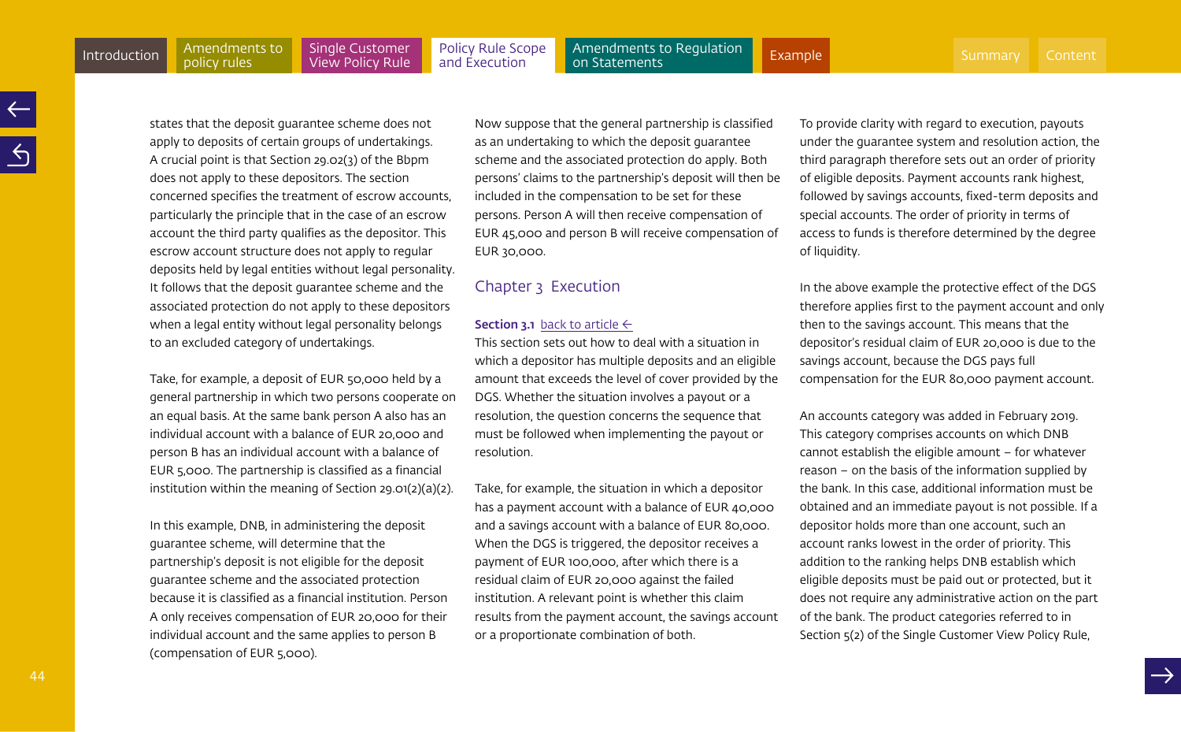states that the deposit guarantee scheme does not apply to deposits of certain groups of undertakings. A crucial point is that Section 29.02(3) of the Bbpm does not apply to these depositors. The section concerned specifies the treatment of escrow accounts, particularly the principle that in the case of an escrow account the third party qualifies as the depositor. This escrow account structure does not apply to regular deposits held by legal entities without legal personality. It follows that the deposit guarantee scheme and the associated protection do not apply to these depositors when a legal entity without legal personality belongs to an excluded category of undertakings.

Take, for example, a deposit of EUR 50,000 held by a general partnership in which two persons cooperate on an equal basis. At the same bank person A also has an individual account with a balance of EUR 20,000 and person B has an individual account with a balance of EUR 5,000. The partnership is classified as a financial institution within the meaning of Section 29.01(2)(a)(2).

In this example, DNB, in administering the deposit guarantee scheme, will determine that the partnership's deposit is not eligible for the deposit guarantee scheme and the associated protection because it is classified as a financial institution. Person A only receives compensation of EUR 20,000 for their individual account and the same applies to person B (compensation of EUR 5,000).

Now suppose that the general partnership is classified as an undertaking to which the deposit guarantee scheme and the associated protection do apply. Both persons' claims to the partnership's deposit will then be included in the compensation to be set for these persons. Person A will then receive compensation of EUR 45,000 and person B will receive compensation of EUR 30,000.

## Chapter 3 Execution

**Section 3.1** back to article ←

This section sets out how to deal with a situation in which a depositor has multiple deposits and an eligible amount that exceeds the level of cover provided by the DGS. Whether the situation involves a payout or a resolution, the question concerns the sequence that must be followed when implementing the payout or resolution.

Take, for example, the situation in which a depositor has a payment account with a balance of EUR 40,000 and a savings account with a balance of EUR 80,000. When the DGS is triggered, the depositor receives a payment of EUR 100,000, after which there is a residual claim of EUR 20,000 against the failed institution. A relevant point is whether this claim results from the payment account, the savings account or a proportionate combination of both.

To provide clarity with regard to execution, payouts under the guarantee system and resolution action, the third paragraph therefore sets out an order of priority of eligible deposits. Payment accounts rank highest, followed by savings accounts, fixed-term deposits and special accounts. The order of priority in terms of access to funds is therefore determined by the degree of liquidity.

In the above example the protective effect of the DGS therefore applies first to the payment account and only then to the savings account. This means that the depositor's residual claim of EUR 20,000 is due to the savings account, because the DGS pays full compensation for the EUR 80,000 payment account.

An accounts category was added in February 2019. This category comprises accounts on which DNB cannot establish the eligible amount – for whatever reason – on the basis of the information supplied by the bank. In this case, additional information must be obtained and an immediate payout is not possible. If a depositor holds more than one account, such an account ranks lowest in the order of priority. This addition to the ranking helps DNB establish which eligible deposits must be paid out or protected, but it does not require any administrative action on the part of the bank. The product categories referred to in Section 5(2) of the Single Customer View Policy Rule,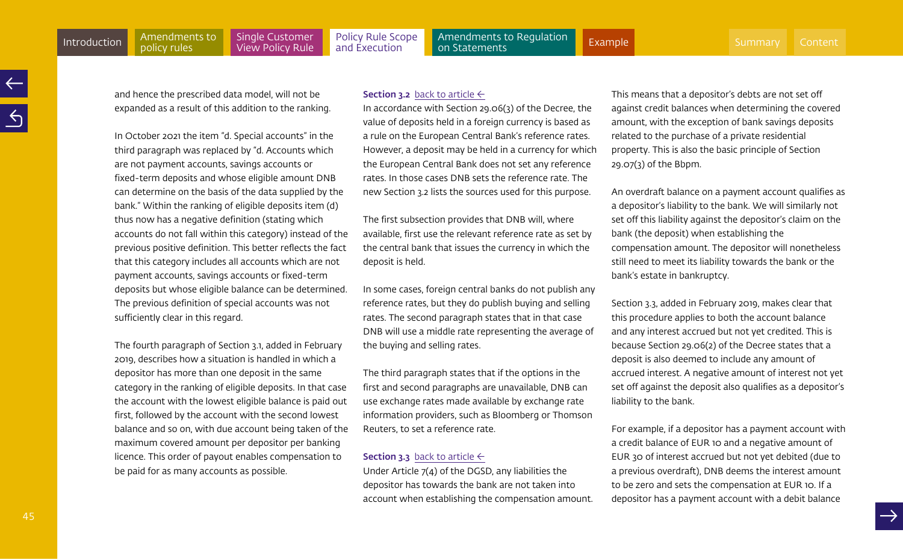and hence the prescribed data model, will not be expanded as a result of this addition to the ranking.

In October 2021 the item "d. Special accounts" in the third paragraph was replaced by "d. Accounts which are not payment accounts, savings accounts or fixed-term deposits and whose eligible amount DNB can determine on the basis of the data supplied by the bank." Within the ranking of eligible deposits item (d) thus now has a negative definition (stating which accounts do not fall within this category) instead of the previous positive definition. This better reflects the fact that this category includes all accounts which are not payment accounts, savings accounts or fixed-term deposits but whose eligible balance can be determined. The previous definition of special accounts was not sufficiently clear in this regard.

The fourth paragraph of Section 3.1, added in February 2019, describes how a situation is handled in which a depositor has more than one deposit in the same category in the ranking of eligible deposits. In that case the account with the lowest eligible balance is paid out first, followed by the account with the second lowest balance and so on, with due account being taken of the maximum covered amount per depositor per banking licence. This order of payout enables compensation to be paid for as many accounts as possible.

**Section 3.2** back to article ←

In accordance with Section 29.06(3) of the Decree, the value of deposits held in a foreign currency is based as a rule on the European Central Bank's reference rates. However, a deposit may be held in a currency for which the European Central Bank does not set any reference rates. In those cases DNB sets the reference rate. The new Section 3.2 lists the sources used for this purpose.

The first subsection provides that DNB will, where available, first use the relevant reference rate as set by the central bank that issues the currency in which the deposit is held.

In some cases, foreign central banks do not publish any reference rates, but they do publish buying and selling rates. The second paragraph states that in that case DNB will use a middle rate representing the average of the buying and selling rates.

The third paragraph states that if the options in the first and second paragraphs are unavailable, DNB can use exchange rates made available by exchange rate information providers, such as Bloomberg or Thomson Reuters, to set a reference rate.

**Section 3.3** back to article ←

Under Article 7(4) of the DGSD, any liabilities the depositor has towards the bank are not taken into account when establishing the compensation amount. This means that a depositor's debts are not set off against credit balances when determining the covered amount, with the exception of bank savings deposits related to the purchase of a private residential property. This is also the basic principle of Section 29.07(3) of the Bbpm.

An overdraft balance on a payment account qualifies as a depositor's liability to the bank. We will similarly not set off this liability against the depositor's claim on the bank (the deposit) when establishing the compensation amount. The depositor will nonetheless still need to meet its liability towards the bank or the bank's estate in bankruptcy.

Section 3.3, added in February 2019, makes clear that this procedure applies to both the account balance and any interest accrued but not yet credited. This is because Section 29.06(2) of the Decree states that a deposit is also deemed to include any amount of accrued interest. A negative amount of interest not yet set off against the deposit also qualifies as a depositor's liability to the bank.

For example, if a depositor has a payment account with a credit balance of EUR 10 and a negative amount of EUR 30 of interest accrued but not yet debited (due to a previous overdraft), DNB deems the interest amount to be zero and sets the compensation at EUR 10. If a depositor has a payment account with a debit balance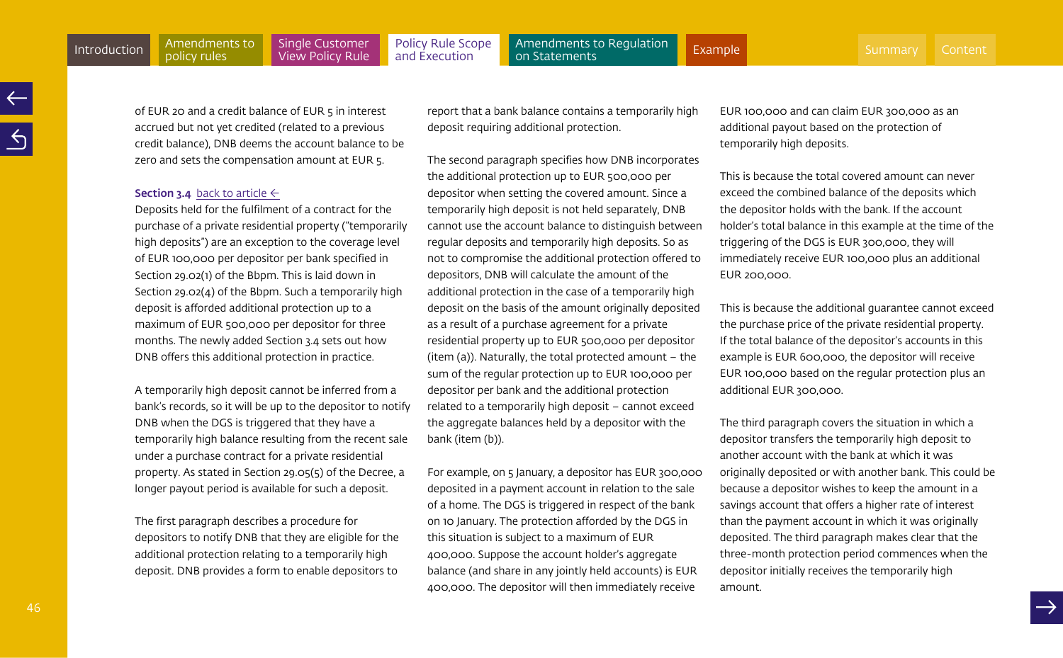of EUR 20 and a credit balance of EUR 5 in interest accrued but not yet credited (related to a previous credit balance), DNB deems the account balance to be zero and sets the compensation amount at EUR 5.

**Section 3.4** back to article ←

Deposits held for the fulfilment of a contract for the purchase of a private residential property ("temporarily high deposits") are an exception to the coverage level of EUR 100,000 per depositor per bank specified in Section 29.02(1) of the Bbpm. This is laid down in Section 29.02(4) of the Bbpm. Such a temporarily high deposit is afforded additional protection up to a maximum of EUR 500,000 per depositor for three months. The newly added Section 3.4 sets out how DNB offers this additional protection in practice.

A temporarily high deposit cannot be inferred from a bank's records, so it will be up to the depositor to notify DNB when the DGS is triggered that they have a temporarily high balance resulting from the recent sale under a purchase contract for a private residential property. As stated in Section 29.05(5) of the Decree, a longer payout period is available for such a deposit.

The first paragraph describes a procedure for depositors to notify DNB that they are eligible for the additional protection relating to a temporarily high deposit. DNB provides a form to enable depositors to report that a bank balance contains a temporarily high deposit requiring additional protection.

The second paragraph specifies how DNB incorporates the additional protection up to EUR 500,000 per depositor when setting the covered amount. Since a temporarily high deposit is not held separately, DNB cannot use the account balance to distinguish between regular deposits and temporarily high deposits. So as not to compromise the additional protection offered to depositors, DNB will calculate the amount of the additional protection in the case of a temporarily high deposit on the basis of the amount originally deposited as a result of a purchase agreement for a private residential property up to EUR 500,000 per depositor (item (a)). Naturally, the total protected amount – the sum of the regular protection up to EUR 100,000 per depositor per bank and the additional protection related to a temporarily high deposit – cannot exceed the aggregate balances held by a depositor with the bank (item (b)).

For example, on 5 January, a depositor has EUR 300,000 deposited in a payment account in relation to the sale of a home. The DGS is triggered in respect of the bank on 10 January. The protection afforded by the DGS in this situation is subject to a maximum of EUR 400,000. Suppose the account holder's aggregate balance (and share in any jointly held accounts) is EUR 400,000. The depositor will then immediately receive EUR 100,000 and can claim EUR 300,000 as an additional payout based on the protection of temporarily high deposits.

This is because the total covered amount can never exceed the combined balance of the deposits which the depositor holds with the bank. If the account holder's total balance in this example at the time of the triggering of the DGS is EUR 300,000, they will immediately receive EUR 100,000 plus an additional EUR 200,000.

This is because the additional guarantee cannot exceed the purchase price of the private residential property. If the total balance of the depositor's accounts in this example is EUR 600,000, the depositor will receive EUR 100,000 based on the regular protection plus an additional EUR 300,000.

The third paragraph covers the situation in which a depositor transfers the temporarily high deposit to another account with the bank at which it was originally deposited or with another bank. This could be because a depositor wishes to keep the amount in a savings account that offers a higher rate of interest than the payment account in which it was originally deposited. The third paragraph makes clear that the three-month protection period commences when the depositor initially receives the temporarily high amount.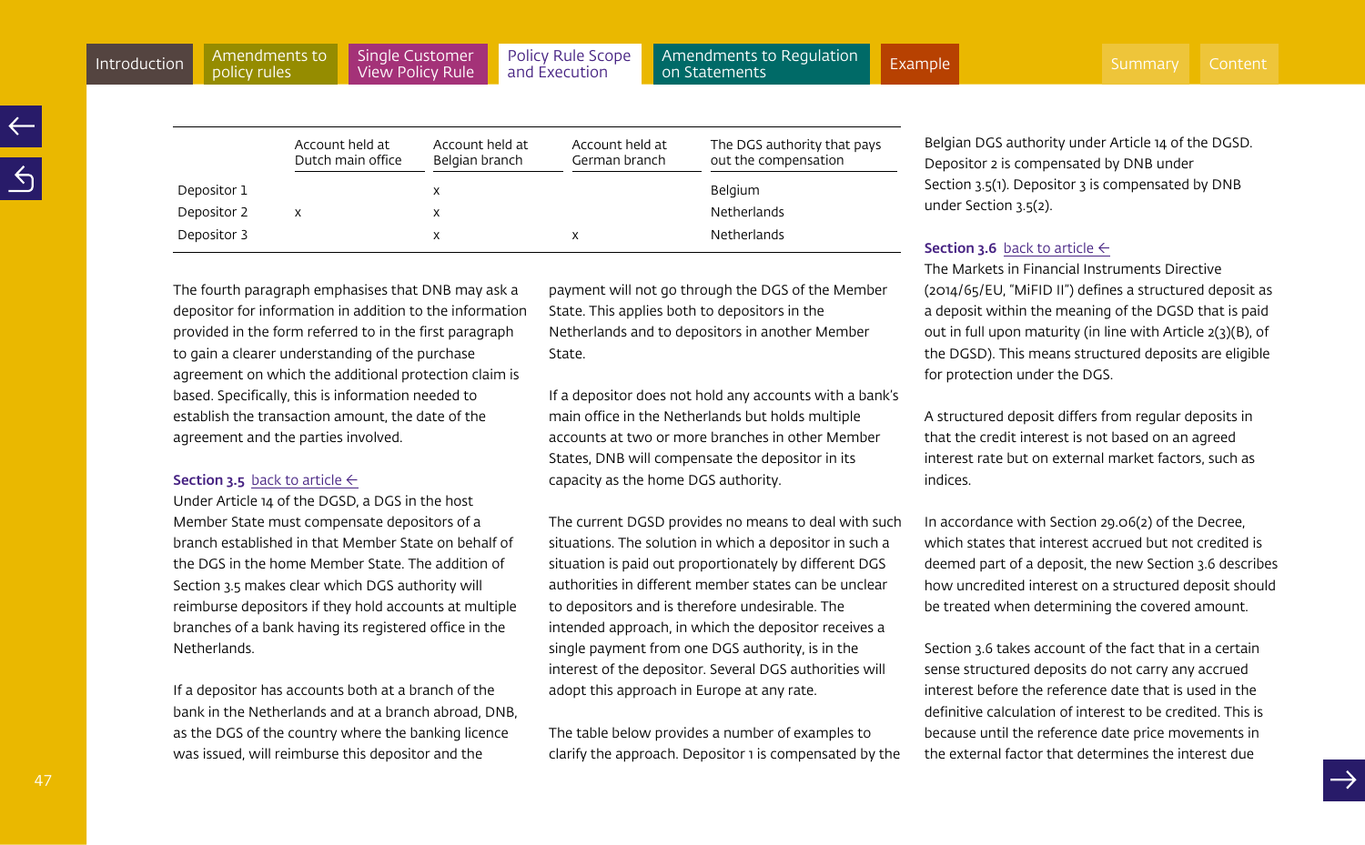| | Account held at Dutch main office | Account held at Belgian branch | Account held at German branch | The DGS authority that pays out the compensation |
|---|---|---|---|---|
| Depositor 1 | | x | | Belgium |
| Depositor 2 | x | x | | Netherlands |
| Depositor 3 | | x | x | Netherlands |

The fourth paragraph emphasises that DNB may ask a depositor for information in addition to the information provided in the form referred to in the first paragraph to gain a clearer understanding of the purchase agreement on which the additional protection claim is based. Specifically, this is information needed to establish the transaction amount, the date of the agreement and the parties involved.

**Section 3.5** back to article ←

Under Article 14 of the DGSD, a DGS in the host Member State must compensate depositors of a branch established in that Member State on behalf of the DGS in the home Member State. The addition of Section 3.5 makes clear which DGS authority will reimburse depositors if they hold accounts at multiple branches of a bank having its registered office in the Netherlands.

If a depositor has accounts both at a branch of the bank in the Netherlands and at a branch abroad, DNB, as the DGS of the country where the banking licence was issued, will reimburse this depositor and the payment will not go through the DGS of the Member State. This applies both to depositors in the Netherlands and to depositors in another Member State.

If a depositor does not hold any accounts with a bank's main office in the Netherlands but holds multiple accounts at two or more branches in other Member States, DNB will compensate the depositor in its capacity as the home DGS authority.

The current DGSD provides no means to deal with such situations. The solution in which a depositor in such a situation is paid out proportionately by different DGS authorities in different member states can be unclear to depositors and is therefore undesirable. The intended approach, in which the depositor receives a single payment from one DGS authority, is in the interest of the depositor. Several DGS authorities will adopt this approach in Europe at any rate.

The table below provides a number of examples to clarify the approach. Depositor 1 is compensated by the Belgian DGS authority under Article 14 of the DGSD. Depositor 2 is compensated by DNB under Section 3.5(1). Depositor 3 is compensated by DNB under Section 3.5(2).

**Section 3.6** back to article ←

The Markets in Financial Instruments Directive (2014/65/EU, "MiFID II") defines a structured deposit as a deposit within the meaning of the DGSD that is paid out in full upon maturity (in line with Article 2(3)(B), of the DGSD). This means structured deposits are eligible for protection under the DGS.

A structured deposit differs from regular deposits in that the credit interest is not based on an agreed interest rate but on external market factors, such as indices.

In accordance with Section 29.06(2) of the Decree, which states that interest accrued but not credited is deemed part of a deposit, the new Section 3.6 describes how uncredited interest on a structured deposit should be treated when determining the covered amount.

Section 3.6 takes account of the fact that in a certain sense structured deposits do not carry any accrued interest before the reference date that is used in the definitive calculation of interest to be credited. This is because until the reference date price movements in the external factor that determines the interest due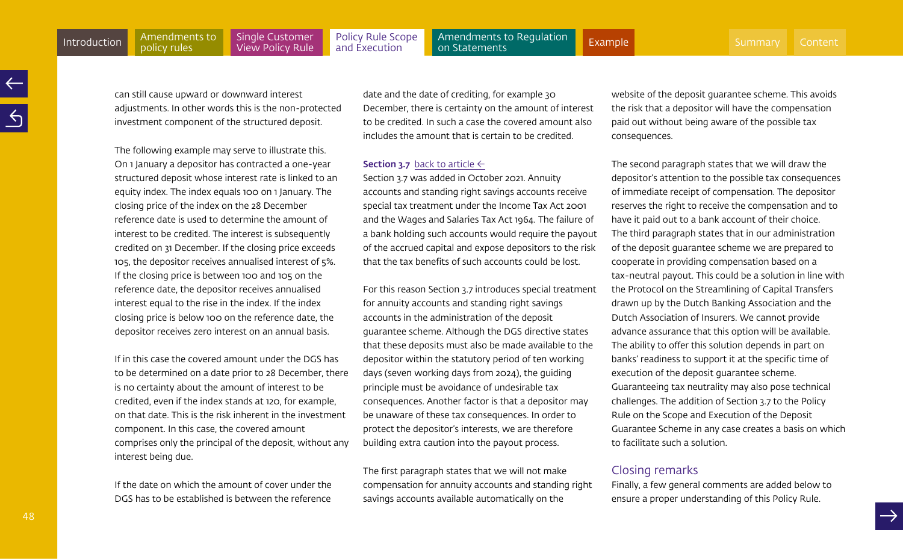can still cause upward or downward interest adjustments. In other words this is the non-protected investment component of the structured deposit.

The following example may serve to illustrate this. On 1 January a depositor has contracted a one-year structured deposit whose interest rate is linked to an equity index. The index equals 100 on 1 January. The closing price of the index on the 28 December reference date is used to determine the amount of interest to be credited. The interest is subsequently credited on 31 December. If the closing price exceeds 105, the depositor receives annualised interest of 5%. If the closing price is between 100 and 105 on the reference date, the depositor receives annualised interest equal to the rise in the index. If the index closing price is below 100 on the reference date, the depositor receives zero interest on an annual basis.

If in this case the covered amount under the DGS has to be determined on a date prior to 28 December, there is no certainty about the amount of interest to be credited, even if the index stands at 120, for example, on that date. This is the risk inherent in the investment component. In this case, the covered amount comprises only the principal of the deposit, without any interest being due.

If the date on which the amount of cover under the DGS has to be established is between the reference date and the date of crediting, for example 30 December, there is certainty on the amount of interest to be credited. In such a case the covered amount also includes the amount that is certain to be credited.

**Section 3.7** back to article ←

Section 3.7 was added in October 2021. Annuity accounts and standing right savings accounts receive special tax treatment under the Income Tax Act 2001 and the Wages and Salaries Tax Act 1964. The failure of a bank holding such accounts would require the payout of the accrued capital and expose depositors to the risk that the tax benefits of such accounts could be lost.

For this reason Section 3.7 introduces special treatment for annuity accounts and standing right savings accounts in the administration of the deposit guarantee scheme. Although the DGS directive states that these deposits must also be made available to the depositor within the statutory period of ten working days (seven working days from 2024), the guiding principle must be avoidance of undesirable tax consequences. Another factor is that a depositor may be unaware of these tax consequences. In order to protect the depositor's interests, we are therefore building extra caution into the payout process.

The first paragraph states that we will not make compensation for annuity accounts and standing right savings accounts available automatically on the website of the deposit guarantee scheme. This avoids the risk that a depositor will have the compensation paid out without being aware of the possible tax consequences.

The second paragraph states that we will draw the depositor's attention to the possible tax consequences of immediate receipt of compensation. The depositor reserves the right to receive the compensation and to have it paid out to a bank account of their choice. The third paragraph states that in our administration of the deposit guarantee scheme we are prepared to cooperate in providing compensation based on a tax-neutral payout. This could be a solution in line with the Protocol on the Streamlining of Capital Transfers drawn up by the Dutch Banking Association and the Dutch Association of Insurers. We cannot provide advance assurance that this option will be available. The ability to offer this solution depends in part on banks' readiness to support it at the specific time of execution of the deposit guarantee scheme. Guaranteeing tax neutrality may also pose technical challenges. The addition of Section 3.7 to the Policy Rule on the Scope and Execution of the Deposit Guarantee Scheme in any case creates a basis on which to facilitate such a solution.

## Closing remarks

Finally, a few general comments are added below to ensure a proper understanding of this Policy Rule.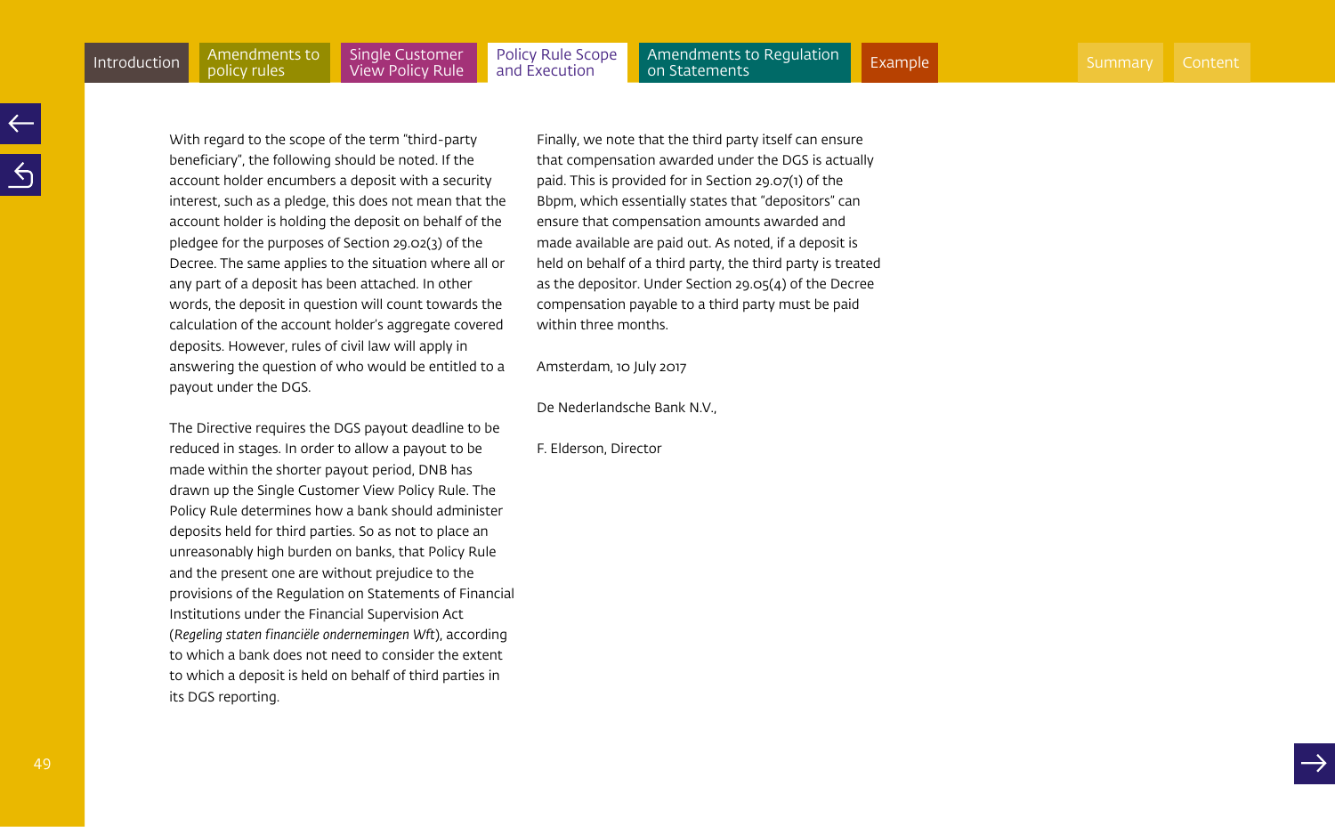With regard to the scope of the term "third-party beneficiary", the following should be noted. If the account holder encumbers a deposit with a security interest, such as a pledge, this does not mean that the account holder is holding the deposit on behalf of the pledgee for the purposes of Section 29.02(3) of the Decree. The same applies to the situation where all or any part of a deposit has been attached. In other words, the deposit in question will count towards the calculation of the account holder's aggregate covered deposits. However, rules of civil law will apply in answering the question of who would be entitled to a payout under the DGS.

The Directive requires the DGS payout deadline to be reduced in stages. In order to allow a payout to be made within the shorter payout period, DNB has drawn up the Single Customer View Policy Rule. The Policy Rule determines how a bank should administer deposits held for third parties. So as not to place an unreasonably high burden on banks, that Policy Rule and the present one are without prejudice to the provisions of the Regulation on Statements of Financial Institutions under the Financial Supervision Act (*Regeling staten financiële ondernemingen Wft*), according to which a bank does not need to consider the extent to which a deposit is held on behalf of third parties in its DGS reporting.

Finally, we note that the third party itself can ensure that compensation awarded under the DGS is actually paid. This is provided for in Section 29.07(1) of the Bbpm, which essentially states that "depositors" can ensure that compensation amounts awarded and made available are paid out. As noted, if a deposit is held on behalf of a third party, the third party is treated as the depositor. Under Section 29.05(4) of the Decree compensation payable to a third party must be paid within three months.

Amsterdam, 10 July 2017

De Nederlandsche Bank N.V.,

F. Elderson, Director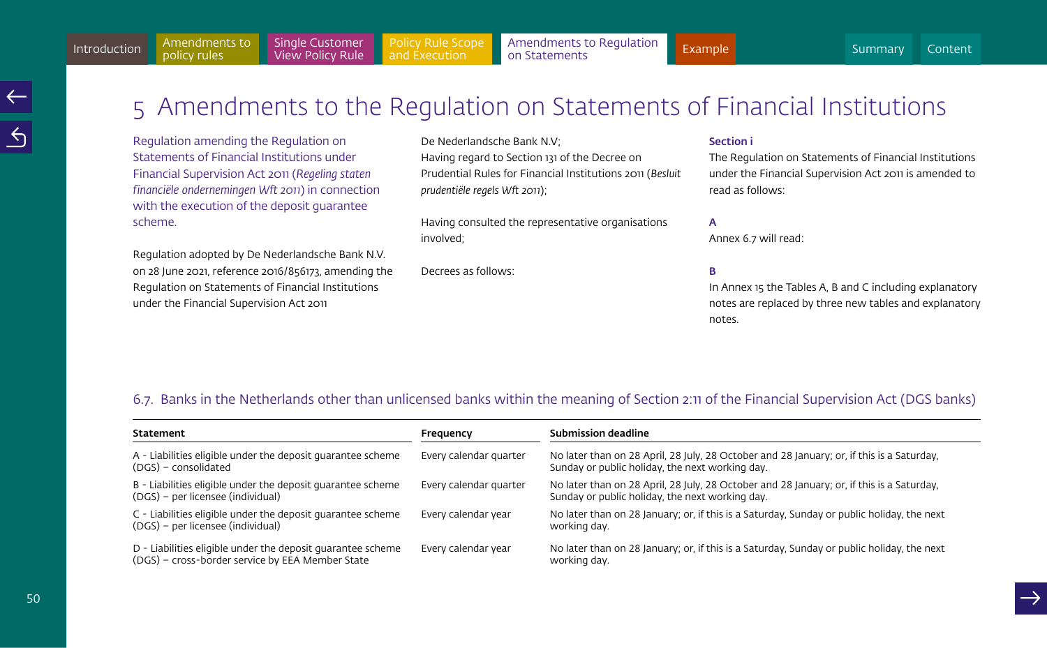# 5 Amendments to the Regulation on Statements of Financial Institutions

Regulation amending the Regulation on Statements of Financial Institutions under Financial Supervision Act 2011 (*Regeling staten financiële ondernemingen Wft 2011*) in connection with the execution of the deposit guarantee scheme.

Regulation adopted by De Nederlandsche Bank N.V. on 28 June 2021, reference 2016/856173, amending the Regulation on Statements of Financial Institutions under the Financial Supervision Act 2011

De Nederlandsche Bank N.V;
Having regard to Section 131 of the Decree on Prudential Rules for Financial Institutions 2011 (*Besluit prudentiële regels Wft 2011*);

Having consulted the representative organisations involved;

Decrees as follows:

**Section i**
The Regulation on Statements of Financial Institutions under the Financial Supervision Act 2011 is amended to read as follows:

**A**
Annex 6.7 will read:

**B**
In Annex 15 the Tables A, B and C including explanatory notes are replaced by three new tables and explanatory notes.

## 6.7. Banks in the Netherlands other than unlicensed banks within the meaning of Section 2:11 of the Financial Supervision Act (DGS banks)

| Statement | Frequency | Submission deadline |
|---|---|---|
| A - Liabilities eligible under the deposit guarantee scheme (DGS) – consolidated | Every calendar quarter | No later than on 28 April, 28 July, 28 October and 28 January; or, if this is a Saturday, Sunday or public holiday, the next working day. |
| B - Liabilities eligible under the deposit guarantee scheme (DGS) – per licensee (individual) | Every calendar quarter | No later than on 28 April, 28 July, 28 October and 28 January; or, if this is a Saturday, Sunday or public holiday, the next working day. |
| C - Liabilities eligible under the deposit guarantee scheme (DGS) – per licensee (individual) | Every calendar year | No later than on 28 January; or, if this is a Saturday, Sunday or public holiday, the next working day. |
| D - Liabilities eligible under the deposit guarantee scheme (DGS) – cross-border service by EEA Member State | Every calendar year | No later than on 28 January; or, if this is a Saturday, Sunday or public holiday, the next working day. |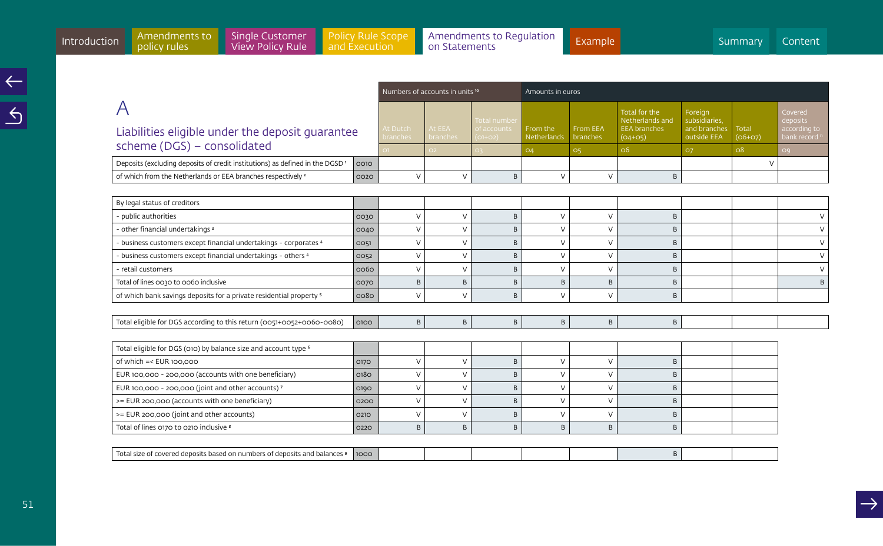# A

## Liabilities eligible under the deposit guarantee scheme (DGS) – consolidated

| | | Numbers of accounts in units [10] | | | Amounts in euros | | | | | |
|---|---|---|---|---|---|---|---|---|---|---|
| | | At Dutch branches | At EEA branches | Total number of accounts (01+02) | From the Netherlands | From EEA branches | Total for the Netherlands and EEA branches (04+05) | Foreign subsidiaries, and branches outside EEA | Total (06+07) | Covered deposits according to bank record [11] |
| | | 01 | 02 | 03 | 04 | 05 | 06 | 07 | 08 | 09 |
| Deposits (excluding deposits of credit institutions) as defined in the DGSD [1] | 0010 | | | | | | | | V | |
| of which from the Netherlands or EEA branches respectively [2] | 0020 | V | V | B | V | V | B | | | |
| | | | | | | | | | | |
| By legal status of creditors | | | | | | | | | | |
| - public authorities | 0030 | V | V | B | V | V | B | | | V |
| - other financial undertakings [3] | 0040 | V | V | B | V | V | B | | | V |
| - business customers except financial undertakings - corporates [4] | 0051 | V | V | B | V | V | B | | | V |
| - business customers except financial undertakings - others [4] | 0052 | V | V | B | V | V | B | | | V |
| - retail customers | 0060 | V | V | B | V | V | B | | | V |
| Total of lines 0030 to 0060 inclusive | 0070 | B | B | B | B | B | B | | | B |
| of which bank savings deposits for a private residential property [5] | 0080 | V | V | B | V | V | B | | | |
| | | | | | | | | | | |
| Total eligible for DGS according to this return (0051+0052+0060-0080) | 0100 | B | B | B | B | B | B | | | |
| | | | | | | | | | | |
| Total eligible for DGS (010) by balance size and account type [6] | | | | | | | | | | |
| of which =< EUR 100,000 | 0170 | V | V | B | V | V | B | | | |
| EUR 100,000 - 200,000 (accounts with one beneficiary) | 0180 | V | V | B | V | V | B | | | |
| EUR 100,000 - 200,000 (joint and other accounts) [7] | 0190 | V | V | B | V | V | B | | | |
| >= EUR 200,000 (accounts with one beneficiary) | 0200 | V | V | B | V | V | B | | | |
| >= EUR 200,000 (joint and other accounts) | 0210 | V | V | B | V | V | B | | | |
| Total of lines 0170 to 0210 inclusive [8] | 0220 | B | B | B | B | B | B | | | |
| | | | | | | | | | | |
| Total size of covered deposits based on numbers of deposits and balances [9] | 1000 | | | | | | B | | | |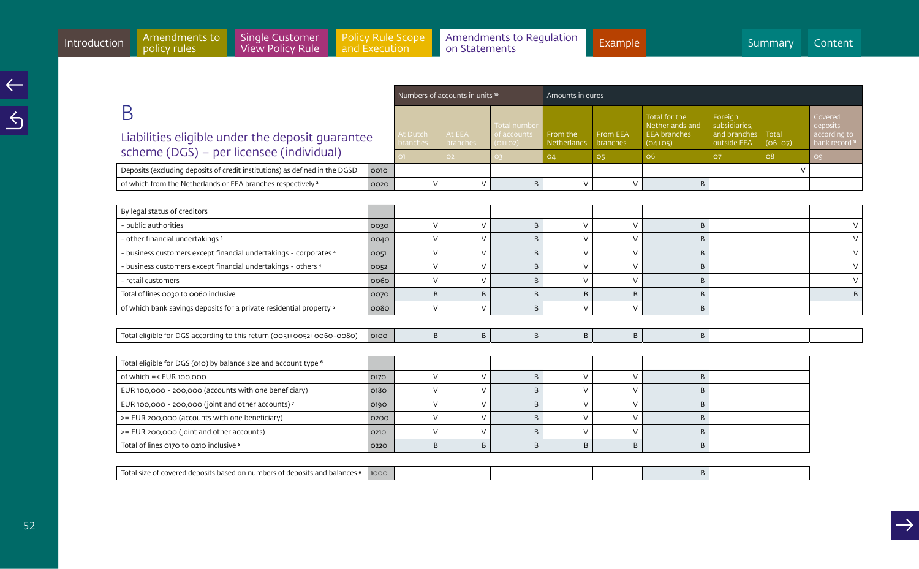Introduction | Amendments to policy rules | Single Customer View Policy Rule | Policy Rule Scope and Execution | Amendments to Regulation on Statements | Example | Summary | Content

## B

## Liabilities eligible under the deposit guarantee scheme (DGS) – per licensee (individual)

| | | Numbers of accounts in units [10] | | | Amounts in euros | | | | | |
|---|---|---|---|---|---|---|---|---|---|---|
| | | At Dutch branches | At EEA branches | Total number of accounts (01+02) | From the Netherlands | From EEA branches | Total for the Netherlands and EEA branches (04+05) | Foreign subsidiaries, and branches outside EEA | Total (06+07) | Covered deposits according to bank record [11] |
| | | 01 | 02 | 03 | 04 | 05 | 06 | 07 | 08 | 09 |
| Deposits (excluding deposits of credit institutions) as defined in the DGSD [1] | 0010 | | | | | | | | V | |
| of which from the Netherlands or EEA branches respectively [2] | 0020 | V | V | B | V | V | B | | | |
| | | | | | | | | | | |
| By legal status of creditors | | | | | | | | | | |
| - public authorities | 0030 | V | V | B | V | V | B | | | V |
| - other financial undertakings [3] | 0040 | V | V | B | V | V | B | | | V |
| - business customers except financial undertakings - corporates [4] | 0051 | V | V | B | V | V | B | | | V |
| - business customers except financial undertakings - others [4] | 0052 | V | V | B | V | V | B | | | V |
| - retail customers | 0060 | V | V | B | V | V | B | | | V |
| Total of lines 0030 to 0060 inclusive | 0070 | B | B | B | B | B | B | | | B |
| of which bank savings deposits for a private residential property [5] | 0080 | V | V | B | V | V | B | | | |
| | | | | | | | | | | |
| Total eligible for DGS according to this return (0051+0052+0060-0080) | 0100 | B | B | B | B | B | B | | | |
| | | | | | | | | | | |
| Total eligible for DGS (010) by balance size and account type [6] | | | | | | | | | | |
| of which =< EUR 100,000 | 0170 | V | V | B | V | V | B | | | |
| EUR 100,000 - 200,000 (accounts with one beneficiary) | 0180 | V | V | B | V | V | B | | | |
| EUR 100,000 - 200,000 (joint and other accounts) [7] | 0190 | V | V | B | V | V | B | | | |
| >= EUR 200,000 (accounts with one beneficiary) | 0200 | V | V | B | V | V | B | | | |
| >= EUR 200,000 (joint and other accounts) | 0210 | V | V | B | V | V | B | | | |
| Total of lines 0170 to 0210 inclusive [8] | 0220 | B | B | B | B | B | B | | | |
| | | | | | | | | | | |
| Total size of covered deposits based on numbers of deposits and balances [9] | 1000 | | | | | | B | | | |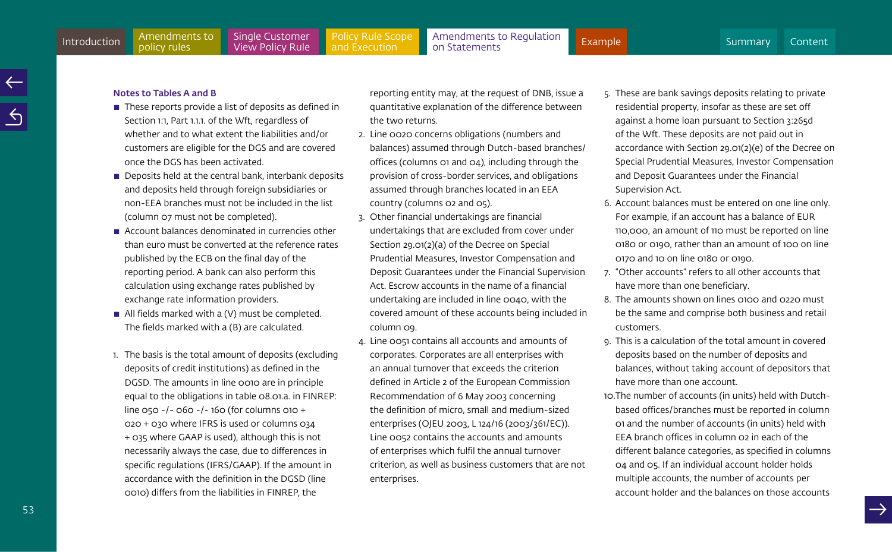**Notes to Tables A and B**

- These reports provide a list of deposits as defined in Section 1:1, Part 1.1.1. of the Wft, regardless of whether and to what extent the liabilities and/or customers are eligible for the DGS and are covered once the DGS has been activated.
- Deposits held at the central bank, interbank deposits and deposits held through foreign subsidiaries or non-EEA branches must not be included in the list (column 07 must not be completed).
- Account balances denominated in currencies other than euro must be converted at the reference rates published by the ECB on the final day of the reporting period. A bank can also perform this calculation using exchange rates published by exchange rate information providers.
- All fields marked with a (V) must be completed. The fields marked with a (B) are calculated.

1. The basis is the total amount of deposits (excluding deposits of credit institutions) as defined in the DGSD. The amounts in line 0010 are in principle equal to the obligations in table 08.01.a. in FINREP: line 050 -/- 060 -/- 160 (for columns 010 + 020 + 030 where IFRS is used or columns 034 + 035 where GAAP is used), although this is not necessarily always the case, due to differences in specific regulations (IFRS/GAAP). If the amount in accordance with the definition in the DGSD (line 0010) differs from the liabilities in FINREP, the reporting entity may, at the request of DNB, issue a quantitative explanation of the difference between the two returns.
2. Line 0020 concerns obligations (numbers and balances) assumed through Dutch-based branches/offices (columns 01 and 04), including through the provision of cross-border services, and obligations assumed through branches located in an EEA country (columns 02 and 05).
3. Other financial undertakings are financial undertakings that are excluded from cover under Section 29.01(2)(a) of the Decree on Special Prudential Measures, Investor Compensation and Deposit Guarantees under the Financial Supervision Act. Escrow accounts in the name of a financial undertaking are included in line 0040, with the covered amount of these accounts being included in column 09.
4. Line 0051 contains all accounts and amounts of corporates. Corporates are all enterprises with an annual turnover that exceeds the criterion defined in Article 2 of the European Commission Recommendation of 6 May 2003 concerning the definition of micro, small and medium-sized enterprises (OJEU 2003, L 124/16 (2003/361/EC)). Line 0052 contains the accounts and amounts of enterprises which fulfil the annual turnover criterion, as well as business customers that are not enterprises.
5. These are bank savings deposits relating to private residential property, insofar as these are set off against a home loan pursuant to Section 3:265d of the Wft. These deposits are not paid out in accordance with Section 29.01(2)(e) of the Decree on Special Prudential Measures, Investor Compensation and Deposit Guarantees under the Financial Supervision Act.
6. Account balances must be entered on one line only. For example, if an account has a balance of EUR 110,000, an amount of 110 must be reported on line 0180 or 0190, rather than an amount of 100 on line 0170 and 10 on line 0180 or 0190.
7. "Other accounts" refers to all other accounts that have more than one beneficiary.
8. The amounts shown on lines 0100 and 0220 must be the same and comprise both business and retail customers.
9. This is a calculation of the total amount in covered deposits based on the number of deposits and balances, without taking account of depositors that have more than one account.
10. The number of accounts (in units) held with Dutch-based offices/branches must be reported in column 01 and the number of accounts (in units) held with EEA branch offices in column 02 in each of the different balance categories, as specified in columns 04 and 05. If an individual account holder holds multiple accounts, the number of accounts per account holder and the balances on those accounts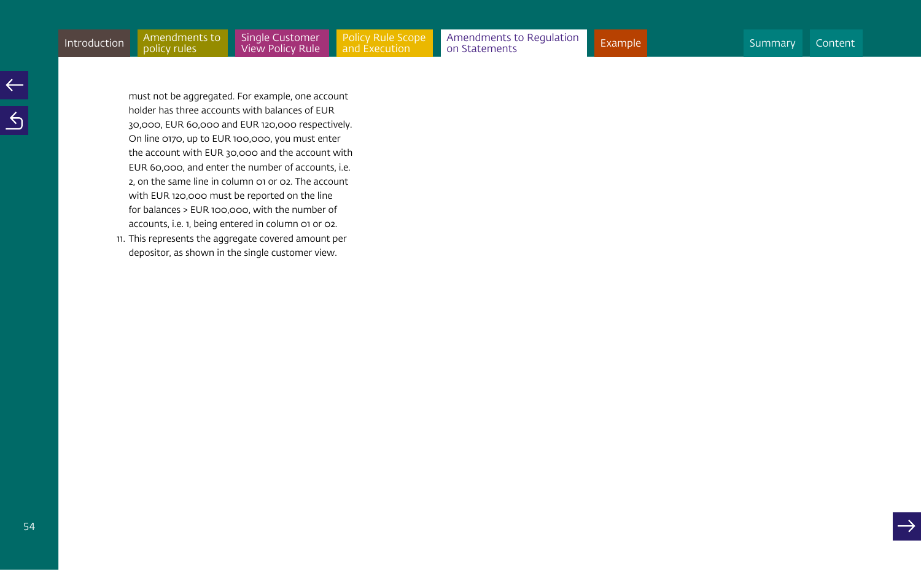must not be aggregated. For example, one account holder has three accounts with balances of EUR 30,000, EUR 60,000 and EUR 120,000 respectively. On line 0170, up to EUR 100,000, you must enter the account with EUR 30,000 and the account with EUR 60,000, and enter the number of accounts, i.e. 2, on the same line in column 01 or 02. The account with EUR 120,000 must be reported on the line for balances > EUR 100,000, with the number of accounts, i.e. 1, being entered in column 01 or 02.

11. This represents the aggregate covered amount per depositor, as shown in the single customer view.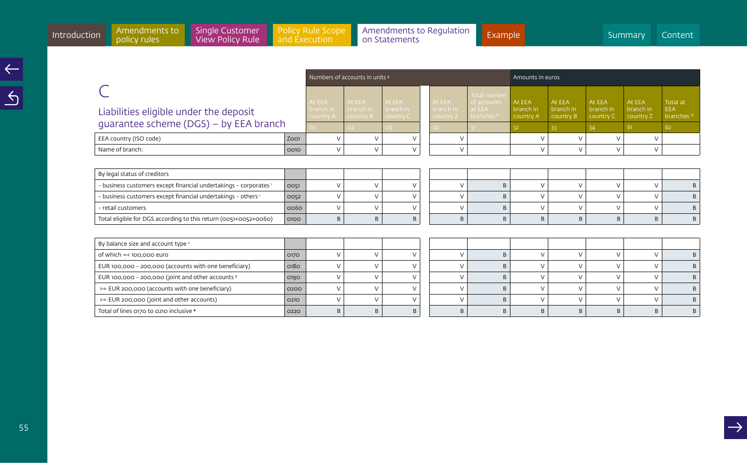# C

## Liabilities eligible under the deposit guarantee scheme (DGS) – by EEA branch

| | | Numbers of accounts in units [5] | | | | | Amounts in euros | | | | |
|---|---|---|---|---|---|---|---|---|---|---|---|
| | | At EEA branch in country A | At EEA branch in country B | At EEA branch in country C | At EEA branch in country Z | Total number of accounts at EEA branches [6] | At EEA branch in country A | At EEA branch in country B | At EEA branch in country C | At EEA branch in country Z | Total at EEA branches [6] |
| | | 01 | 02 | 03 | 30 | 31 | 32 | 33 | 34 | 61 | 62 |
| EEA country (ISO code) | Z001 | V | V | V | V | | V | V | V | V | |
| Name of branch: | 0010 | V | V | V | V | | V | V | V | V | |
| By legal status of creditors | | | | | | | | | | | |
| - business customers except financial undertakings - corporates [1] | 0051 | V | V | V | V | B | V | V | V | V | B |
| - business customers except financial undertakings - others [1] | 0052 | V | V | V | V | B | V | V | V | V | B |
| - retail customers | 0060 | V | V | V | V | B | V | V | V | V | B |
| Total eligible for DGS according to this return (0051+0052+0060) | 0100 | B | B | B | B | B | B | B | B | B | B |
| By balance size and account type [2] | | | | | | | | | | | |
| of which =< 100,000 euro | 0170 | V | V | V | V | B | V | V | V | V | B |
| EUR 100,000 - 200,000 (accounts with one beneficiary) | 0180 | V | V | V | V | B | V | V | V | V | B |
| EUR 100,000 - 200,000 (joint and other accounts [3] | 0190 | V | V | V | V | B | V | V | V | V | B |
| >= EUR 200,000 (accounts with one beneficiary) | 0200 | V | V | V | V | B | V | V | V | V | B |
| >= EUR 200,000 (joint and other accounts) | 0210 | V | V | V | V | B | V | V | V | V | B |
| Total of lines 0170 to 0210 inclusive [4] | 0220 | B | B | B | B | B | B | B | B | B | B |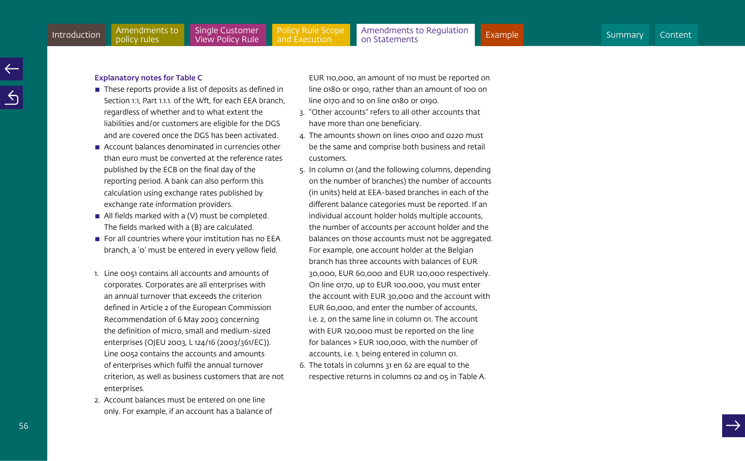### Explanatory notes for Table C

- These reports provide a list of deposits as defined in Section 1:1, Part 1.1.1. of the Wft, for each EEA branch, regardless of whether and to what extent the liabilities and/or customers are eligible for the DGS and are covered once the DGS has been activated.
- Account balances denominated in currencies other than euro must be converted at the reference rates published by the ECB on the final day of the reporting period. A bank can also perform this calculation using exchange rates published by exchange rate information providers.
- All fields marked with a (V) must be completed. The fields marked with a (B) are calculated.
- For all countries where your institution has no EEA branch, a '0' must be entered in every yellow field.

1. Line 0051 contains all accounts and amounts of corporates. Corporates are all enterprises with an annual turnover that exceeds the criterion defined in Article 2 of the European Commission Recommendation of 6 May 2003 concerning the definition of micro, small and medium-sized enterprises (OJEU 2003, L 124/16 (2003/361/EC)). Line 0052 contains the accounts and amounts of enterprises which fulfil the annual turnover criterion, as well as business customers that are not enterprises.
2. Account balances must be entered on one line only. For example, if an account has a balance of EUR 110,000, an amount of 110 must be reported on line 0180 or 0190, rather than an amount of 100 on line 0170 and 10 on line 0180 or 0190.
3. "Other accounts" refers to all other accounts that have more than one beneficiary.
4. The amounts shown on lines 0100 and 0220 must be the same and comprise both business and retail customers.
5. In column 01 (and the following columns, depending on the number of branches) the number of accounts (in units) held at EEA-based branches in each of the different balance categories must be reported. If an individual account holder holds multiple accounts, the number of accounts per account holder and the balances on those accounts must not be aggregated. For example, one account holder at the Belgian branch has three accounts with balances of EUR 30,000, EUR 60,000 and EUR 120,000 respectively. On line 0170, up to EUR 100,000, you must enter the account with EUR 30,000 and the account with EUR 60,000, and enter the number of accounts, i.e. 2, on the same line in column 01. The account with EUR 120,000 must be reported on the line for balances > EUR 100,000, with the number of accounts, i.e. 1, being entered in column 01.
6. The totals in columns 31 en 62 are equal to the respective returns in columns 02 and 05 in Table A.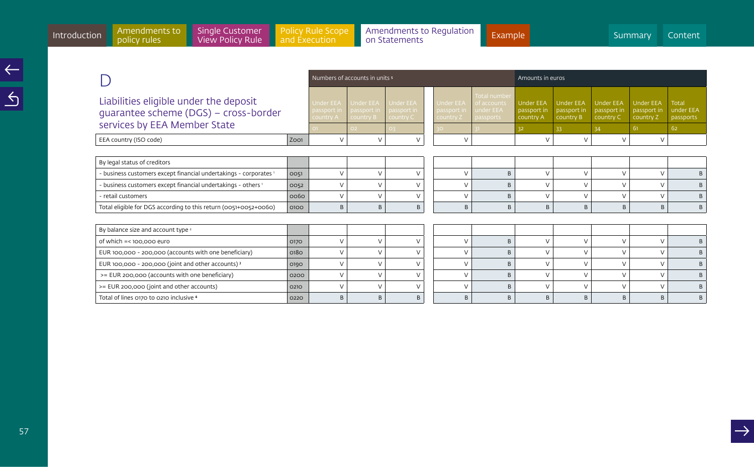# D

## Liabilities eligible under the deposit guarantee scheme (DGS) – cross-border services by EEA Member State

| | | Numbers of accounts in units [5] | | | | | Amounts in euros | | | | |
|---|---|---|---|---|---|---|---|---|---|---|---|
| | | Under EEA passport in country A | Under EEA passport in country B | Under EEA passport in country C | Under EEA passport in country Z | Total number of accounts under EEA passports | Under EEA passport in country A | Under EEA passport in country B | Under EEA passport in country C | Under EEA passport in country Z | Total under EEA passports |
| | | 01 | 02 | 03 | 30 | 31 | 32 | 33 | 34 | 61 | 62 |
| EEA country (ISO code) | Z001 | V | V | V | V | | V | V | V | V | |
| By legal status of creditors | | | | | | | | | | | |
| - business customers except financial undertakings - corporates [1] | 0051 | V | V | V | V | B | V | V | V | V | B |
| - business customers except financial undertakings - others [1] | 0052 | V | V | V | V | B | V | V | V | V | B |
| - retail customers | 0060 | V | V | V | V | B | V | V | V | V | B |
| Total eligible for DGS according to this return (0051+0052+0060) | 0100 | B | B | B | B | B | B | B | B | B | B |
| By balance size and account type [2] | | | | | | | | | | | |
| of which =< 100,000 euro | 0170 | V | V | V | V | B | V | V | V | V | B |
| EUR 100,000 - 200,000 (accounts with one beneficiary) | 0180 | V | V | V | V | B | V | V | V | V | B |
| EUR 100,000 - 200,000 (joint and other accounts) [3] | 0190 | V | V | V | V | B | V | V | V | V | B |
| >= EUR 200,000 (accounts with one beneficiary) | 0200 | V | V | V | V | B | V | V | V | V | B |
| >= EUR 200,000 (joint and other accounts) | 0210 | V | V | V | V | B | V | V | V | V | B |
| Total of lines 0170 to 0210 inclusive [4] | 0220 | B | B | B | B | B | B | B | B | B | B |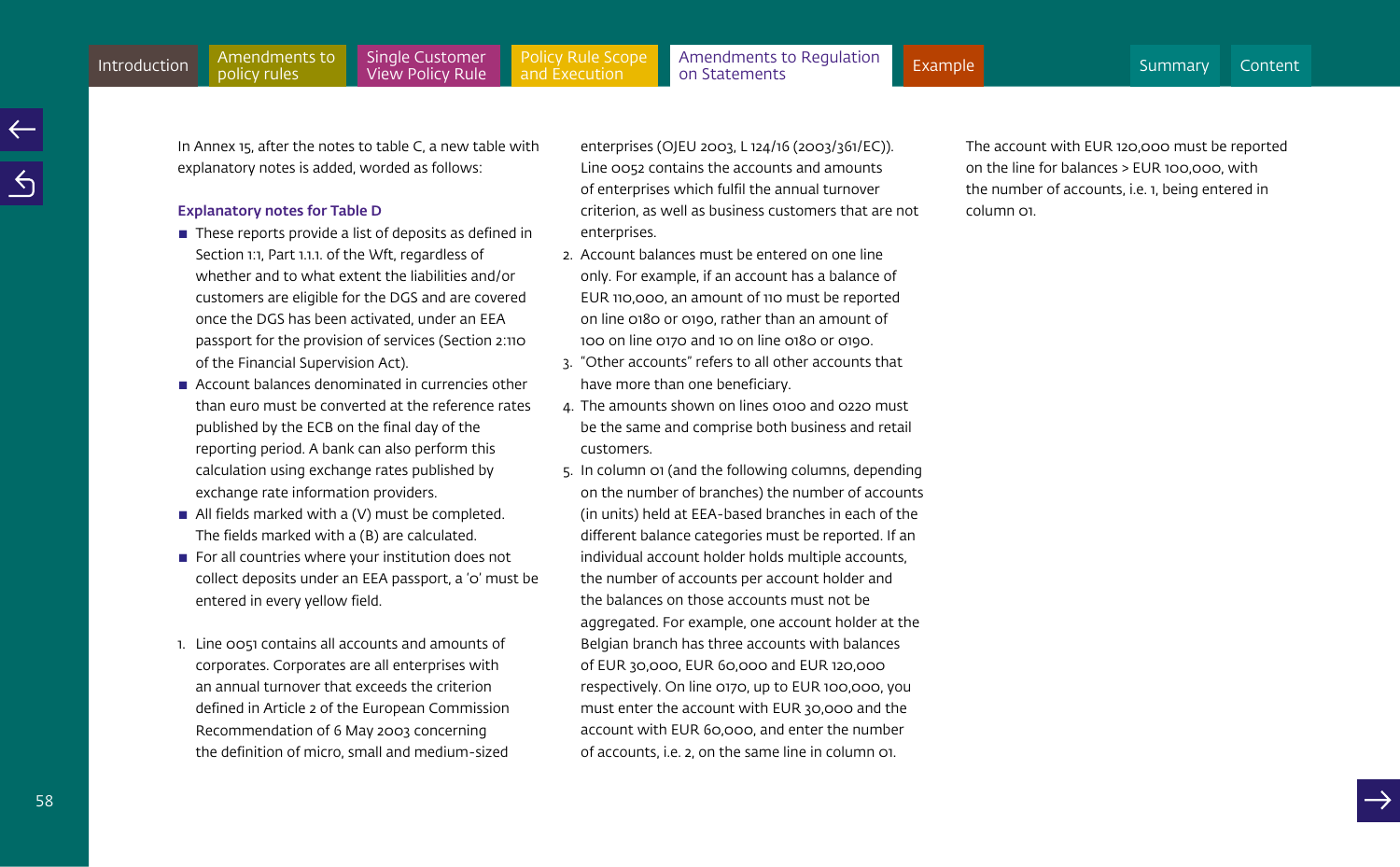In Annex 15, after the notes to table C, a new table with explanatory notes is added, worded as follows:

**Explanatory notes for Table D**

- These reports provide a list of deposits as defined in Section 1:1, Part 1.1.1. of the Wft, regardless of whether and to what extent the liabilities and/or customers are eligible for the DGS and are covered once the DGS has been activated, under an EEA passport for the provision of services (Section 2:110 of the Financial Supervision Act).
- Account balances denominated in currencies other than euro must be converted at the reference rates published by the ECB on the final day of the reporting period. A bank can also perform this calculation using exchange rates published by exchange rate information providers.
- All fields marked with a (V) must be completed. The fields marked with a (B) are calculated.
- For all countries where your institution does not collect deposits under an EEA passport, a '0' must be entered in every yellow field.

1. Line 0051 contains all accounts and amounts of corporates. Corporates are all enterprises with an annual turnover that exceeds the criterion defined in Article 2 of the European Commission Recommendation of 6 May 2003 concerning the definition of micro, small and medium-sized enterprises (OJEU 2003, L 124/16 (2003/361/EC)). Line 0052 contains the accounts and amounts of enterprises which fulfil the annual turnover criterion, as well as business customers that are not enterprises.
2. Account balances must be entered on one line only. For example, if an account has a balance of EUR 110,000, an amount of 110 must be reported on line 0180 or 0190, rather than an amount of 100 on line 0170 and 10 on line 0180 or 0190.
3. "Other accounts" refers to all other accounts that have more than one beneficiary.
4. The amounts shown on lines 0100 and 0220 must be the same and comprise both business and retail customers.
5. In column 01 (and the following columns, depending on the number of branches) the number of accounts (in units) held at EEA-based branches in each of the different balance categories must be reported. If an individual account holder holds multiple accounts, the number of accounts per account holder and the balances on those accounts must not be aggregated. For example, one account holder at the Belgian branch has three accounts with balances of EUR 30,000, EUR 60,000 and EUR 120,000 respectively. On line 0170, up to EUR 100,000, you must enter the account with EUR 30,000 and the account with EUR 60,000, and enter the number of accounts, i.e. 2, on the same line in column 01. The account with EUR 120,000 must be reported on the line for balances > EUR 100,000, with the number of accounts, i.e. 1, being entered in column 01.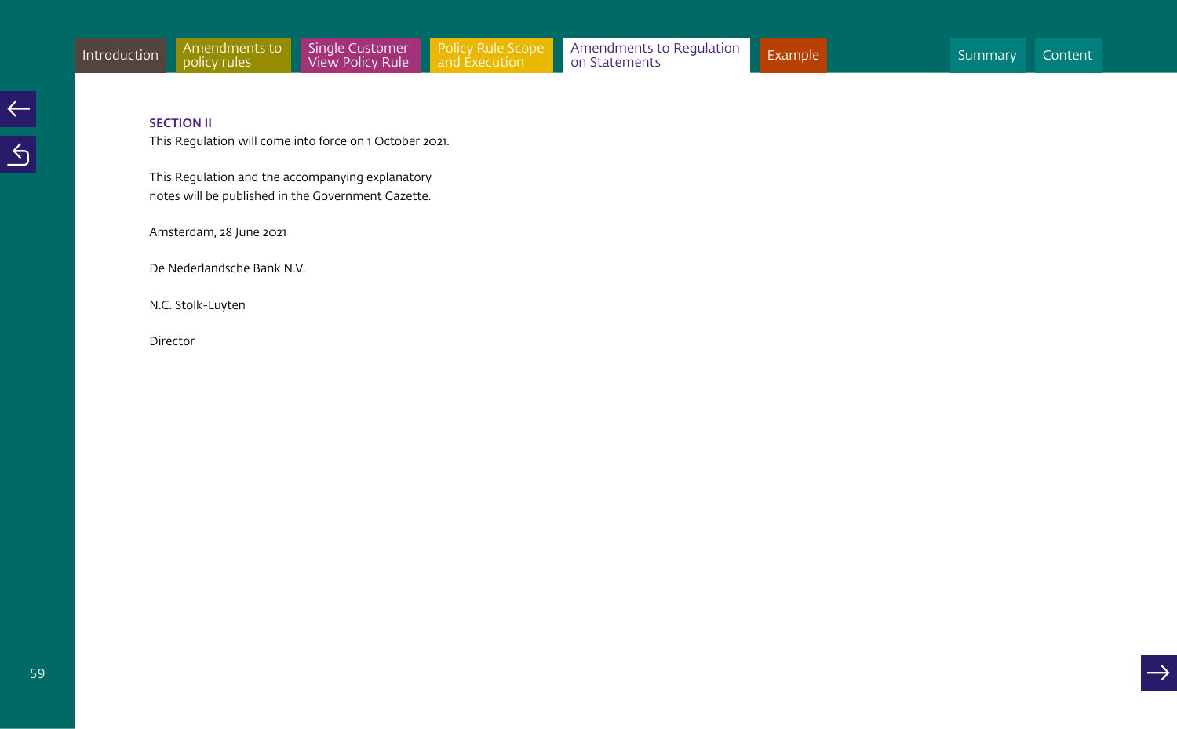## SECTION II

This Regulation will come into force on 1 October 2021.

This Regulation and the accompanying explanatory notes will be published in the Government Gazette.

Amsterdam, 28 June 2021

De Nederlandsche Bank N.V.

N.C. Stolk-Luyten

Director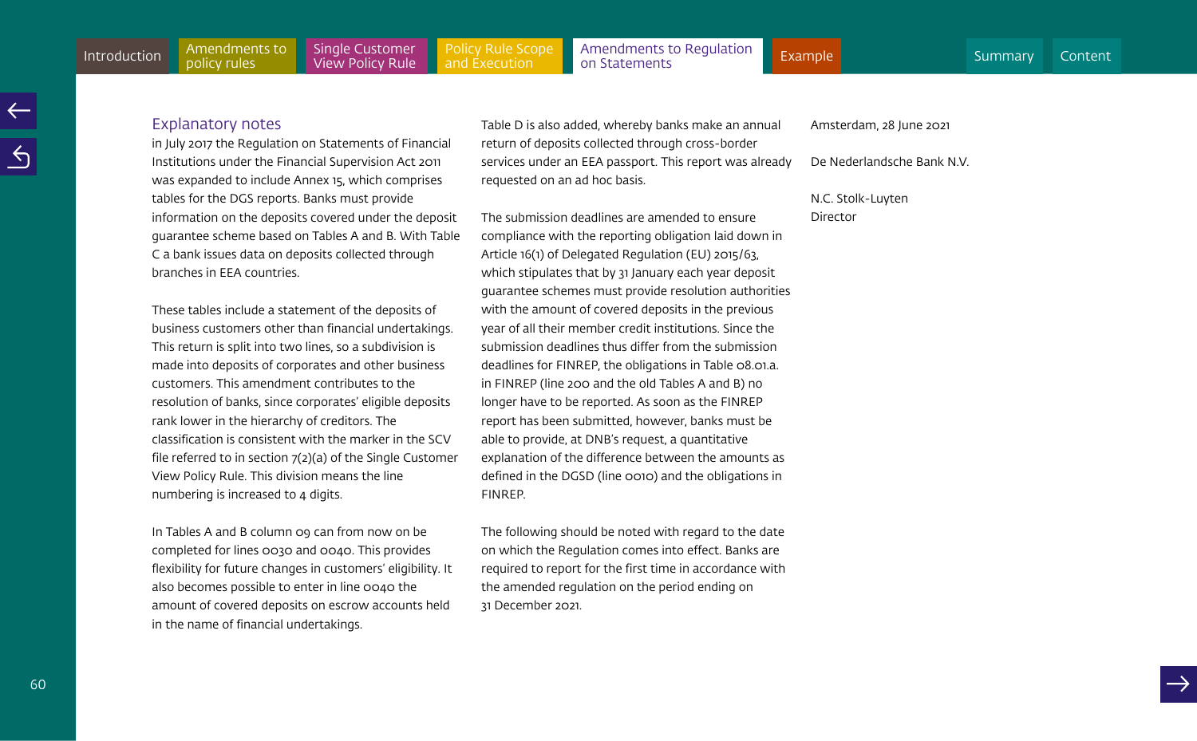## Explanatory notes

in July 2017 the Regulation on Statements of Financial Institutions under the Financial Supervision Act 2011 was expanded to include Annex 15, which comprises tables for the DGS reports. Banks must provide information on the deposits covered under the deposit guarantee scheme based on Tables A and B. With Table C a bank issues data on deposits collected through branches in EEA countries.

These tables include a statement of the deposits of business customers other than financial undertakings. This return is split into two lines, so a subdivision is made into deposits of corporates and other business customers. This amendment contributes to the resolution of banks, since corporates' eligible deposits rank lower in the hierarchy of creditors. The classification is consistent with the marker in the SCV file referred to in section 7(2)(a) of the Single Customer View Policy Rule. This division means the line numbering is increased to 4 digits.

In Tables A and B column 09 can from now on be completed for lines 0030 and 0040. This provides flexibility for future changes in customers' eligibility. It also becomes possible to enter in line 0040 the amount of covered deposits on escrow accounts held in the name of financial undertakings.

Table D is also added, whereby banks make an annual return of deposits collected through cross-border services under an EEA passport. This report was already requested on an ad hoc basis.

The submission deadlines are amended to ensure compliance with the reporting obligation laid down in Article 16(1) of Delegated Regulation (EU) 2015/63, which stipulates that by 31 January each year deposit guarantee schemes must provide resolution authorities with the amount of covered deposits in the previous year of all their member credit institutions. Since the submission deadlines thus differ from the submission deadlines for FINREP, the obligations in Table 08.01.a. in FINREP (line 200 and the old Tables A and B) no longer have to be reported. As soon as the FINREP report has been submitted, however, banks must be able to provide, at DNB's request, a quantitative explanation of the difference between the amounts as defined in the DGSD (line 0010) and the obligations in FINREP.

The following should be noted with regard to the date on which the Regulation comes into effect. Banks are required to report for the first time in accordance with the amended regulation on the period ending on 31 December 2021.

Amsterdam, 28 June 2021

De Nederlandsche Bank N.V.

N.C. Stolk-Luyten
Director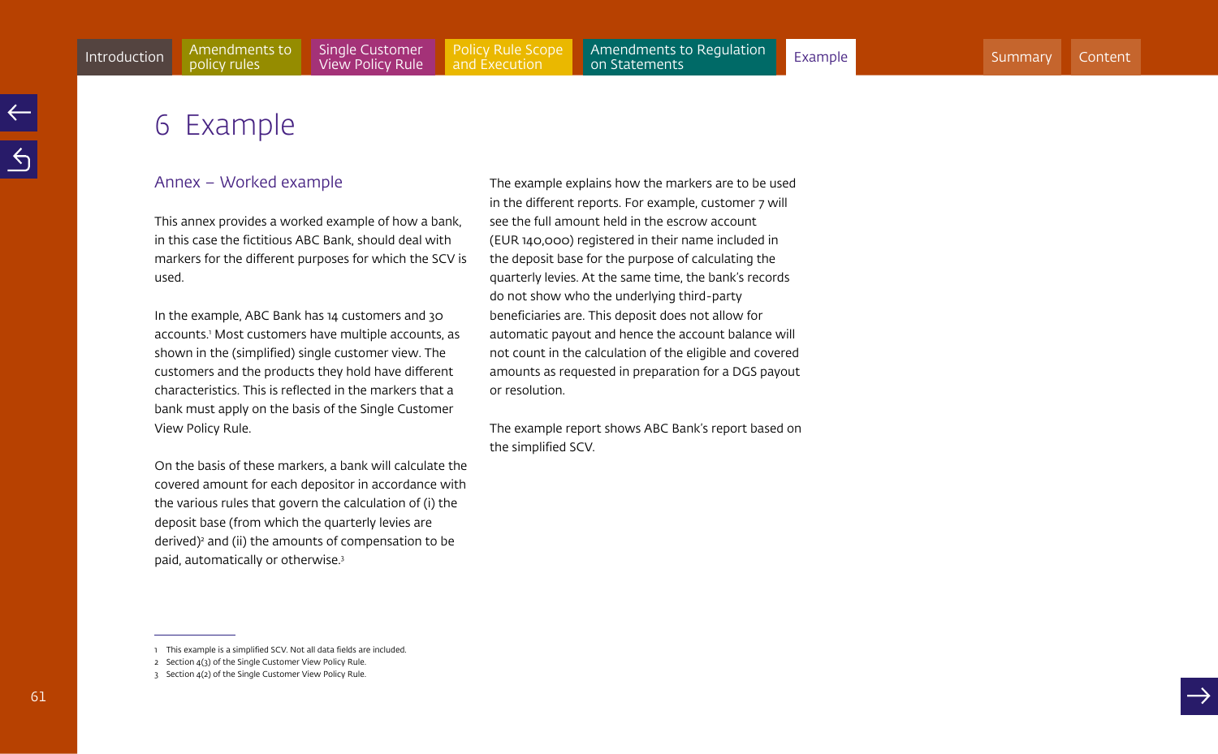# 6 Example

## Annex – Worked example

This annex provides a worked example of how a bank, in this case the fictitious ABC Bank, should deal with markers for the different purposes for which the SCV is used.

In the example, ABC Bank has 14 customers and 30 accounts.[1] Most customers have multiple accounts, as shown in the (simplified) single customer view. The customers and the products they hold have different characteristics. This is reflected in the markers that a bank must apply on the basis of the Single Customer View Policy Rule.

On the basis of these markers, a bank will calculate the covered amount for each depositor in accordance with the various rules that govern the calculation of (i) the deposit base (from which the quarterly levies are derived)[2] and (ii) the amounts of compensation to be paid, automatically or otherwise.[3]

The example explains how the markers are to be used in the different reports. For example, customer 7 will see the full amount held in the escrow account (EUR 140,000) registered in their name included in the deposit base for the purpose of calculating the quarterly levies. At the same time, the bank's records do not show who the underlying third-party beneficiaries are. This deposit does not allow for automatic payout and hence the account balance will not count in the calculation of the eligible and covered amounts as requested in preparation for a DGS payout or resolution.

The example report shows ABC Bank's report based on the simplified SCV.

---

1 This example is a simplified SCV. Not all data fields are included.
2 Section 4(3) of the Single Customer View Policy Rule.
3 Section 4(2) of the Single Customer View Policy Rule.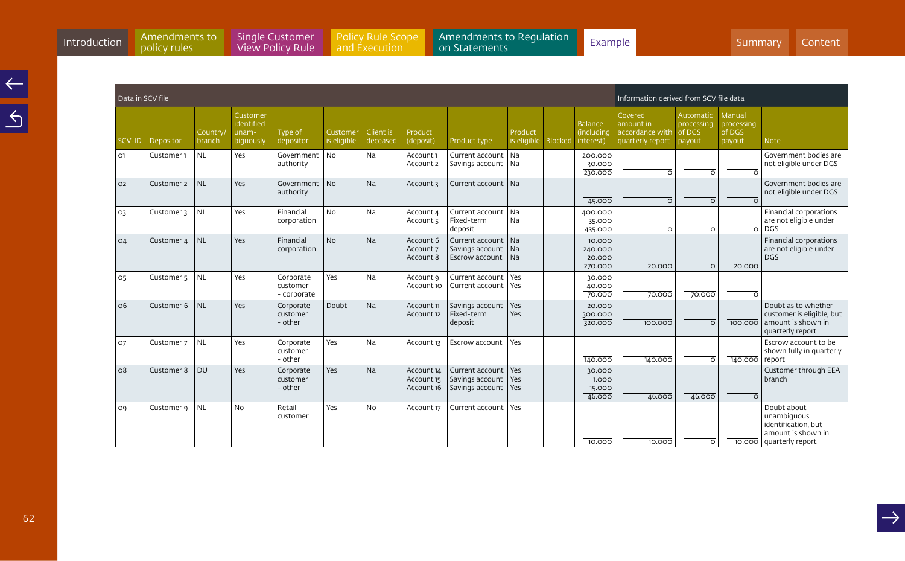| Data in SCV file | | | | | | | | | | | | Information derived from SCV file data | | | |
|---|---|---|---|---|---|---|---|---|---|---|---|---|---|---|---|
| SCV-ID | Depositor | Country/ branch | Customer identified unam-biguously | Type of depositor | Customer is eligible | Client is deceased | Product (deposit) | Product type | Product is eligible | Blocked | Balance (including interest) | Covered amount in accordance with quarterly report | Automatic processing of DGS payout | Manual processing of DGS payout | Note |
| 01 | Customer 1 | NL | Yes | Government authority | No | Na | Account 1<br>Account 2 | Current account<br>Savings account | Na<br>Na | | 200.000<br>30.000<br>230.000 | 0 | 0 | 0 | Government bodies are not eligible under DGS |
| 02 | Customer 2 | NL | Yes | Government authority | No | Na | Account 3 | Current account | Na | | 45.000 | 0 | 0 | 0 | Government bodies are not eligible under DGS |
| 03 | Customer 3 | NL | Yes | Financial corporation | No | Na | Account 4<br>Account 5 | Current account<br>Fixed-term deposit | Na<br>Na | | 400.000<br>35.000<br>435.000 | 0 | 0 | 0 | Financial corporations are not eligible under DGS |
| 04 | Customer 4 | NL | Yes | Financial corporation | No | Na | Account 6<br>Account 7<br>Account 8 | Current account<br>Savings account<br>Escrow account | Na<br>Na<br>Na | | 10.000<br>240.000<br>20.000<br>270.000 | 20.000 | 0 | 20.000 | Financial corporations are not eligible under DGS |
| 05 | Customer 5 | NL | Yes | Corporate customer - corporate | Yes | Na | Account 9<br>Account 10 | Current account<br>Current account | Yes<br>Yes | | 30.000<br>40.000<br>70.000 | 70.000 | 70.000 | 0 | |
| 06 | Customer 6 | NL | Yes | Corporate customer - other | Doubt | Na | Account 11<br>Account 12 | Savings account<br>Fixed-term deposit | Yes<br>Yes | | 20.000<br>300.000<br>320.000 | 100.000 | 0 | 100.000 | Doubt as to whether customer is eligible, but amount is shown in quarterly report |
| 07 | Customer 7 | NL | Yes | Corporate customer - other | Yes | Na | Account 13 | Escrow account | Yes | | 140.000 | 140.000 | 0 | 140.000 | Escrow account to be shown fully in quarterly report |
| 08 | Customer 8 | DU | Yes | Corporate customer - other | Yes | Na | Account 14<br>Account 15<br>Account 16 | Current account<br>Savings account<br>Savings account | Yes<br>Yes<br>Yes | | 30.000<br>1.000<br>15.000<br>46.000 | 46.000 | 46.000 | 0 | Customer through EEA branch |
| 09 | Customer 9 | NL | No | Retail customer | Yes | No | Account 17 | Current account | Yes | | 10.000 | 10.000 | 0 | 10.000 | Doubt about unambiguous identification, but amount is shown in quarterly report |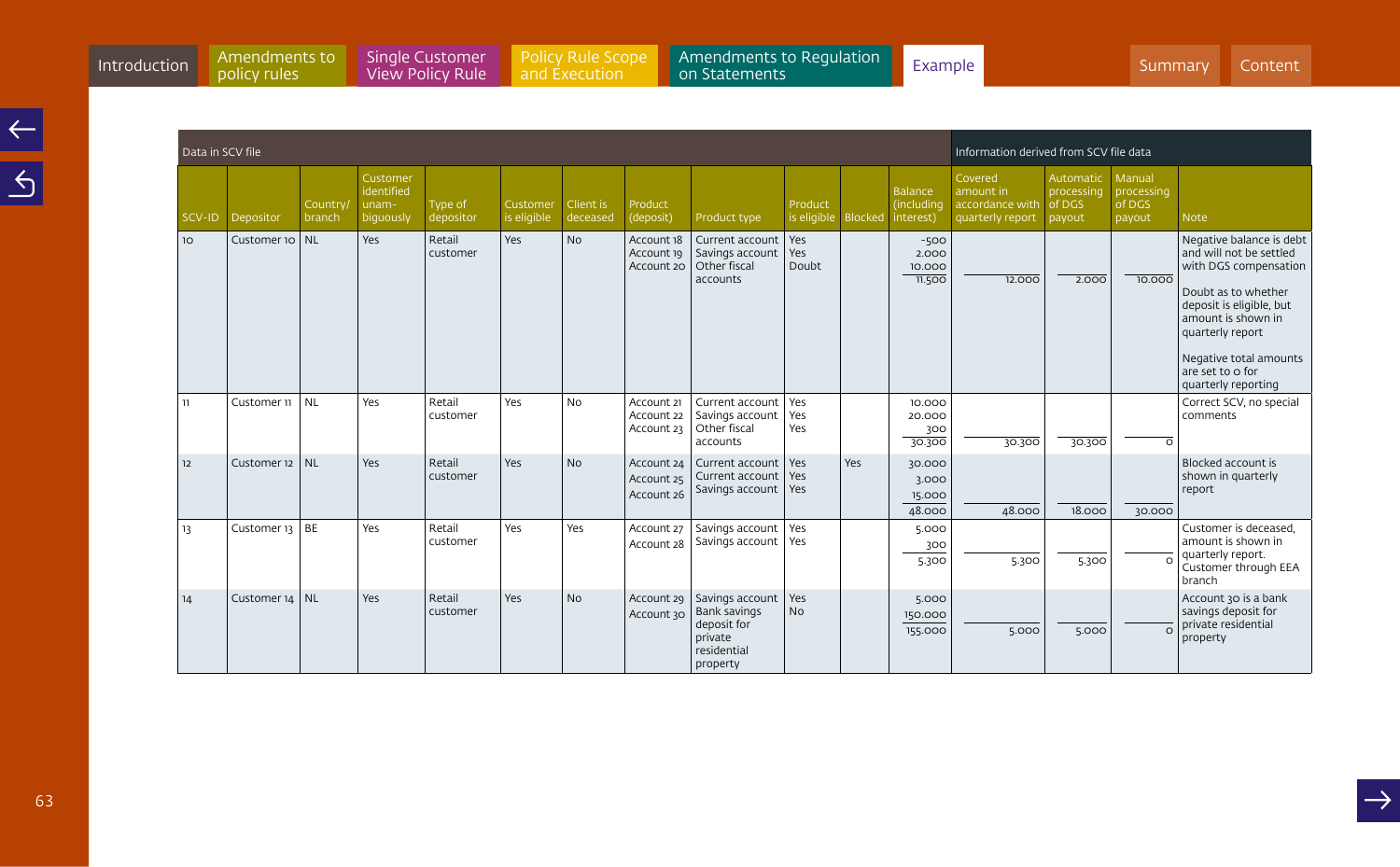| Data in SCV file | | | | | | | | | | | | Information derived from SCV file data | | | |
|---|---|---|---|---|---|---|---|---|---|---|---|---|---|---|---|
| SCV-ID | Depositor | Country/ branch | Customer identified unam-biguously | Type of depositor | Customer is eligible | Client is deceased | Product (deposit) | Product type | Product is eligible | Blocked | Balance (including interest) | Covered amount in accordance with quarterly report | Automatic processing of DGS payout | Manual processing of DGS payout | Note |
| 10 | Customer 10 | NL | Yes | Retail customer | Yes | No | Account 18<br>Account 19<br>Account 20 | Current account<br>Savings account<br>Other fiscal accounts | Yes<br>Yes<br>Doubt | | -500<br>2.000<br>10.000<br>11.500 | 12.000 | 2.000 | 10.000 | Negative balance is debt and will not be settled with DGS compensation<br><br>Doubt as to whether deposit is eligible, but amount is shown in quarterly report<br><br>Negative total amounts are set to 0 for quarterly reporting |
| 11 | Customer 11 | NL | Yes | Retail customer | Yes | No | Account 21<br>Account 22<br>Account 23 | Current account<br>Savings account<br>Other fiscal accounts | Yes<br>Yes<br>Yes | | 10.000<br>20.000<br>300<br>30.300 | 30.300 | 30.300 | 0 | Correct SCV, no special comments |
| 12 | Customer 12 | NL | Yes | Retail customer | Yes | No | Account 24<br>Account 25<br>Account 26 | Current account<br>Current account<br>Savings account | Yes<br>Yes<br>Yes | Yes | 30.000<br>3.000<br>15.000<br>48.000 | 48.000 | 18.000 | 30.000 | Blocked account is shown in quarterly report |
| 13 | Customer 13 | BE | Yes | Retail customer | Yes | Yes | Account 27<br>Account 28 | Savings account<br>Savings account | Yes<br>Yes | | 5.000<br>300<br>5.300 | 5.300 | 5.300 | 0 | Customer is deceased, amount is shown in quarterly report. Customer through EEA branch |
| 14 | Customer 14 | NL | Yes | Retail customer | Yes | No | Account 29<br>Account 30 | Savings account<br>Bank savings deposit for private residential property | Yes<br>No | | 5.000<br>150.000<br>155.000 | 5.000 | 5.000 | 0 | Account 30 is a bank savings deposit for private residential property |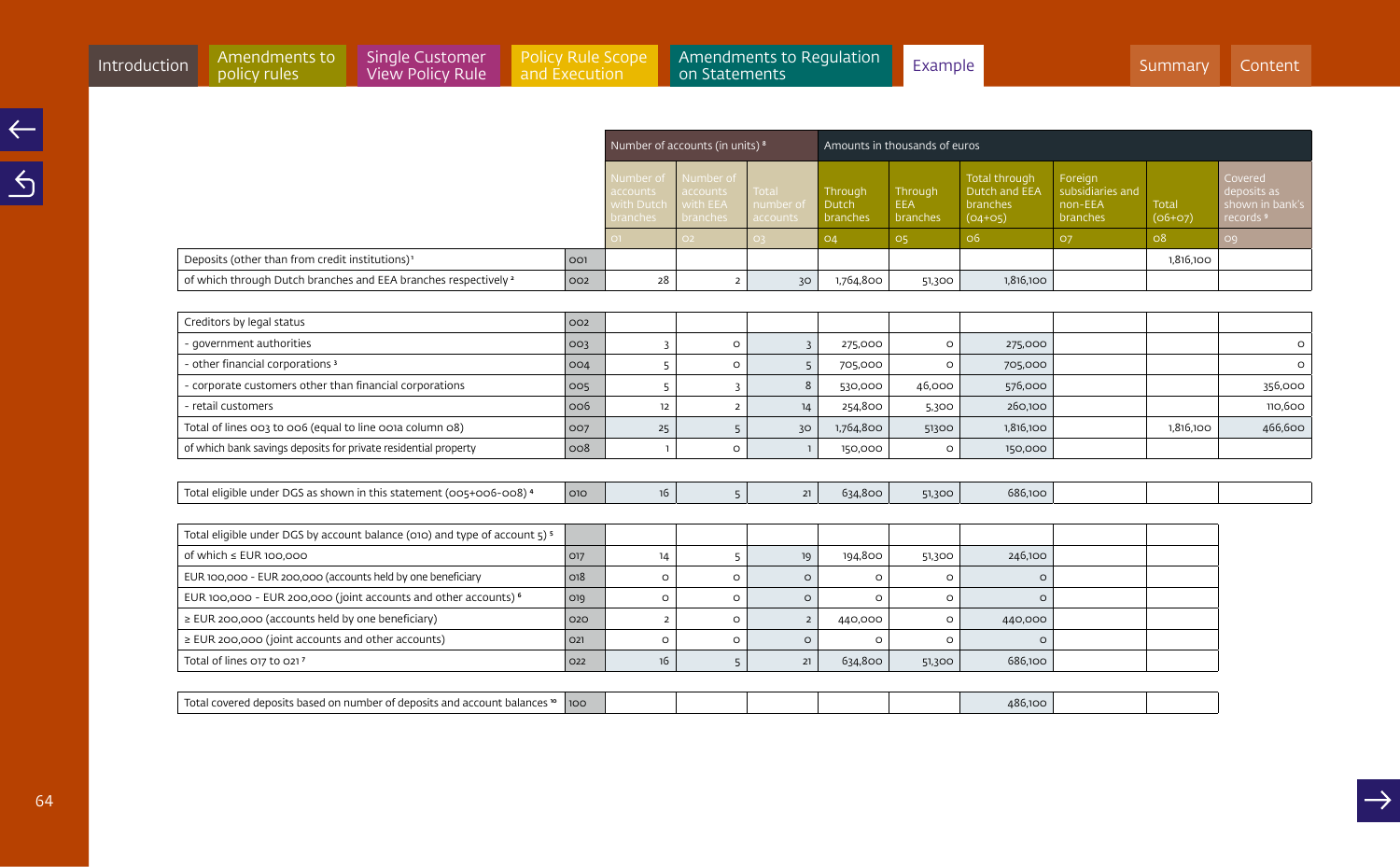| | | Number of accounts (in units) [8] | | | Amounts in thousands of euros | | | | | |
|---|---|---|---|---|---|---|---|---|---|---|
| | | Number of accounts with Dutch branches | Number of accounts with EEA branches | Total number of accounts | Through Dutch branches | Through EEA branches | Total through Dutch and EEA branches (04+05) | Foreign subsidiaries and non-EEA branches | Total (06+07) | Covered deposits as shown in bank's records [9] |
| | | 01 | 02 | 03 | 04 | 05 | 06 | 07 | 08 | 09 |
| Deposits (other than from credit institutions)[1] | 001 | | | | | | | | 1,816,100 | |
| of which through Dutch branches and EEA branches respectively [2] | 002 | 28 | 2 | 30 | 1,764,800 | 51,300 | 1,816,100 | | | |
| | | | | | | | | | | |
| Creditors by legal status | 002 | | | | | | | | | |
| - government authorities | 003 | 3 | 0 | 3 | 275,000 | 0 | 275,000 | | | 0 |
| - other financial corporations [3] | 004 | 5 | 0 | 5 | 705,000 | 0 | 705,000 | | | 0 |
| - corporate customers other than financial corporations | 005 | 5 | 3 | 8 | 530,000 | 46,000 | 576,000 | | | 356,000 |
| - retail customers | 006 | 12 | 2 | 14 | 254,800 | 5,300 | 260,100 | | | 110,600 |
| Total of lines 003 to 006 (equal to line 001a column 08) | 007 | 25 | 5 | 30 | 1,764,800 | 51300 | 1,816,100 | | 1,816,100 | 466,600 |
| of which bank savings deposits for private residential property | 008 | 1 | 0 | 1 | 150,000 | 0 | 150,000 | | | |
| | | | | | | | | | | |
| Total eligible under DGS as shown in this statement (005+006-008) [4] | 010 | 16 | 5 | 21 | 634,800 | 51,300 | 686,100 | | | |
| | | | | | | | | | | |
| Total eligible under DGS by account balance (010) and type of account 5) [5] | | | | | | | | | | |
| of which ≤ EUR 100,000 | 017 | 14 | 5 | 19 | 194,800 | 51,300 | 246,100 | | | |
| EUR 100,000 - EUR 200,000 (accounts held by one beneficiary | 018 | 0 | 0 | 0 | 0 | 0 | 0 | | | |
| EUR 100,000 - EUR 200,000 (joint accounts and other accounts) [6] | 019 | 0 | 0 | 0 | 0 | 0 | 0 | | | |
| ≥ EUR 200,000 (accounts held by one beneficiary) | 020 | 2 | 0 | 2 | 440,000 | 0 | 440,000 | | | |
| ≥ EUR 200,000 (joint accounts and other accounts) | 021 | 0 | 0 | 0 | 0 | 0 | 0 | | | |
| Total of lines 017 to 021 [7] | 022 | 16 | 5 | 21 | 634,800 | 51,300 | 686,100 | | | |
| | | | | | | | | | | |
| Total covered deposits based on number of deposits and account balances [10] | 100 | | | | | | 486,100 | | | |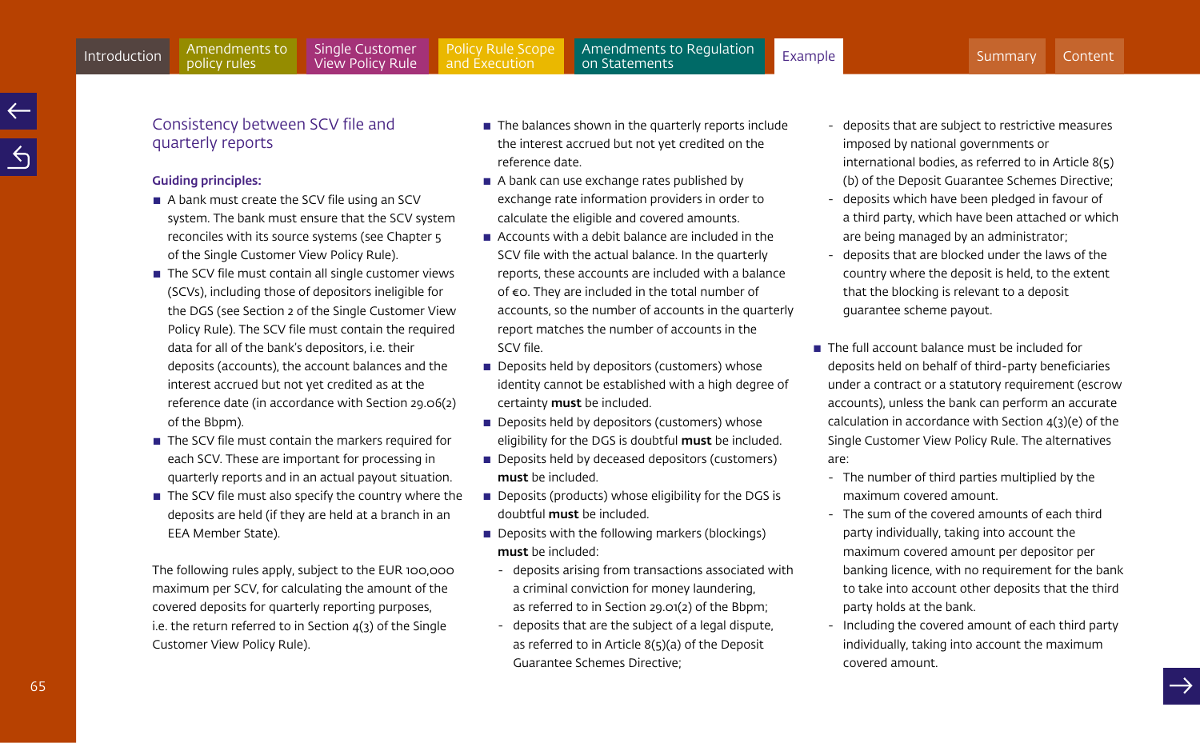## Consistency between SCV file and quarterly reports

**Guiding principles:**

- A bank must create the SCV file using an SCV system. The bank must ensure that the SCV system reconciles with its source systems (see Chapter 5 of the Single Customer View Policy Rule).
- The SCV file must contain all single customer views (SCVs), including those of depositors ineligible for the DGS (see Section 2 of the Single Customer View Policy Rule). The SCV file must contain the required data for all of the bank's depositors, i.e. their deposits (accounts), the account balances and the interest accrued but not yet credited as at the reference date (in accordance with Section 29.06(2) of the Bbpm).
- The SCV file must contain the markers required for each SCV. These are important for processing in quarterly reports and in an actual payout situation.
- The SCV file must also specify the country where the deposits are held (if they are held at a branch in an EEA Member State).

The following rules apply, subject to the EUR 100,000 maximum per SCV, for calculating the amount of the covered deposits for quarterly reporting purposes, i.e. the return referred to in Section 4(3) of the Single Customer View Policy Rule).

- The balances shown in the quarterly reports include the interest accrued but not yet credited on the reference date.
- A bank can use exchange rates published by exchange rate information providers in order to calculate the eligible and covered amounts.
- Accounts with a debit balance are included in the SCV file with the actual balance. In the quarterly reports, these accounts are included with a balance of €0. They are included in the total number of accounts, so the number of accounts in the quarterly report matches the number of accounts in the SCV file.
- Deposits held by depositors (customers) whose identity cannot be established with a high degree of certainty **must** be included.
- Deposits held by depositors (customers) whose eligibility for the DGS is doubtful **must** be included.
- Deposits held by deceased depositors (customers) **must** be included.
- Deposits (products) whose eligibility for the DGS is doubtful **must** be included.
- Deposits with the following markers (blockings) **must** be included:
  - deposits arising from transactions associated with a criminal conviction for money laundering, as referred to in Section 29.01(2) of the Bbpm;
  - deposits that are the subject of a legal dispute, as referred to in Article 8(5)(a) of the Deposit Guarantee Schemes Directive;
  - deposits that are subject to restrictive measures imposed by national governments or international bodies, as referred to in Article 8(5)(b) of the Deposit Guarantee Schemes Directive;
  - deposits which have been pledged in favour of a third party, which have been attached or which are being managed by an administrator;
  - deposits that are blocked under the laws of the country where the deposit is held, to the extent that the blocking is relevant to a deposit guarantee scheme payout.
- The full account balance must be included for deposits held on behalf of third-party beneficiaries under a contract or a statutory requirement (escrow accounts), unless the bank can perform an accurate calculation in accordance with Section 4(3)(e) of the Single Customer View Policy Rule. The alternatives are:
  - The number of third parties multiplied by the maximum covered amount.
  - The sum of the covered amounts of each third party individually, taking into account the maximum covered amount per depositor per banking licence, with no requirement for the bank to take into account other deposits that the third party holds at the bank.
  - Including the covered amount of each third party individually, taking into account the maximum covered amount.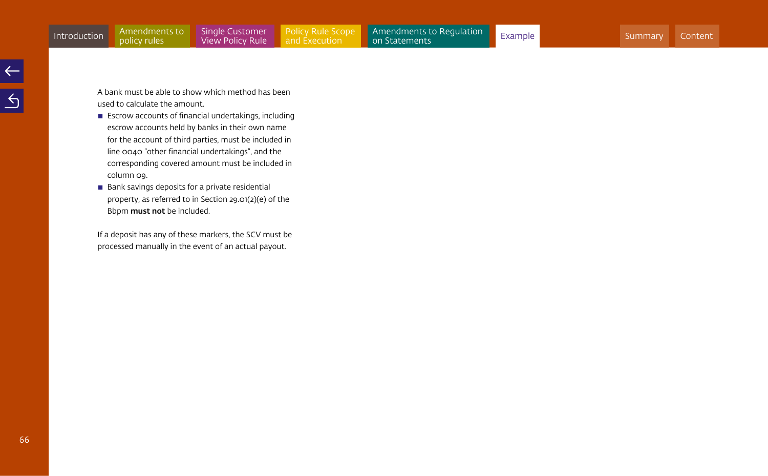A bank must be able to show which method has been used to calculate the amount.

- Escrow accounts of financial undertakings, including escrow accounts held by banks in their own name for the account of third parties, must be included in line 0040 "other financial undertakings", and the corresponding covered amount must be included in column 09.
- Bank savings deposits for a private residential property, as referred to in Section 29.01(2)(e) of the Bbpm **must not** be included.

If a deposit has any of these markers, the SCV must be processed manually in the event of an actual payout.